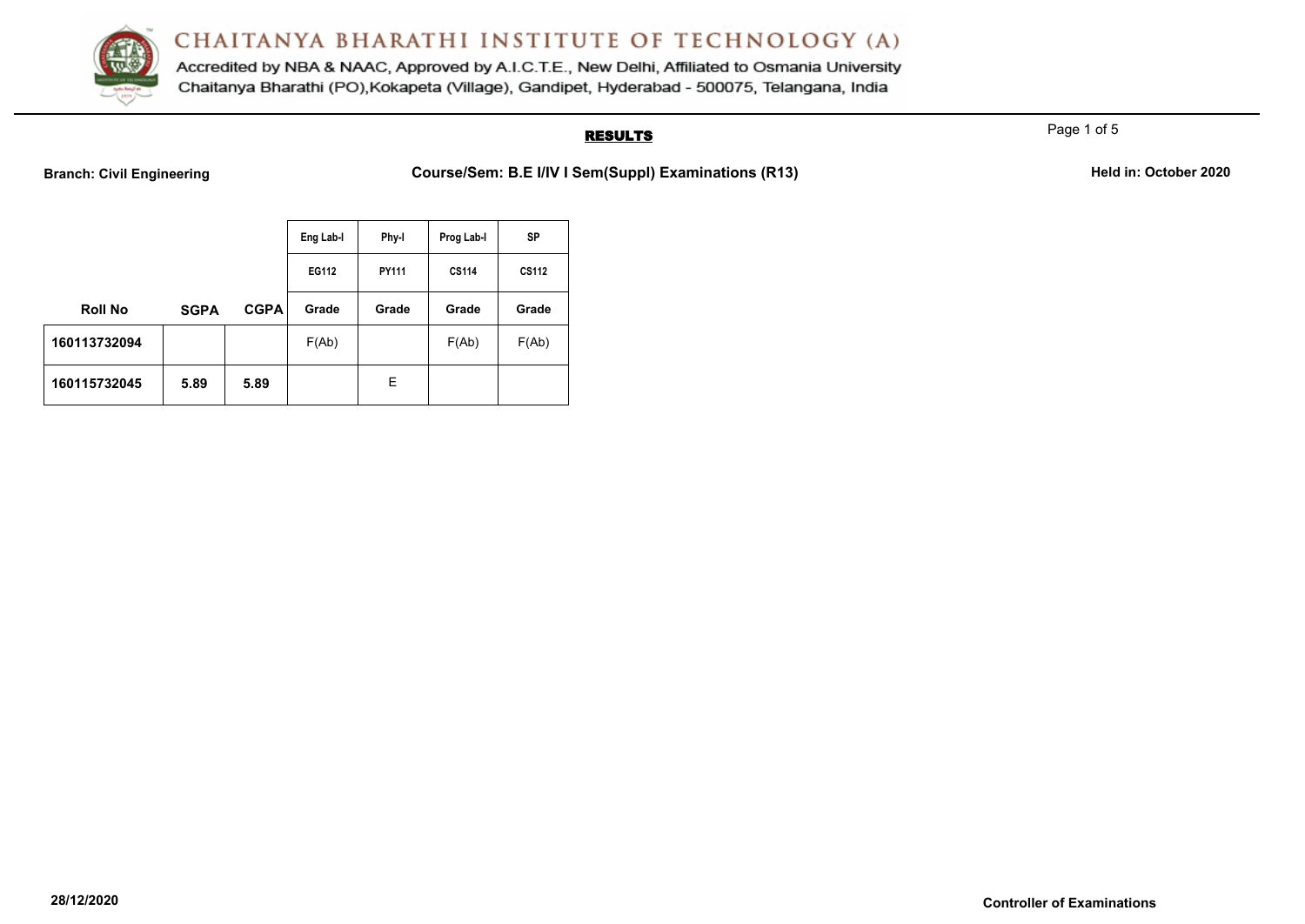# CHAITANYA BHARATHI INSTITUTE OF TECHNOLOGY (A)

Accredited by NBA & NAAC, Approved by A.I.C.T.E., New Delhi, Affiliated to Osmania University
Chaitanya Bharathi (PO),Kokapeta (Village), Gandipet, Hyderabad - 500075, Telangana, India

## RESULTS

**Branch: Civil Engineering** **Course/Sem: B.E I/IV I Sem(Suppl) Examinations (R13)** **Held in: October 2020**

| | | | Eng Lab-I | Phy-I | Prog Lab-I | SP |
|---|---|---|---|---|---|---|
| | | | EG112 | PY111 | CS114 | CS112 |
| **Roll No** | **SGPA** | **CGPA** | **Grade** | **Grade** | **Grade** | **Grade** |
| **160113732094** | | | F(Ab) | | F(Ab) | F(Ab) |
| **160115732045** | **5.89** | **5.89** | | E | | |

**28/12/2020** **Controller of Examinations**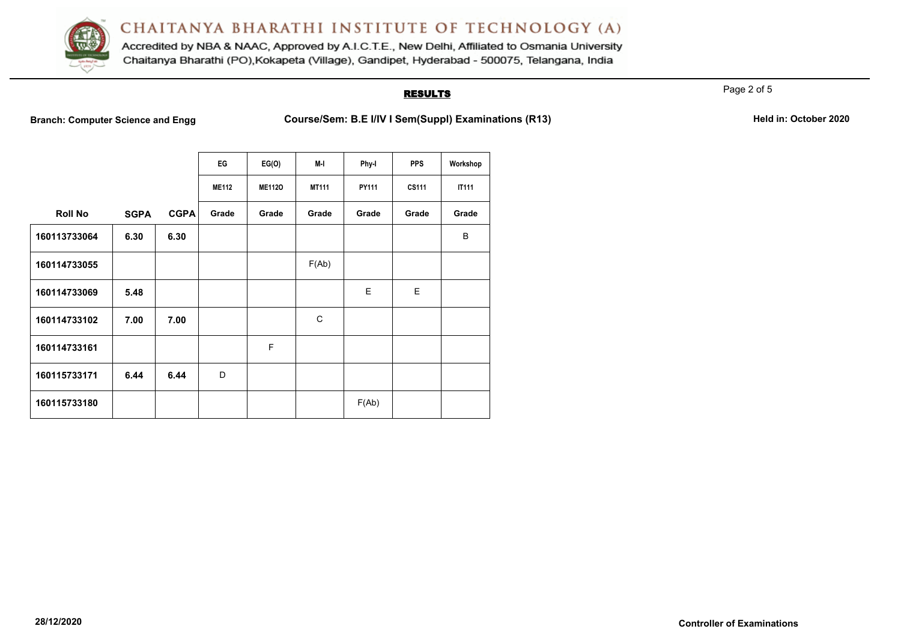# CHAITANYA BHARATHI INSTITUTE OF TECHNOLOGY (A)

Accredited by NBA & NAAC, Approved by A.I.C.T.E., New Delhi, Affiliated to Osmania University
Chaitanya Bharathi (PO),Kokapeta (Village), Gandipet, Hyderabad - 500075, Telangana, India

## RESULTS

**Branch: Computer Science and Engg** **Course/Sem: B.E I/IV I Sem(Suppl) Examinations (R13)** **Held in: October 2020**

| | | | EG | EG(O) | M-I | Phy-I | PPS | Workshop |
|---|---|---|---|---|---|---|---|---|
| | | | ME112 | ME112O | MT111 | PY111 | CS111 | IT111 |
| **Roll No** | **SGPA** | **CGPA** | **Grade** | **Grade** | **Grade** | **Grade** | **Grade** | **Grade** |
| 160113733064 | 6.30 | 6.30 | | | | | | B |
| 160114733055 | | | | | F(Ab) | | | |
| 160114733069 | 5.48 | | | | | E | E | |
| 160114733102 | 7.00 | 7.00 | | | C | | | |
| 160114733161 | | | | F | | | | |
| 160115733171 | 6.44 | 6.44 | D | | | | | |
| 160115733180 | | | | | | F(Ab) | | |

**28/12/2020** **Controller of Examinations**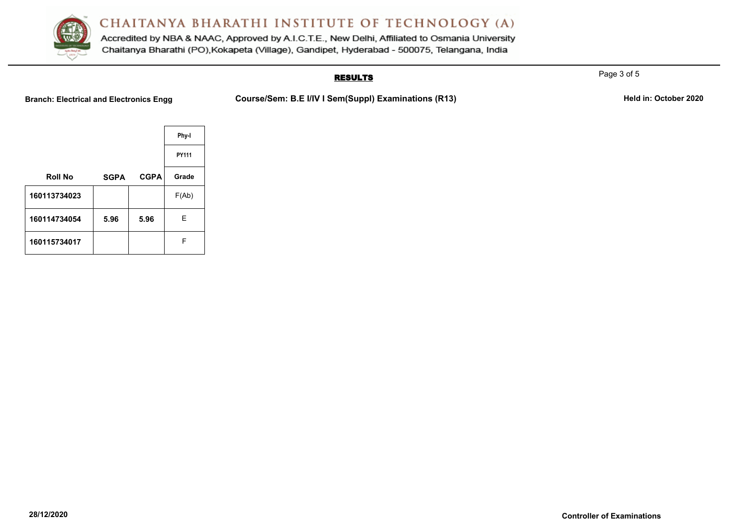# CHAITANYA BHARATHI INSTITUTE OF TECHNOLOGY (A)

Accredited by NBA & NAAC, Approved by A.I.C.T.E., New Delhi, Affiliated to Osmania University
Chaitanya Bharathi (PO),Kokapeta (Village), Gandipet, Hyderabad - 500075, Telangana, India

## RESULTS

**Branch: Electrical and Electronics Engg** **Course/Sem: B.E I/IV I Sem(Suppl) Examinations (R13)** **Held in: October 2020**

| | | | Phy-I |
|---|---|---|---|
| | | | PY111 |
| **Roll No** | **SGPA** | **CGPA** | **Grade** |
| 160113734023 | | | F(Ab) |
| 160114734054 | 5.96 | 5.96 | E |
| 160115734017 | | | F |

**28/12/2020** **Controller of Examinations**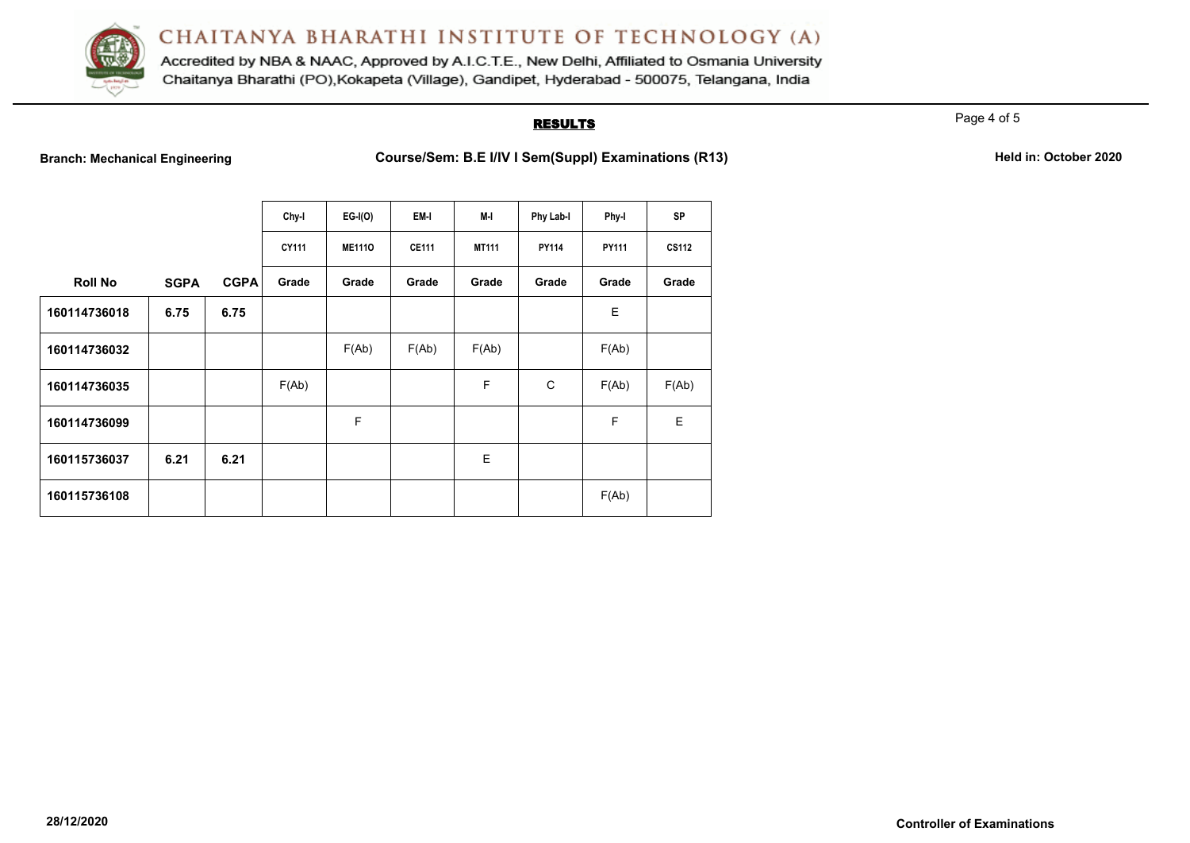# CHAITANYA BHARATHI INSTITUTE OF TECHNOLOGY (A)

Accredited by NBA & NAAC, Approved by A.I.C.T.E., New Delhi, Affiliated to Osmania University
Chaitanya Bharathi (PO),Kokapeta (Village), Gandipet, Hyderabad - 500075, Telangana, India

## RESULTS

**Branch: Mechanical Engineering** | **Course/Sem: B.E I/IV I Sem(Suppl) Examinations (R13)** | **Held in: October 2020**

| | | | Chy-I | EG-I(O) | EM-I | M-I | Phy Lab-I | Phy-I | SP |
|---|---|---|---|---|---|---|---|---|---|
| | | | CY111 | ME111O | CE111 | MT111 | PY114 | PY111 | CS112 |
| **Roll No** | **SGPA** | **CGPA** | **Grade** | **Grade** | **Grade** | **Grade** | **Grade** | **Grade** | **Grade** |
| 160114736018 | 6.75 | 6.75 | | | | | | E | |
| 160114736032 | | | | F(Ab) | F(Ab) | F(Ab) | | F(Ab) | |
| 160114736035 | | | F(Ab) | | | F | C | F(Ab) | F(Ab) |
| 160114736099 | | | | F | | | | F | E |
| 160115736037 | 6.21 | 6.21 | | | | E | | | |
| 160115736108 | | | | | | | | F(Ab) | |

28/12/2020

**Controller of Examinations**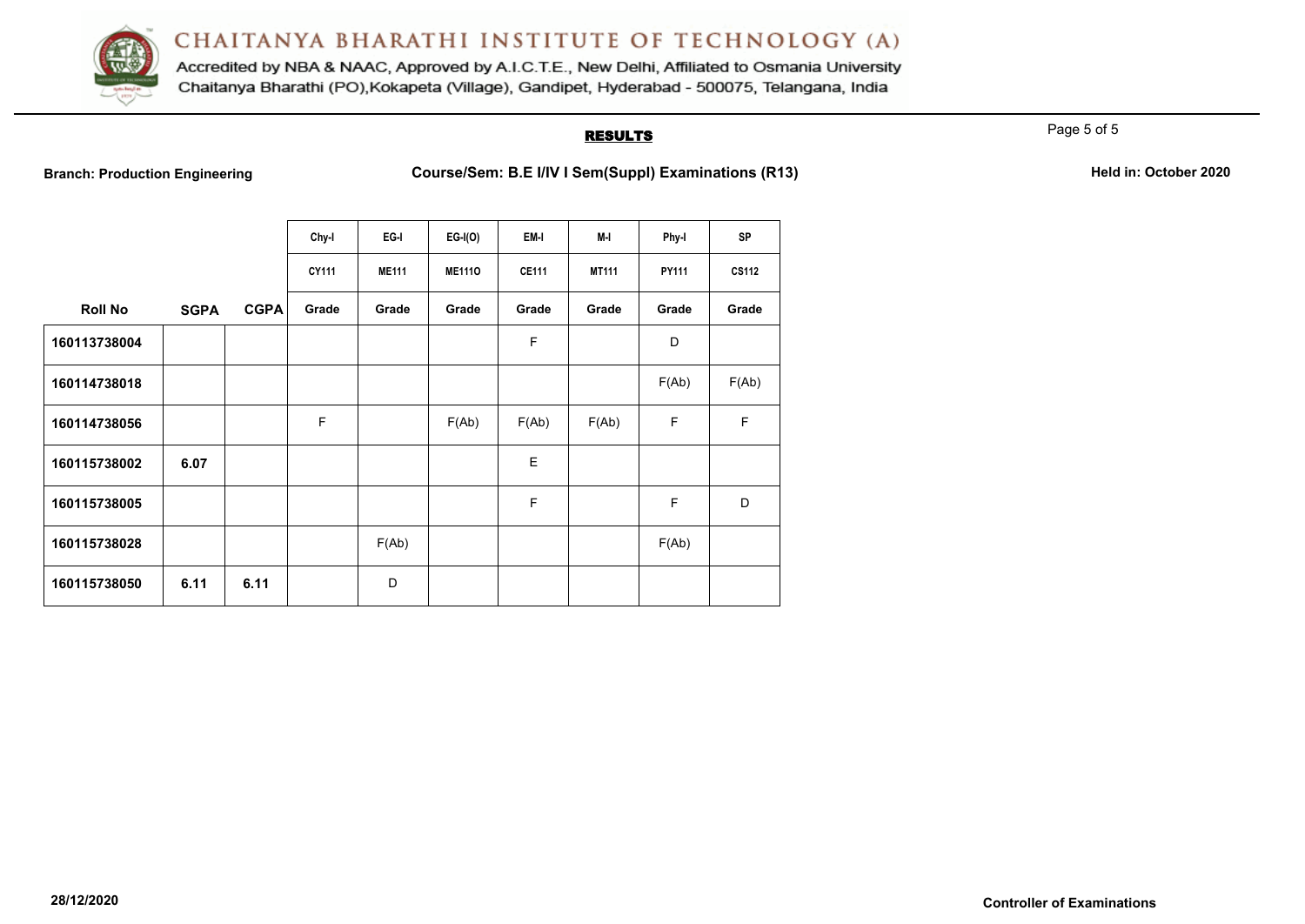# CHAITANYA BHARATHI INSTITUTE OF TECHNOLOGY (A)

Accredited by NBA & NAAC, Approved by A.I.C.T.E., New Delhi, Affiliated to Osmania University
Chaitanya Bharathi (PO),Kokapeta (Village), Gandipet, Hyderabad - 500075, Telangana, India

## RESULTS

**Branch: Production Engineering** | **Course/Sem: B.E I/IV I Sem(Suppl) Examinations (R13)** | **Held in: October 2020**

| | | | Chy-I | EG-I | EG-I(O) | EM-I | M-I | Phy-I | SP |
|---|---|---|---|---|---|---|---|---|---|
| | | | CY111 | ME111 | ME111O | CE111 | MT111 | PY111 | CS112 |
| **Roll No** | **SGPA** | **CGPA** | **Grade** | **Grade** | **Grade** | **Grade** | **Grade** | **Grade** | **Grade** |
| 160113738004 | | | | | | F | | D | |
| 160114738018 | | | | | | | | F(Ab) | F(Ab) |
| 160114738056 | | | F | | F(Ab) | F(Ab) | F(Ab) | F | F |
| 160115738002 | 6.07 | | | | | E | | | |
| 160115738005 | | | | | | F | | F | D |
| 160115738028 | | | | F(Ab) | | | | F(Ab) | |
| 160115738050 | 6.11 | 6.11 | | D | | | | | |

**28/12/2020**

**Controller of Examinations**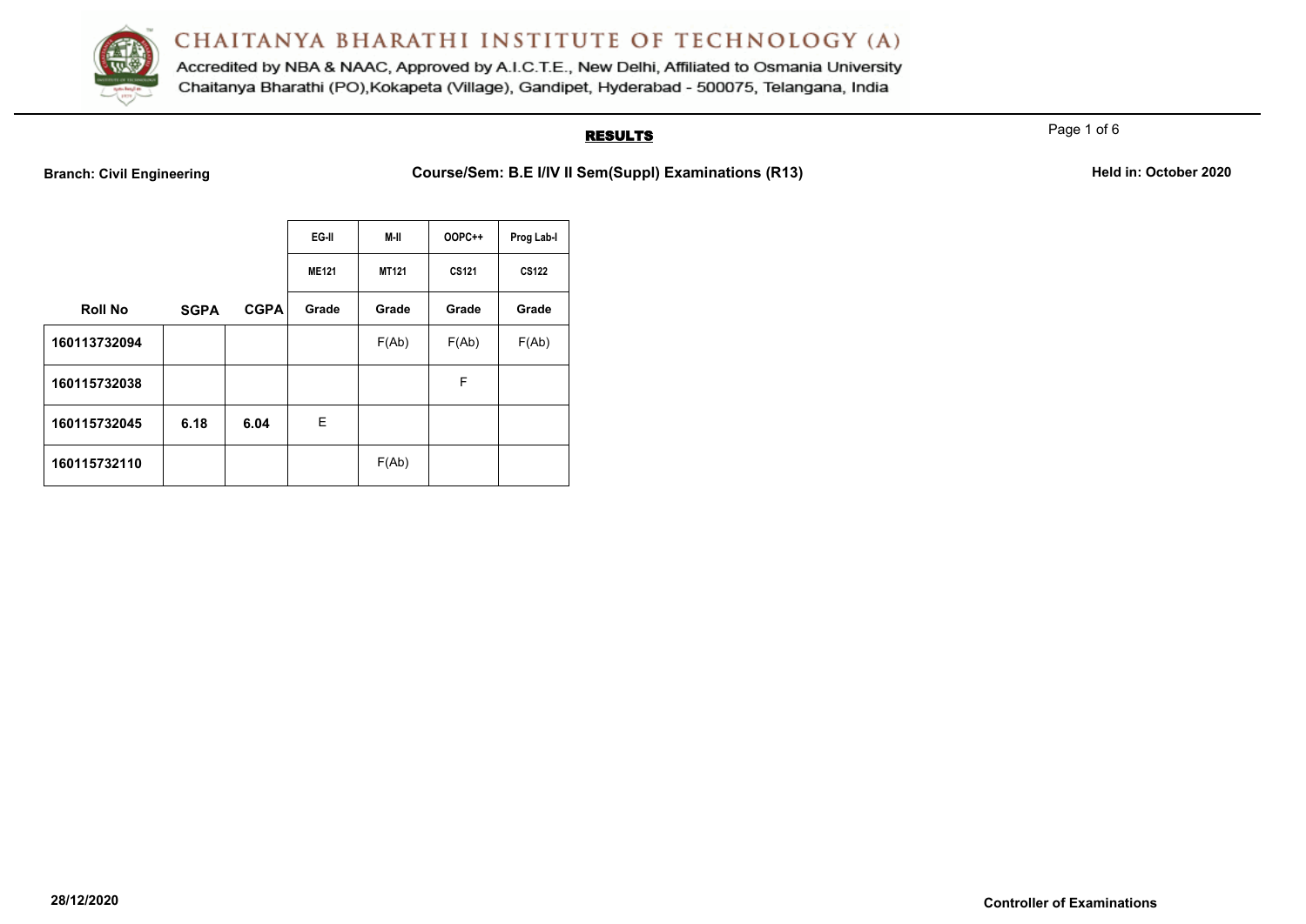# CHAITANYA BHARATHI INSTITUTE OF TECHNOLOGY (A)

Accredited by NBA & NAAC, Approved by A.I.C.T.E., New Delhi, Affiliated to Osmania University
Chaitanya Bharathi (PO),Kokapeta (Village), Gandipet, Hyderabad - 500075, Telangana, India

## RESULTS

**Branch: Civil Engineering** **Course/Sem: B.E I/IV II Sem(Suppl) Examinations (R13)** **Held in: October 2020**

| | | | EG-II | M-II | OOPC++ | Prog Lab-I |
|---|---|---|---|---|---|---|
| | | | ME121 | MT121 | CS121 | CS122 |
| **Roll No** | **SGPA** | **CGPA** | **Grade** | **Grade** | **Grade** | **Grade** |
| **160113732094** | | | | F(Ab) | F(Ab) | F(Ab) |
| **160115732038** | | | | | F | |
| **160115732045** | **6.18** | **6.04** | E | | | |
| **160115732110** | | | | F(Ab) | | |

**28/12/2020**

**Controller of Examinations**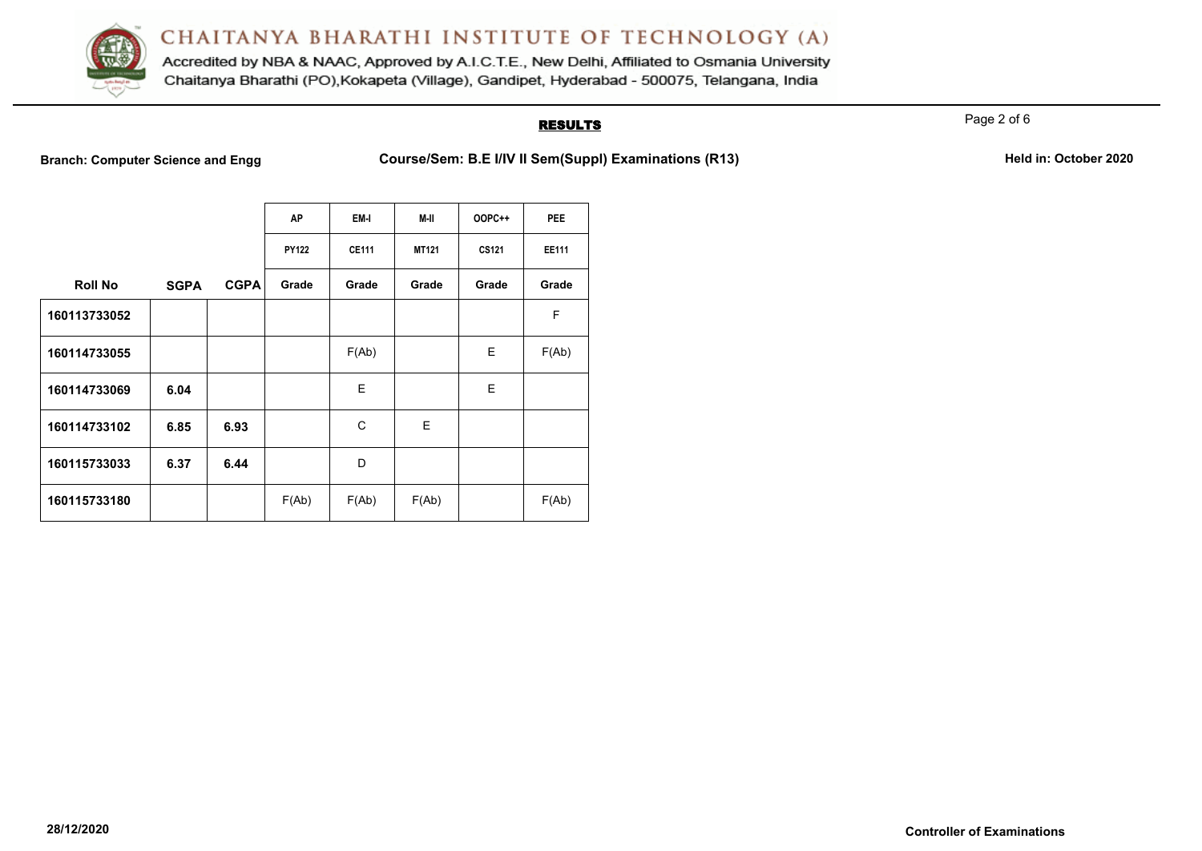# CHAITANYA BHARATHI INSTITUTE OF TECHNOLOGY (A)

Accredited by NBA & NAAC, Approved by A.I.C.T.E., New Delhi, Affiliated to Osmania University
Chaitanya Bharathi (PO),Kokapeta (Village), Gandipet, Hyderabad - 500075, Telangana, India

## RESULTS

**Branch: Computer Science and Engg** **Course/Sem: B.E I/IV II Sem(Suppl) Examinations (R13)** **Held in: October 2020**

| | | | AP | EM-I | M-II | OOPC++ | PEE |
|---|---|---|---|---|---|---|---|
| | | | PY122 | CE111 | MT121 | CS121 | EE111 |
| **Roll No** | **SGPA** | **CGPA** | **Grade** | **Grade** | **Grade** | **Grade** | **Grade** |
| 160113733052 | | | | | | | F |
| 160114733055 | | | | F(Ab) | | E | F(Ab) |
| 160114733069 | 6.04 | | | E | | E | |
| 160114733102 | 6.85 | 6.93 | | C | E | | |
| 160115733033 | 6.37 | 6.44 | | D | | | |
| 160115733180 | | | F(Ab) | F(Ab) | F(Ab) | | F(Ab) |

28/12/2020

**Controller of Examinations**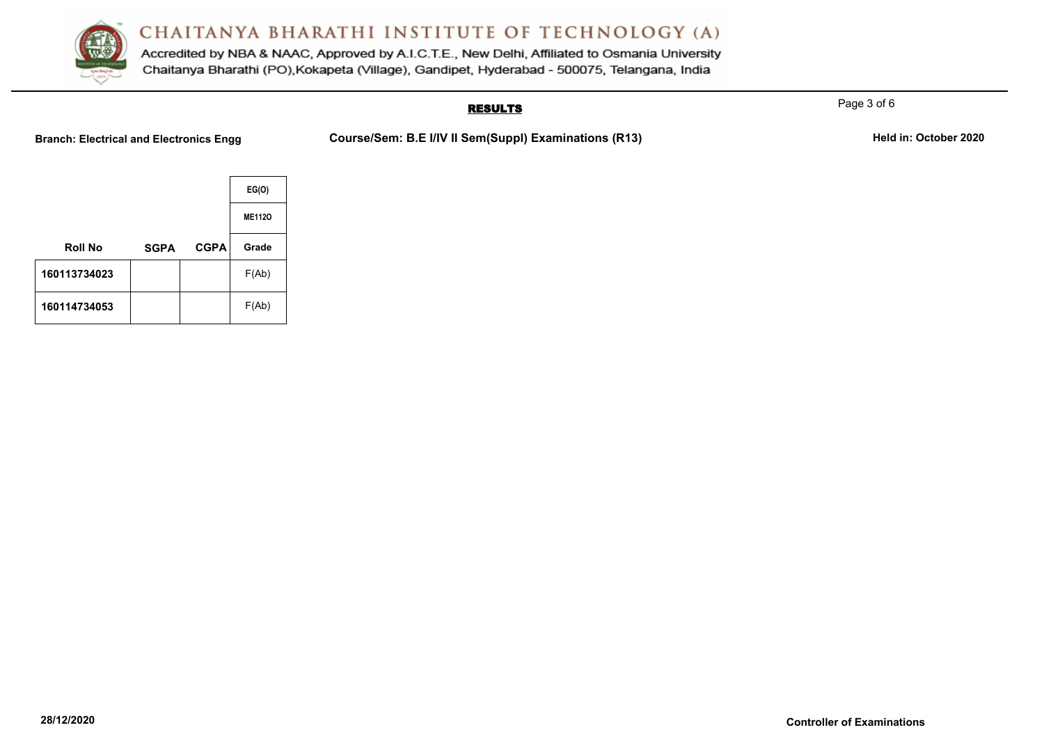## RESULTS

**Branch: Electrical and Electronics Engg** **Course/Sem: B.E I/IV II Sem(Suppl) Examinations (R13)** **Held in: October 2020**

| | | | EG(O) |
|---|---|---|---|
| | | | ME112O |
| **Roll No** | **SGPA** | **CGPA** | **Grade** |
| **160113734023** | | | F(Ab) |
| **160114734053** | | | F(Ab) |

**28/12/2020** **Controller of Examinations**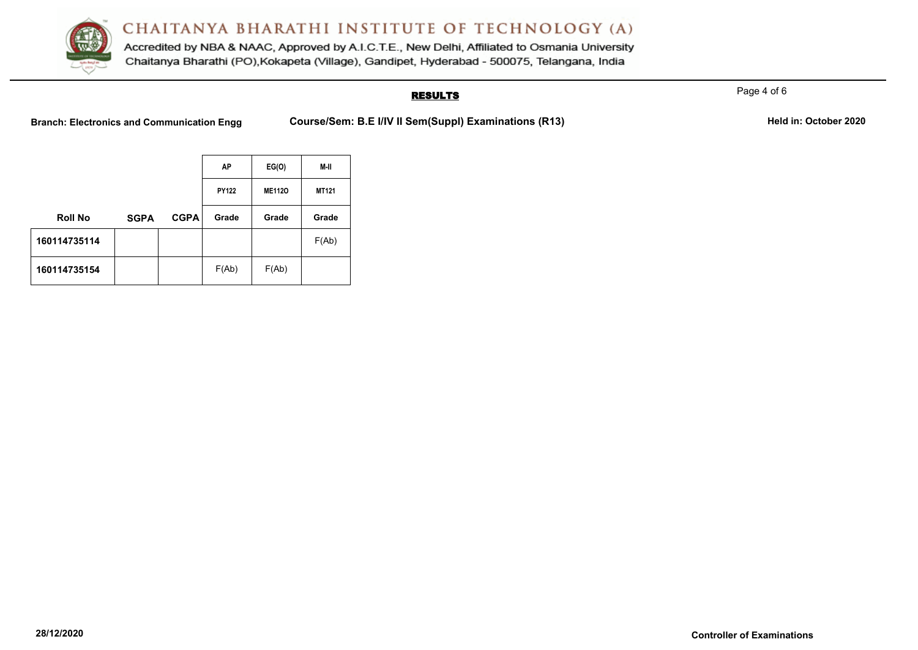# CHAITANYA BHARATHI INSTITUTE OF TECHNOLOGY (A)

Accredited by NBA & NAAC, Approved by A.I.C.T.E., New Delhi, Affiliated to Osmania University
Chaitanya Bharathi (PO),Kokapeta (Village), Gandipet, Hyderabad - 500075, Telangana, India

## RESULTS

**Branch: Electronics and Communication Engg** **Course/Sem: B.E I/IV II Sem(Suppl) Examinations (R13)** **Held in: October 2020**

| | | | AP | EG(O) | M-II |
|---|---|---|---|---|---|
| | | | PY122 | ME112O | MT121 |
| **Roll No** | **SGPA** | **CGPA** | **Grade** | **Grade** | **Grade** |
| **160114735114** | | | | | F(Ab) |
| **160114735154** | | | F(Ab) | F(Ab) | |

**28/12/2020** **Controller of Examinations**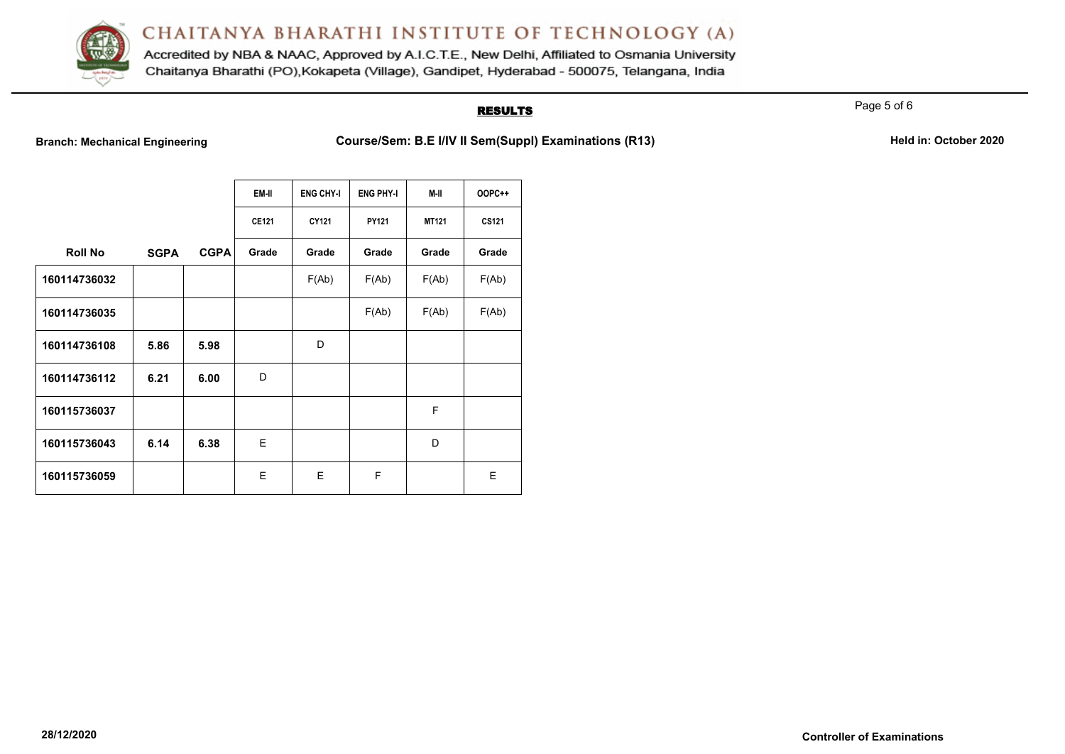# CHAITANYA BHARATHI INSTITUTE OF TECHNOLOGY (A)

Accredited by NBA & NAAC, Approved by A.I.C.T.E., New Delhi, Affiliated to Osmania University
Chaitanya Bharathi (PO),Kokapeta (Village), Gandipet, Hyderabad - 500075, Telangana, India

## RESULTS

**Branch: Mechanical Engineering** **Course/Sem: B.E I/IV II Sem(Suppl) Examinations (R13)** **Held in: October 2020**

| | | | EM-II | ENG CHY-I | ENG PHY-I | M-II | OOPC++ |
|---|---|---|---|---|---|---|---|
| | | | CE121 | CY121 | PY121 | MT121 | CS121 |
| **Roll No** | **SGPA** | **CGPA** | **Grade** | **Grade** | **Grade** | **Grade** | **Grade** |
| **160114736032** | | | | F(Ab) | F(Ab) | F(Ab) | F(Ab) |
| **160114736035** | | | | | F(Ab) | F(Ab) | F(Ab) |
| **160114736108** | **5.86** | **5.98** | | D | | | |
| **160114736112** | **6.21** | **6.00** | D | | | | |
| **160115736037** | | | | | | F | |
| **160115736043** | **6.14** | **6.38** | E | | | D | |
| **160115736059** | | | E | E | F | | E |

**28/12/2020** **Controller of Examinations**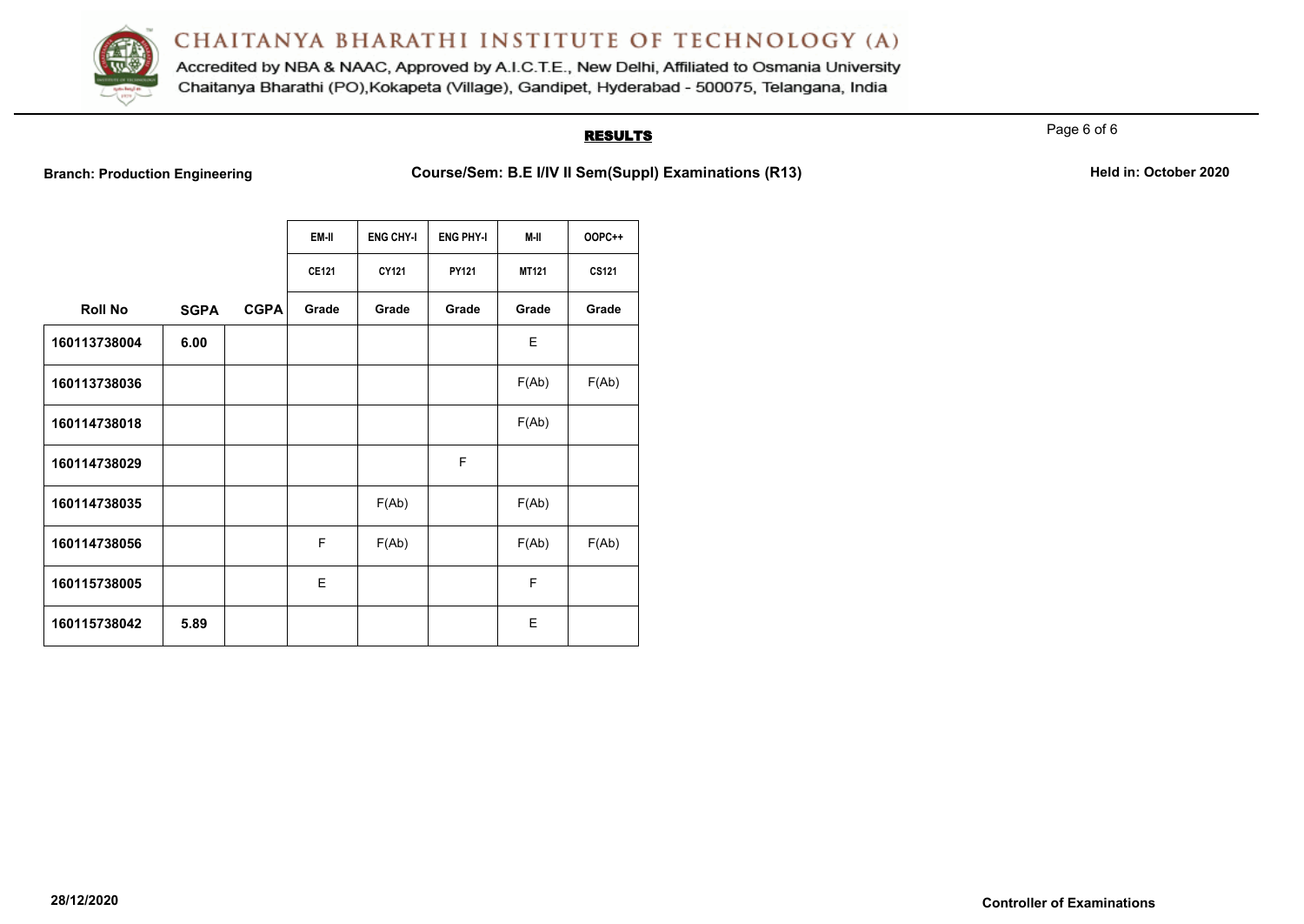# CHAITANYA BHARATHI INSTITUTE OF TECHNOLOGY (A)

Accredited by NBA & NAAC, Approved by A.I.C.T.E., New Delhi, Affiliated to Osmania University
Chaitanya Bharathi (PO),Kokapeta (Village), Gandipet, Hyderabad - 500075, Telangana, India

## RESULTS

**Branch: Production Engineering** **Course/Sem: B.E I/IV II Sem(Suppl) Examinations (R13)** **Held in: October 2020**

| | | | EM-II | ENG CHY-I | ENG PHY-I | M-II | OOPC++ |
|---|---|---|---|---|---|---|---|
| | | | CE121 | CY121 | PY121 | MT121 | CS121 |
| **Roll No** | **SGPA** | **CGPA** | **Grade** | **Grade** | **Grade** | **Grade** | **Grade** |
| **160113738004** | **6.00** | | | | | E | |
| **160113738036** | | | | | | F(Ab) | F(Ab) |
| **160114738018** | | | | | | F(Ab) | |
| **160114738029** | | | | | F | | |
| **160114738035** | | | | F(Ab) | | F(Ab) | |
| **160114738056** | | | F | F(Ab) | | F(Ab) | F(Ab) |
| **160115738005** | | | E | | | F | |
| **160115738042** | **5.89** | | | | | E | |

**28/12/2020** **Controller of Examinations**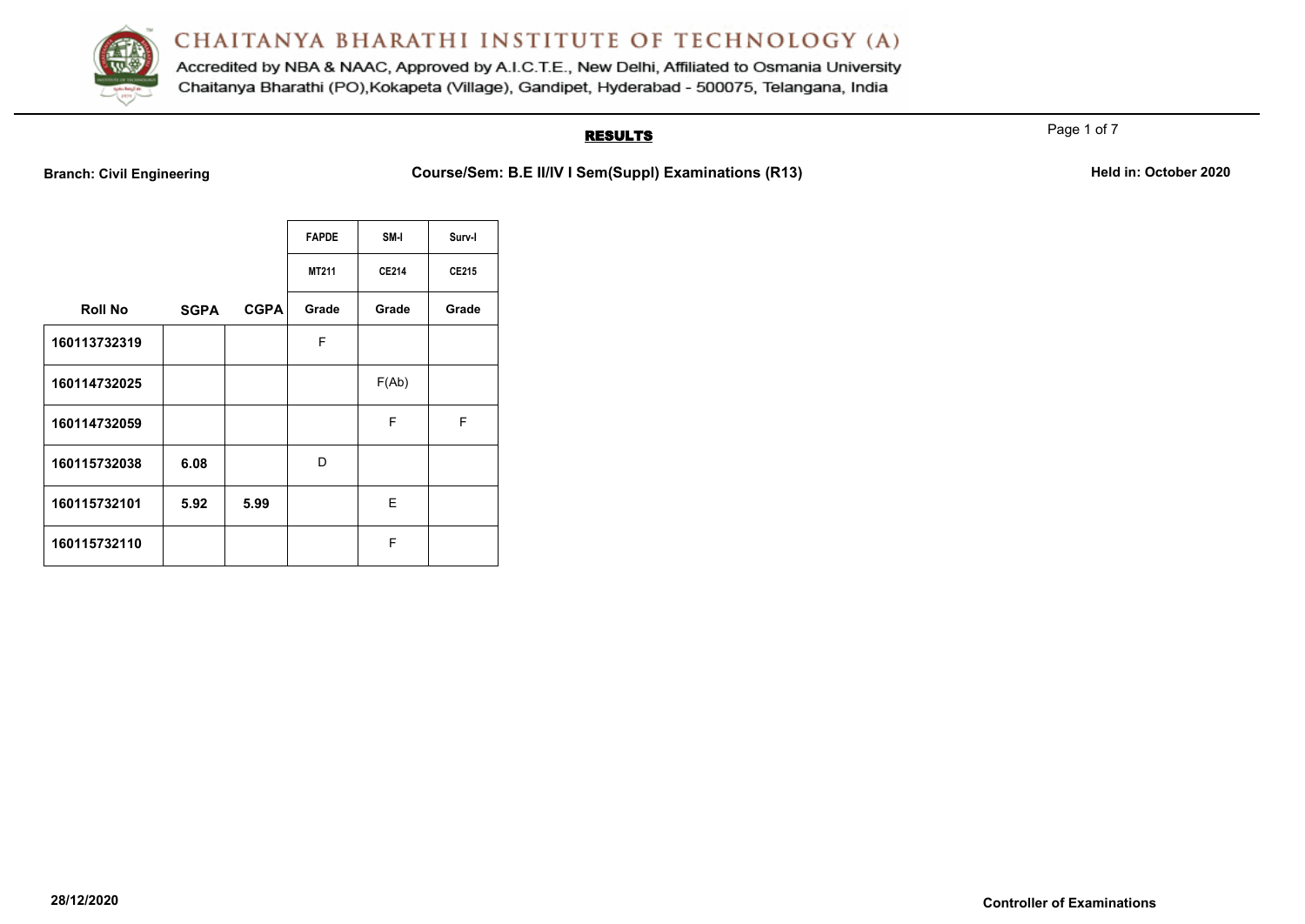# CHAITANYA BHARATHI INSTITUTE OF TECHNOLOGY (A)

Accredited by NBA & NAAC, Approved by A.I.C.T.E., New Delhi, Affiliated to Osmania University
Chaitanya Bharathi (PO),Kokapeta (Village), Gandipet, Hyderabad - 500075, Telangana, India

## RESULTS

**Branch: Civil Engineering** | **Course/Sem: B.E II/IV I Sem(Suppl) Examinations (R13)** | **Held in: October 2020**

| | | | FAPDE | SM-I | Surv-I |
|---|---|---|---|---|---|
| | | | MT211 | CE214 | CE215 |
| **Roll No** | **SGPA** | **CGPA** | **Grade** | **Grade** | **Grade** |
| **160113732319** | | | F | | |
| **160114732025** | | | | F(Ab) | |
| **160114732059** | | | | F | F |
| **160115732038** | **6.08** | | D | | |
| **160115732101** | **5.92** | **5.99** | | E | |
| **160115732110** | | | | F | |

**28/12/2020** | **Controller of Examinations**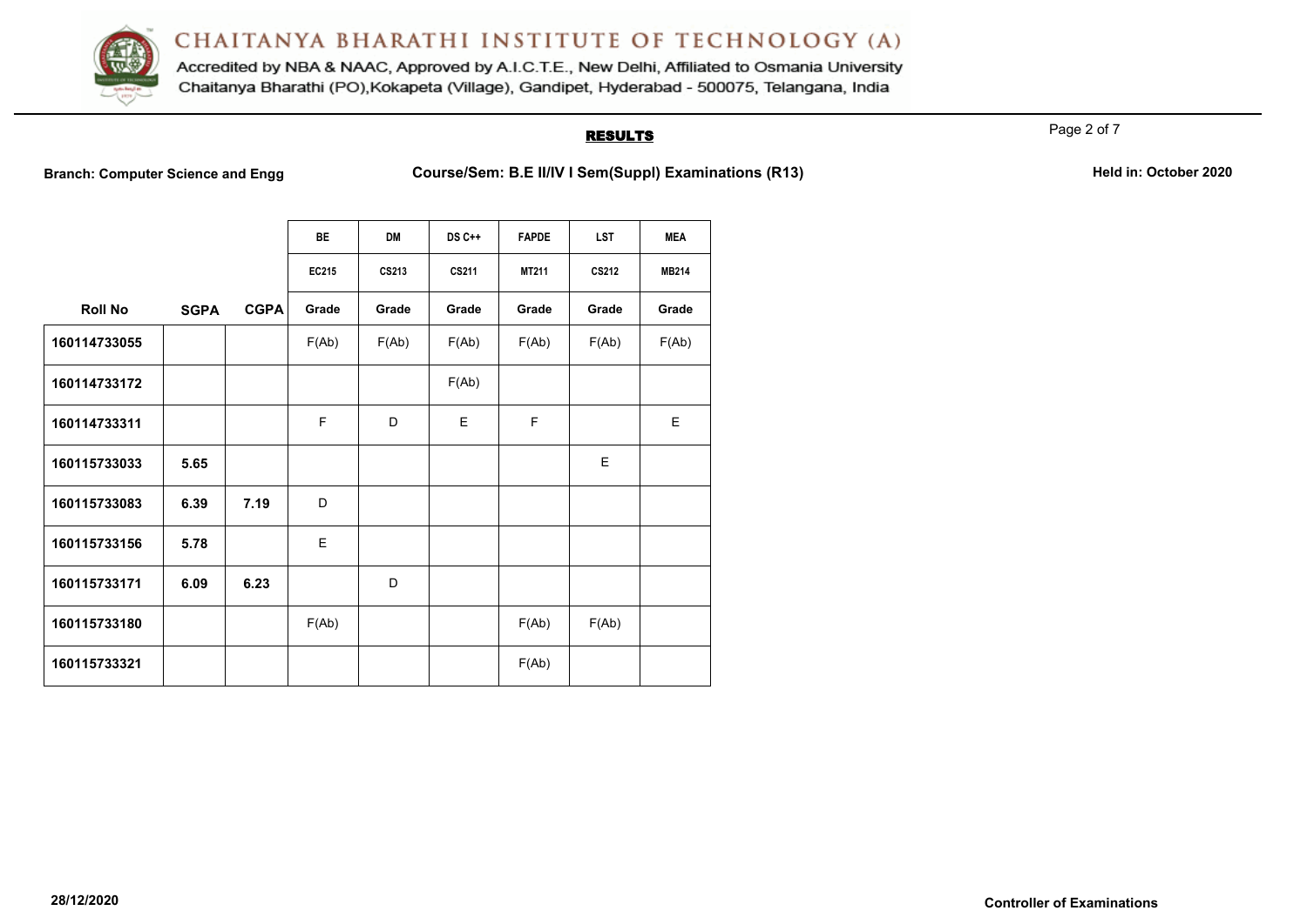# CHAITANYA BHARATHI INSTITUTE OF TECHNOLOGY (A)

Accredited by NBA & NAAC, Approved by A.I.C.T.E., New Delhi, Affiliated to Osmania University
Chaitanya Bharathi (PO),Kokapeta (Village), Gandipet, Hyderabad - 500075, Telangana, India

## RESULTS

**Branch: Computer Science and Engg** **Course/Sem: B.E II/IV I Sem(Suppl) Examinations (R13)** **Held in: October 2020**

| | | | BE | DM | DS C++ | FAPDE | LST | MEA |
|---|---|---|---|---|---|---|---|---|
| | | | EC215 | CS213 | CS211 | MT211 | CS212 | MB214 |
| **Roll No** | **SGPA** | **CGPA** | **Grade** | **Grade** | **Grade** | **Grade** | **Grade** | **Grade** |
| **160114733055** | | | F(Ab) | F(Ab) | F(Ab) | F(Ab) | F(Ab) | F(Ab) |
| **160114733172** | | | | | F(Ab) | | | |
| **160114733311** | | | F | D | E | F | | E |
| **160115733033** | **5.65** | | | | | | E | |
| **160115733083** | **6.39** | **7.19** | D | | | | | |
| **160115733156** | **5.78** | | E | | | | | |
| **160115733171** | **6.09** | **6.23** | | D | | | | |
| **160115733180** | | | F(Ab) | | | F(Ab) | F(Ab) | |
| **160115733321** | | | | | | F(Ab) | | |

**28/12/2020** **Controller of Examinations**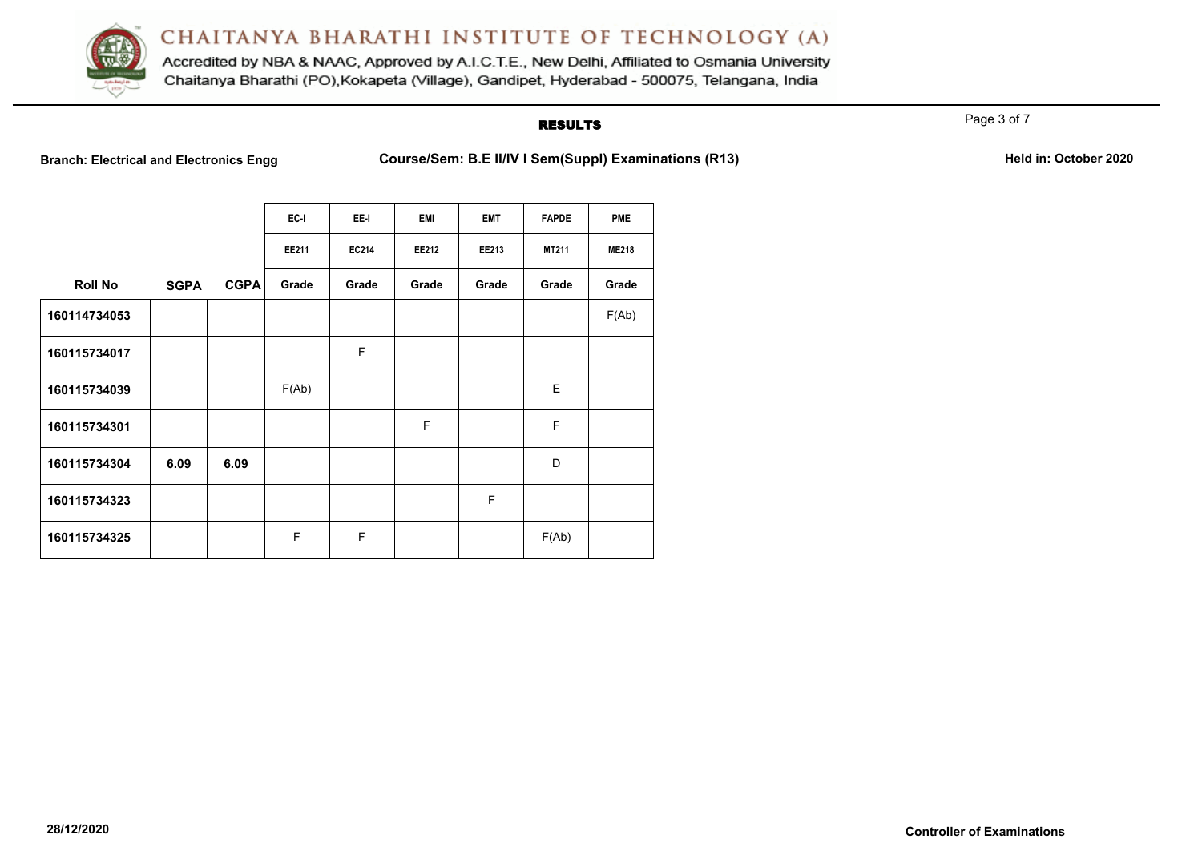# CHAITANYA BHARATHI INSTITUTE OF TECHNOLOGY (A)

Accredited by NBA & NAAC, Approved by A.I.C.T.E., New Delhi, Affiliated to Osmania University

Chaitanya Bharathi (PO),Kokapeta (Village), Gandipet, Hyderabad - 500075, Telangana, India

## RESULTS

**Branch: Electrical and Electronics Engg** **Course/Sem: B.E II/IV I Sem(Suppl) Examinations (R13)** **Held in: October 2020**

| | | | EC-I | EE-I | EMI | EMT | FAPDE | PME |
|---|---|---|---|---|---|---|---|---|
| | | | EE211 | EC214 | EE212 | EE213 | MT211 | ME218 |
| **Roll No** | **SGPA** | **CGPA** | **Grade** | **Grade** | **Grade** | **Grade** | **Grade** | **Grade** |
| **160114734053** | | | | | | | | F(Ab) |
| **160115734017** | | | | F | | | | |
| **160115734039** | | | F(Ab) | | | | E | |
| **160115734301** | | | | | F | | F | |
| **160115734304** | **6.09** | **6.09** | | | | | D | |
| **160115734323** | | | | | | F | | |
| **160115734325** | | | F | F | | | F(Ab) | |

**28/12/2020** **Controller of Examinations**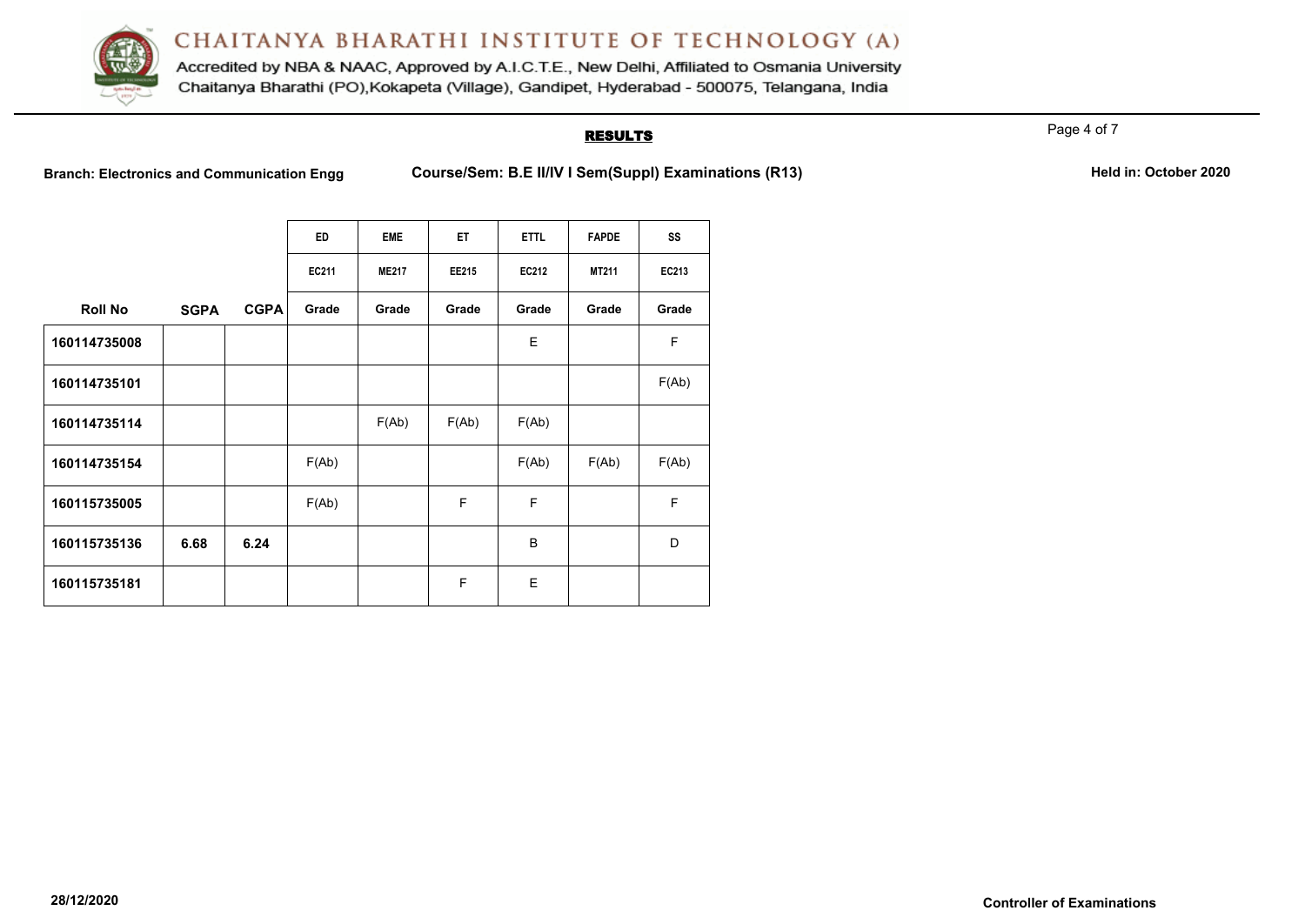# CHAITANYA BHARATHI INSTITUTE OF TECHNOLOGY (A)

Accredited by NBA & NAAC, Approved by A.I.C.T.E., New Delhi, Affiliated to Osmania University
Chaitanya Bharathi (PO),Kokapeta (Village), Gandipet, Hyderabad - 500075, Telangana, India

## RESULTS

**Branch: Electronics and Communication Engg** **Course/Sem: B.E II/IV I Sem(Suppl) Examinations (R13)** **Held in: October 2020**

| | | | ED | EME | ET | ETTL | FAPDE | SS |
|---|---|---|---|---|---|---|---|---|
| | | | EC211 | ME217 | EE215 | EC212 | MT211 | EC213 |
| **Roll No** | **SGPA** | **CGPA** | Grade | Grade | Grade | Grade | Grade | Grade |
| **160114735008** | | | | | | E | | F |
| **160114735101** | | | | | | | | F(Ab) |
| **160114735114** | | | | F(Ab) | F(Ab) | F(Ab) | | |
| **160114735154** | | | F(Ab) | | | F(Ab) | F(Ab) | F(Ab) |
| **160115735005** | | | F(Ab) | | F | F | | F |
| **160115735136** | **6.68** | **6.24** | | | | B | | D |
| **160115735181** | | | | | F | E | | |

**28/12/2020** **Controller of Examinations**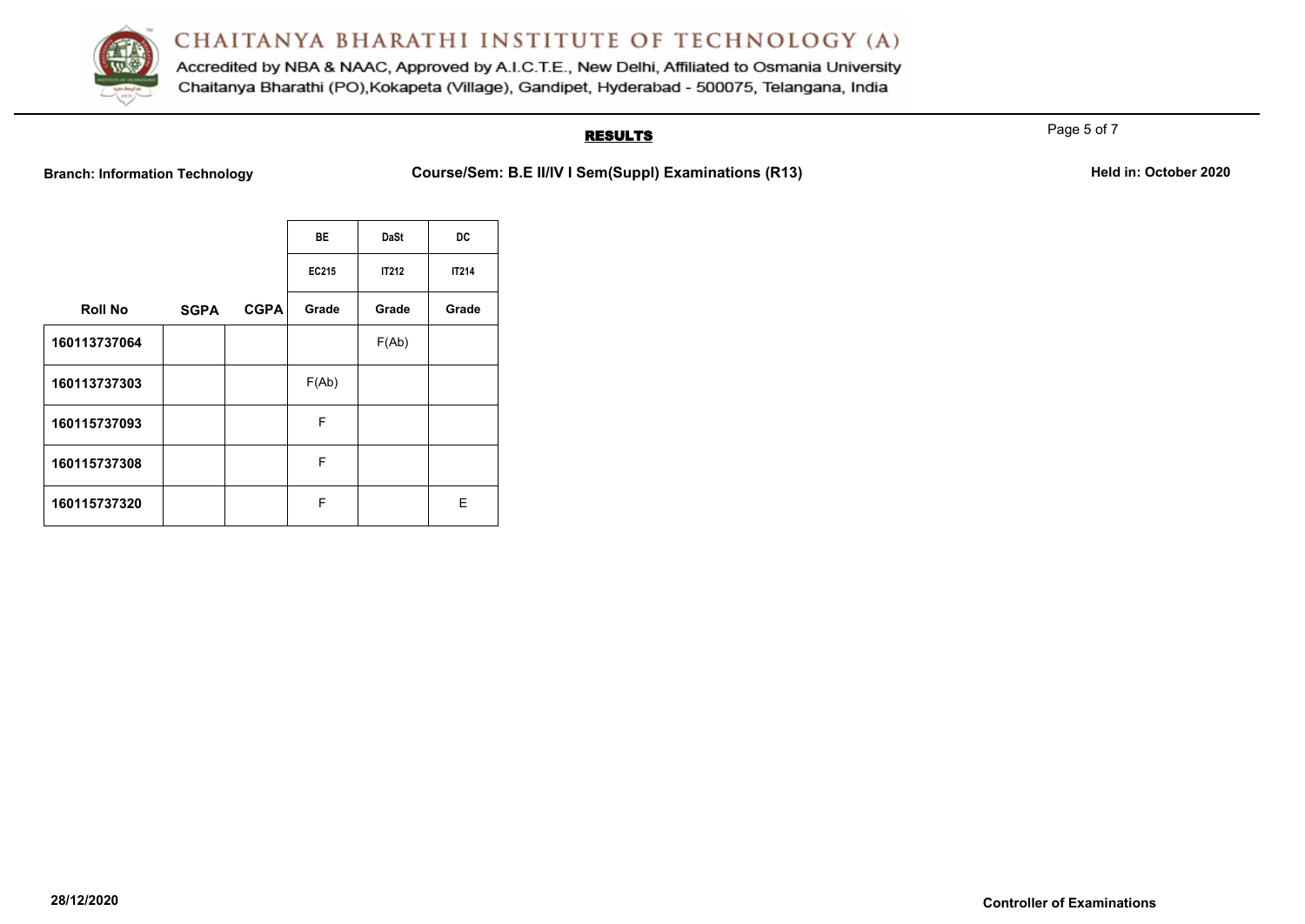# CHAITANYA BHARATHI INSTITUTE OF TECHNOLOGY (A)

Accredited by NBA & NAAC, Approved by A.I.C.T.E., New Delhi, Affiliated to Osmania University
Chaitanya Bharathi (PO),Kokapeta (Village), Gandipet, Hyderabad - 500075, Telangana, India

## RESULTS

**Branch: Information Technology** **Course/Sem: B.E II/IV I Sem(Suppl) Examinations (R13)** **Held in: October 2020**

| | | | BE | DaSt | DC |
|---|---|---|---|---|---|
| | | | EC215 | IT212 | IT214 |
| **Roll No** | **SGPA** | **CGPA** | **Grade** | **Grade** | **Grade** |
| **160113737064** | | | | F(Ab) | |
| **160113737303** | | | F(Ab) | | |
| **160115737093** | | | F | | |
| **160115737308** | | | F | | |
| **160115737320** | | | F | | E |

**28/12/2020** **Controller of Examinations**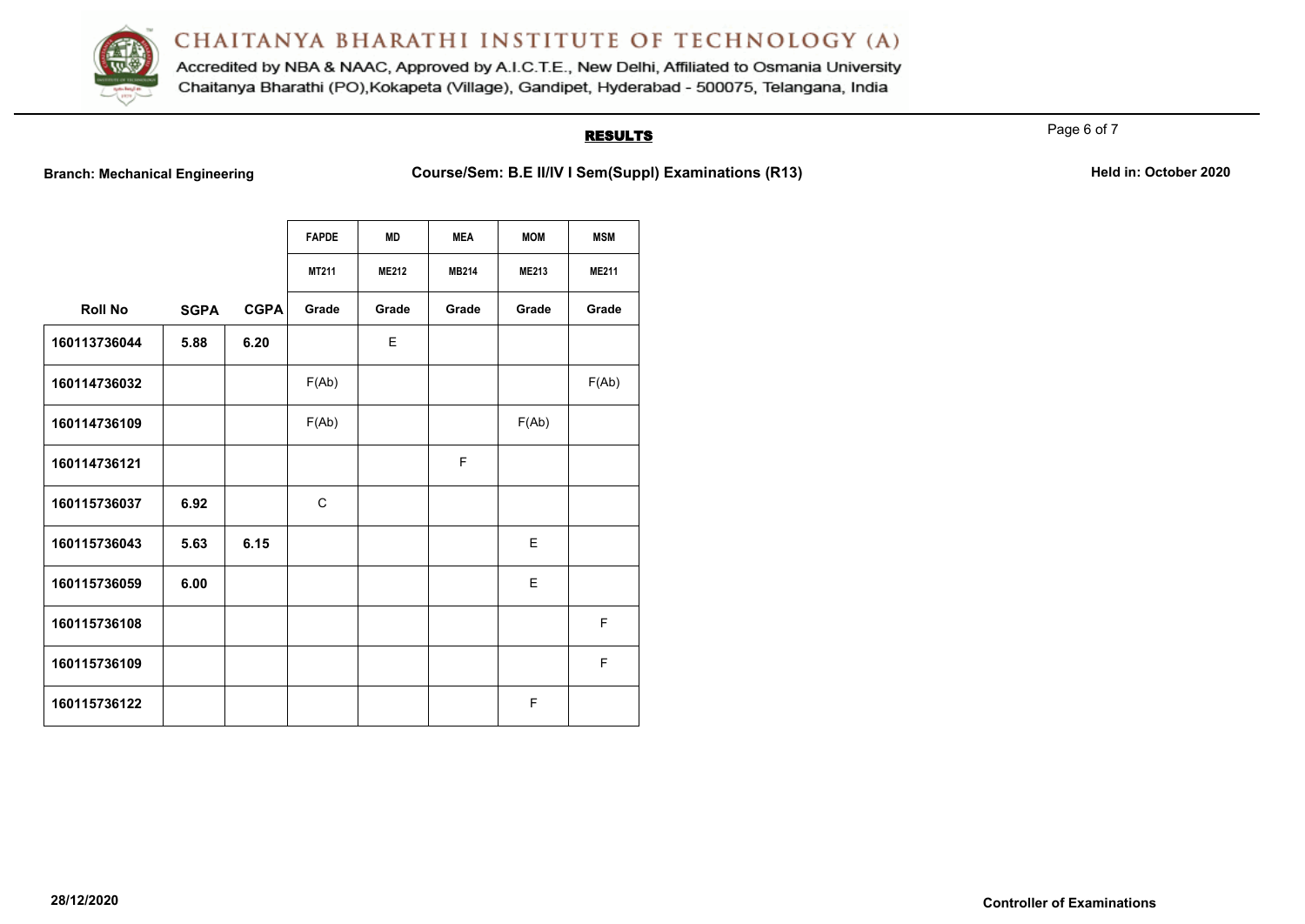# CHAITANYA BHARATHI INSTITUTE OF TECHNOLOGY (A)

Accredited by NBA & NAAC, Approved by A.I.C.T.E., New Delhi, Affiliated to Osmania University
Chaitanya Bharathi (PO),Kokapeta (Village), Gandipet, Hyderabad - 500075, Telangana, India

## RESULTS

**Branch: Mechanical Engineering** **Course/Sem: B.E II/IV I Sem(Suppl) Examinations (R13)** **Held in: October 2020**

| | | | FAPDE | MD | MEA | MOM | MSM |
|---|---|---|---|---|---|---|---|
| | | | MT211 | ME212 | MB214 | ME213 | ME211 |
| **Roll No** | **SGPA** | **CGPA** | **Grade** | **Grade** | **Grade** | **Grade** | **Grade** |
| 160113736044 | 5.88 | 6.20 | | E | | | |
| 160114736032 | | | F(Ab) | | | | F(Ab) |
| 160114736109 | | | F(Ab) | | | F(Ab) | |
| 160114736121 | | | | | F | | |
| 160115736037 | 6.92 | | C | | | | |
| 160115736043 | 5.63 | 6.15 | | | | E | |
| 160115736059 | 6.00 | | | | | E | |
| 160115736108 | | | | | | | F |
| 160115736109 | | | | | | | F |
| 160115736122 | | | | | | F | |

28/12/2020

Controller of Examinations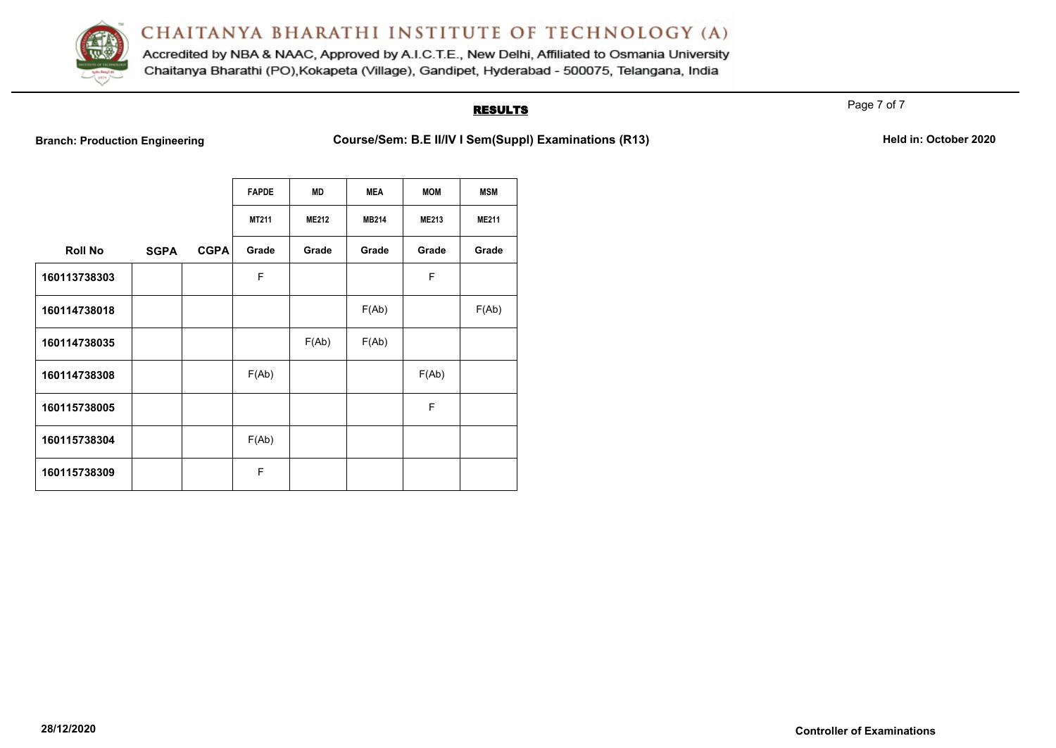# CHAITANYA BHARATHI INSTITUTE OF TECHNOLOGY (A)

Accredited by NBA & NAAC, Approved by A.I.C.T.E., New Delhi, Affiliated to Osmania University
Chaitanya Bharathi (PO),Kokapeta (Village), Gandipet, Hyderabad - 500075, Telangana, India

## RESULTS

**Branch: Production Engineering** **Course/Sem: B.E II/IV I Sem(Suppl) Examinations (R13)** **Held in: October 2020**

| | | | FAPDE | MD | MEA | MOM | MSM |
|---|---|---|---|---|---|---|---|
| | | | MT211 | ME212 | MB214 | ME213 | ME211 |
| **Roll No** | **SGPA** | **CGPA** | **Grade** | **Grade** | **Grade** | **Grade** | **Grade** |
| **160113738303** | | | F | | | F | |
| **160114738018** | | | | | F(Ab) | | F(Ab) |
| **160114738035** | | | | F(Ab) | F(Ab) | | |
| **160114738308** | | | F(Ab) | | | F(Ab) | |
| **160115738005** | | | | | | F | |
| **160115738304** | | | F(Ab) | | | | |
| **160115738309** | | | F | | | | |

**28/12/2020** **Controller of Examinations**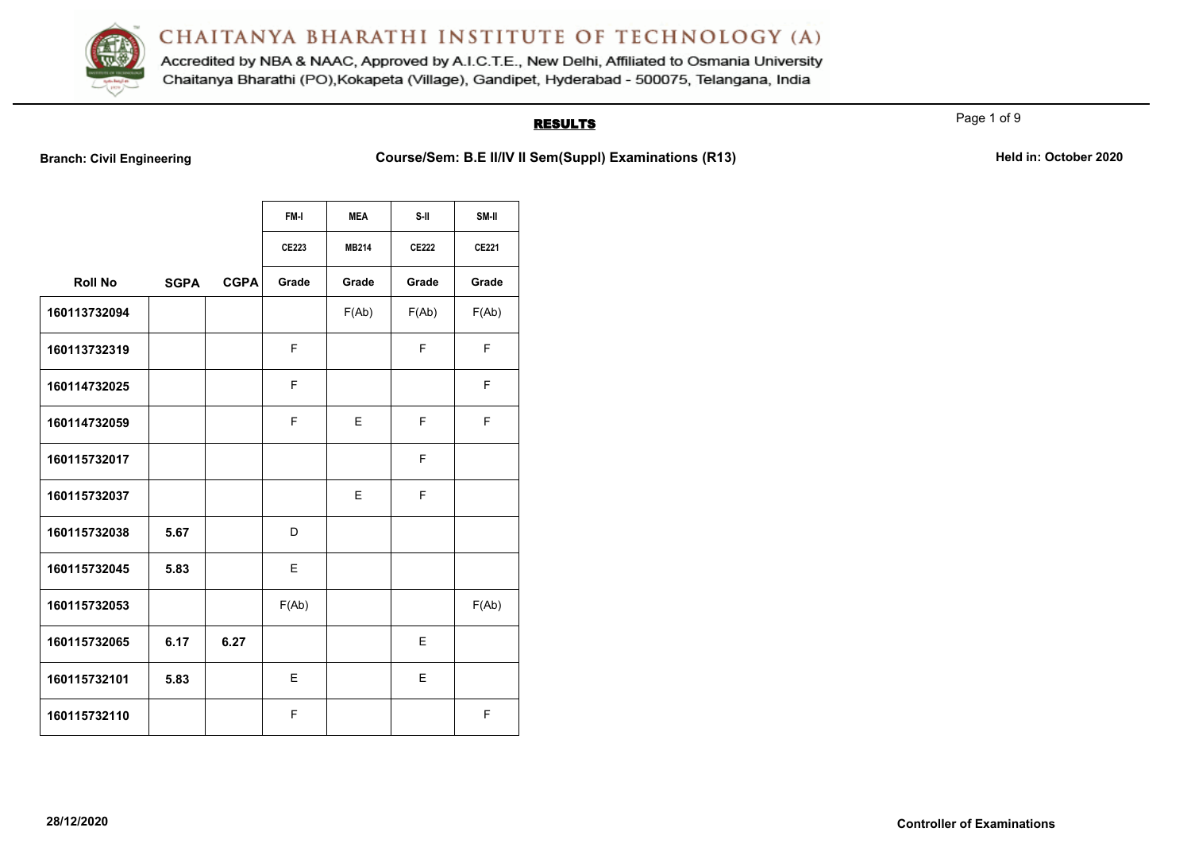# CHAITANYA BHARATHI INSTITUTE OF TECHNOLOGY (A)

Accredited by NBA & NAAC, Approved by A.I.C.T.E., New Delhi, Affiliated to Osmania University
Chaitanya Bharathi (PO),Kokapeta (Village), Gandipet, Hyderabad - 500075, Telangana, India

## RESULTS

**Branch: Civil Engineering** **Course/Sem: B.E II/IV II Sem(Suppl) Examinations (R13)** **Held in: October 2020**

| | | | FM-I | MEA | S-II | SM-II |
|---|---|---|---|---|---|---|
| | | | CE223 | MB214 | CE222 | CE221 |
| **Roll No** | **SGPA** | **CGPA** | **Grade** | **Grade** | **Grade** | **Grade** |
| **160113732094** | | | | F(Ab) | F(Ab) | F(Ab) |
| **160113732319** | | | F | | F | F |
| **160114732025** | | | F | | | F |
| **160114732059** | | | F | E | F | F |
| **160115732017** | | | | | F | |
| **160115732037** | | | | E | F | |
| **160115732038** | **5.67** | | D | | | |
| **160115732045** | **5.83** | | E | | | |
| **160115732053** | | | F(Ab) | | | F(Ab) |
| **160115732065** | **6.17** | **6.27** | | | E | |
| **160115732101** | **5.83** | | E | | E | |
| **160115732110** | | | F | | | F |

**28/12/2020** **Controller of Examinations**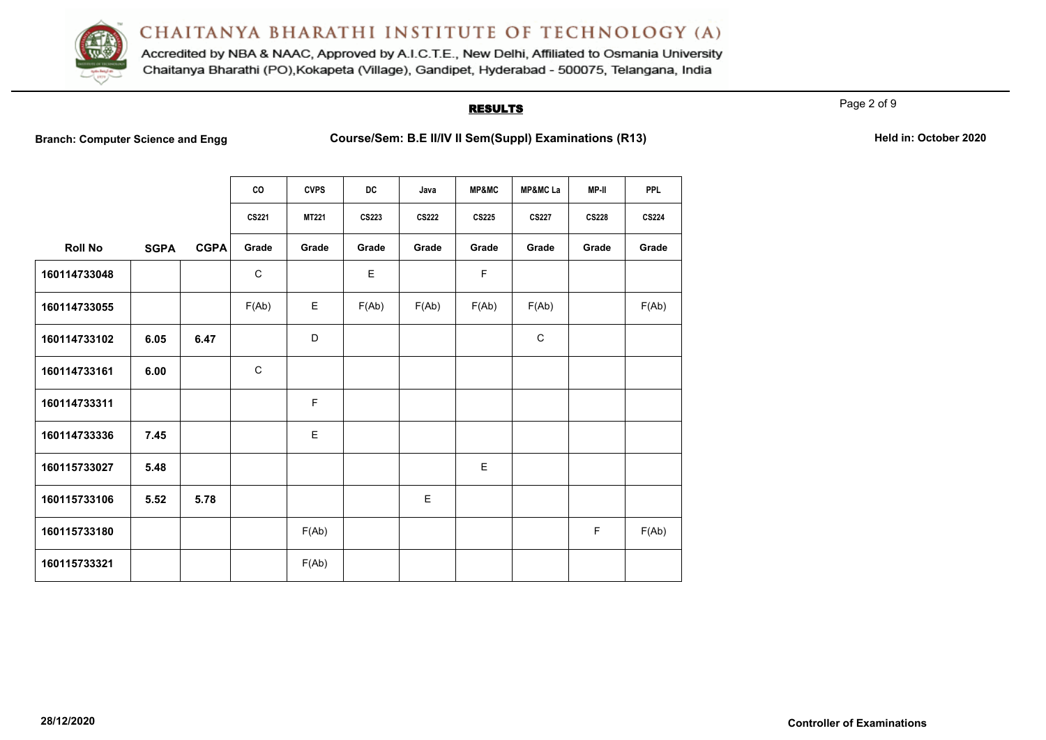# CHAITANYA BHARATHI INSTITUTE OF TECHNOLOGY (A)

Accredited by NBA & NAAC, Approved by A.I.C.T.E., New Delhi, Affiliated to Osmania University
Chaitanya Bharathi (PO),Kokapeta (Village), Gandipet, Hyderabad - 500075, Telangana, India

## RESULTS

**Branch: Computer Science and Engg** **Course/Sem: B.E II/IV II Sem(Suppl) Examinations (R13)** **Held in: October 2020**

| | | | CO | CVPS | DC | Java | MP&MC | MP&MC La | MP-II | PPL |
|---|---|---|---|---|---|---|---|---|---|---|
| | | | CS221 | MT221 | CS223 | CS222 | CS225 | CS227 | CS228 | CS224 |
| **Roll No** | **SGPA** | **CGPA** | **Grade** | **Grade** | **Grade** | **Grade** | **Grade** | **Grade** | **Grade** | **Grade** |
| **160114733048** | | | C | | E | | F | | | |
| **160114733055** | | | F(Ab) | E | F(Ab) | F(Ab) | F(Ab) | F(Ab) | | F(Ab) |
| **160114733102** | **6.05** | **6.47** | | D | | | | C | | |
| **160114733161** | **6.00** | | C | | | | | | | |
| **160114733311** | | | | F | | | | | | |
| **160114733336** | **7.45** | | | E | | | | | | |
| **160115733027** | **5.48** | | | | | | E | | | |
| **160115733106** | **5.52** | **5.78** | | | | E | | | | |
| **160115733180** | | | | F(Ab) | | | | | F | F(Ab) |
| **160115733321** | | | | F(Ab) | | | | | | |

**28/12/2020** **Controller of Examinations**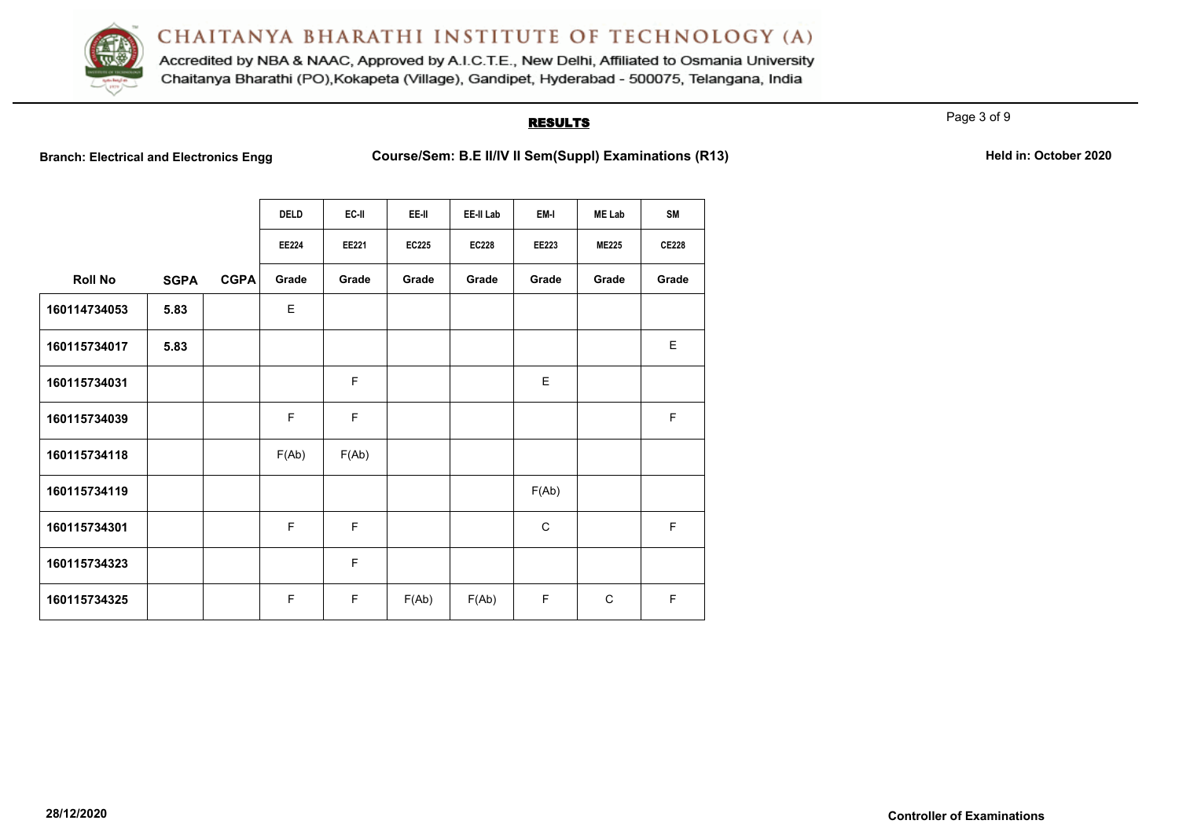# CHAITANYA BHARATHI INSTITUTE OF TECHNOLOGY (A)

Accredited by NBA & NAAC, Approved by A.I.C.T.E., New Delhi, Affiliated to Osmania University
Chaitanya Bharathi (PO),Kokapeta (Village), Gandipet, Hyderabad - 500075, Telangana, India

## RESULTS

**Branch: Electrical and Electronics Engg** **Course/Sem: B.E II/IV II Sem(Suppl) Examinations (R13)** **Held in: October 2020**

| | | | DELD | EC-II | EE-II | EE-II Lab | EM-I | ME Lab | SM |
|---|---|---|---|---|---|---|---|---|---|
| | | | EE224 | EE221 | EC225 | EC228 | EE223 | ME225 | CE228 |
| **Roll No** | **SGPA** | **CGPA** | **Grade** | **Grade** | **Grade** | **Grade** | **Grade** | **Grade** | **Grade** |
| **160114734053** | **5.83** | | E | | | | | | |
| **160115734017** | **5.83** | | | | | | | | E |
| **160115734031** | | | | F | | | E | | |
| **160115734039** | | | F | F | | | | | F |
| **160115734118** | | | F(Ab) | F(Ab) | | | | | |
| **160115734119** | | | | | | | F(Ab) | | |
| **160115734301** | | | F | F | | | C | | F |
| **160115734323** | | | | F | | | | | |
| **160115734325** | | | F | F | F(Ab) | F(Ab) | F | C | F |

**28/12/2020** **Controller of Examinations**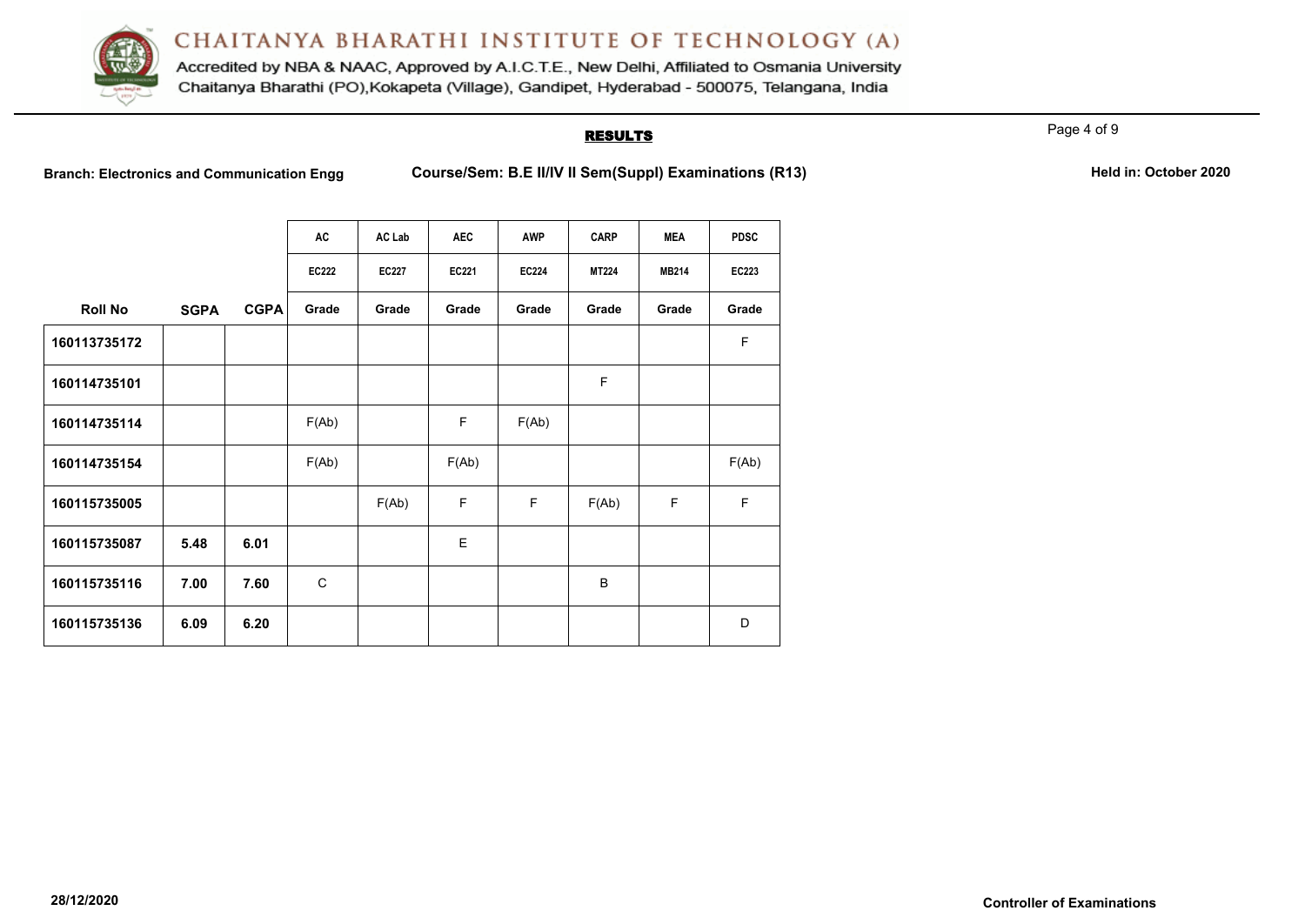# CHAITANYA BHARATHI INSTITUTE OF TECHNOLOGY (A)

Accredited by NBA & NAAC, Approved by A.I.C.T.E., New Delhi, Affiliated to Osmania University
Chaitanya Bharathi (PO),Kokapeta (Village), Gandipet, Hyderabad - 500075, Telangana, India

## RESULTS

**Branch: Electronics and Communication Engg** **Course/Sem: B.E II/IV II Sem(Suppl) Examinations (R13)** **Held in: October 2020**

| | | | AC | AC Lab | AEC | AWP | CARP | MEA | PDSC |
|---|---|---|---|---|---|---|---|---|---|
| | | | EC222 | EC227 | EC221 | EC224 | MT224 | MB214 | EC223 |
| **Roll No** | **SGPA** | **CGPA** | **Grade** | **Grade** | **Grade** | **Grade** | **Grade** | **Grade** | **Grade** |
| **160113735172** | | | | | | | | | F |
| **160114735101** | | | | | | | F | | |
| **160114735114** | | | F(Ab) | | F | F(Ab) | | | |
| **160114735154** | | | F(Ab) | | F(Ab) | | | | F(Ab) |
| **160115735005** | | | | F(Ab) | F | F | F(Ab) | F | F |
| **160115735087** | **5.48** | **6.01** | | | E | | | | |
| **160115735116** | **7.00** | **7.60** | C | | | | B | | |
| **160115735136** | **6.09** | **6.20** | | | | | | | D |

**28/12/2020** **Controller of Examinations**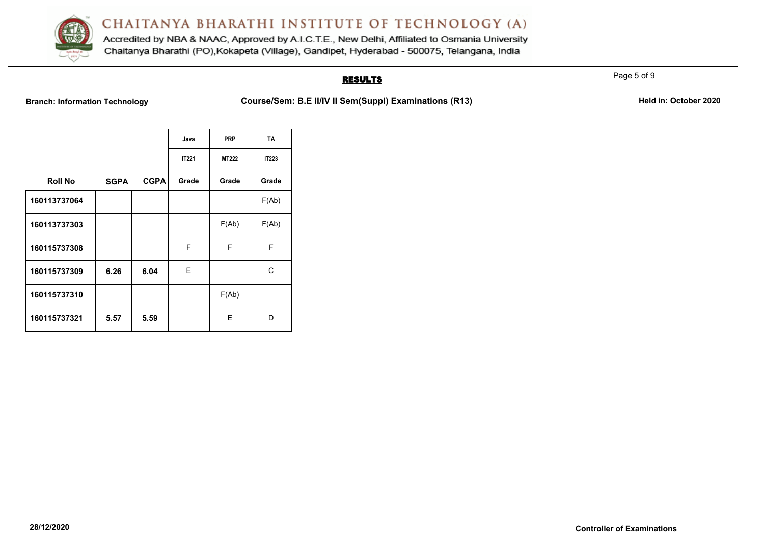# CHAITANYA BHARATHI INSTITUTE OF TECHNOLOGY (A)

Accredited by NBA & NAAC, Approved by A.I.C.T.E., New Delhi, Affiliated to Osmania University

Chaitanya Bharathi (PO),Kokapeta (Village), Gandipet, Hyderabad - 500075, Telangana, India

## RESULTS

**Branch: Information Technology** **Course/Sem: B.E II/IV II Sem(Suppl) Examinations (R13)** **Held in: October 2020**

| | | | Java | PRP | TA |
|---|---|---|---|---|---|
| | | | IT221 | MT222 | IT223 |
| **Roll No** | **SGPA** | **CGPA** | **Grade** | **Grade** | **Grade** |
| **160113737064** | | | | | F(Ab) |
| **160113737303** | | | | F(Ab) | F(Ab) |
| **160115737308** | | | F | F | F |
| **160115737309** | **6.26** | **6.04** | E | | C |
| **160115737310** | | | | F(Ab) | |
| **160115737321** | **5.57** | **5.59** | | E | D |

**28/12/2020** **Controller of Examinations**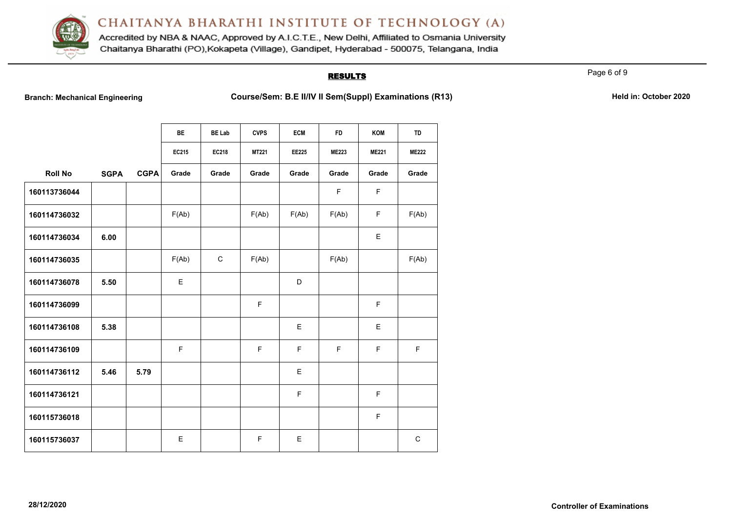# CHAITANYA BHARATHI INSTITUTE OF TECHNOLOGY (A)

Accredited by NBA & NAAC, Approved by A.I.C.T.E., New Delhi, Affiliated to Osmania University
Chaitanya Bharathi (PO),Kokapeta (Village), Gandipet, Hyderabad - 500075, Telangana, India

## RESULTS

**Branch: Mechanical Engineering** **Course/Sem: B.E II/IV II Sem(Suppl) Examinations (R13)** **Held in: October 2020**

| | | | BE | BE Lab | CVPS | ECM | FD | KOM | TD |
|---|---|---|---|---|---|---|---|---|---|
| | | | EC215 | EC218 | MT221 | EE225 | ME223 | ME221 | ME222 |
| **Roll No** | **SGPA** | **CGPA** | **Grade** | **Grade** | **Grade** | **Grade** | **Grade** | **Grade** | **Grade** |
| 160113736044 | | | | | | | F | F | |
| 160114736032 | | | F(Ab) | | F(Ab) | F(Ab) | F(Ab) | F | F(Ab) |
| 160114736034 | 6.00 | | | | | | | E | |
| 160114736035 | | | F(Ab) | C | F(Ab) | | F(Ab) | | F(Ab) |
| 160114736078 | 5.50 | | E | | | D | | | |
| 160114736099 | | | | | F | | | F | |
| 160114736108 | 5.38 | | | | | E | | E | |
| 160114736109 | | | F | | F | F | F | F | F |
| 160114736112 | 5.46 | 5.79 | | | | E | | | |
| 160114736121 | | | | | | F | | F | |
| 160115736018 | | | | | | | | F | |
| 160115736037 | | | E | | F | E | | | C |

28/12/2020

**Controller of Examinations**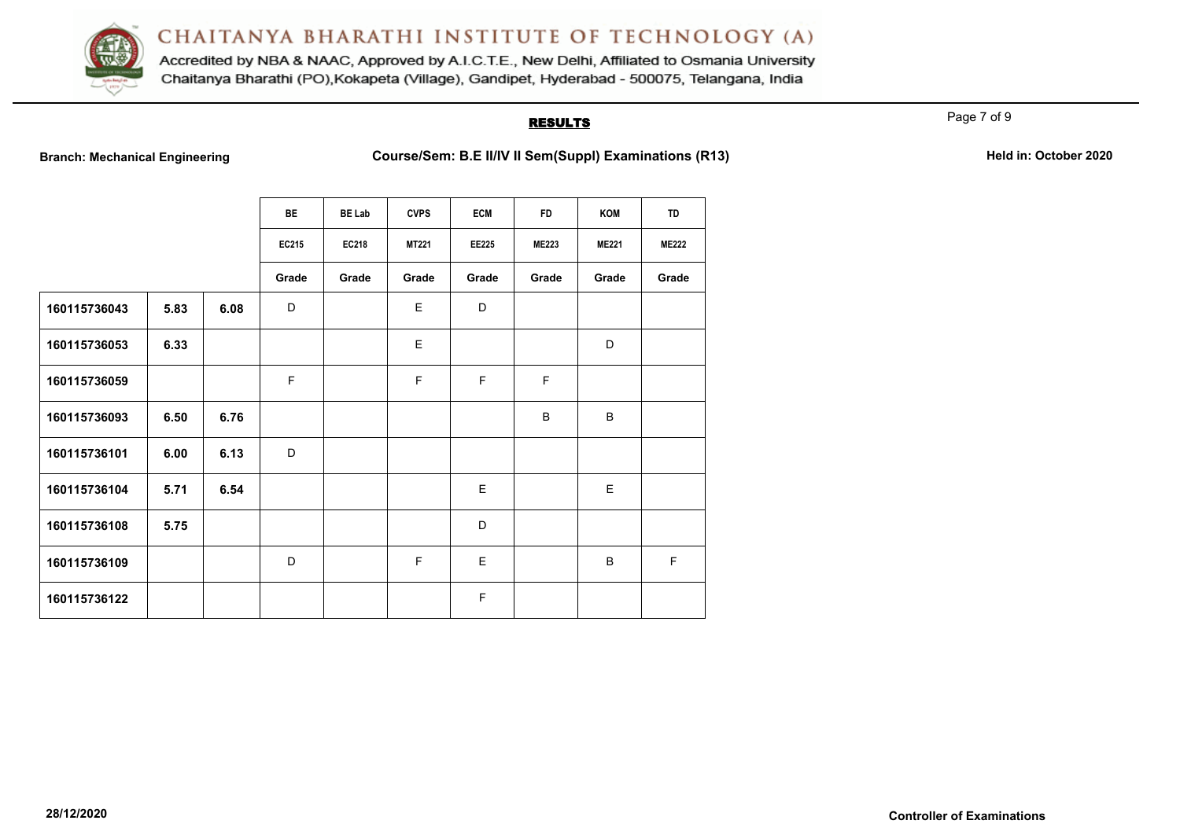# CHAITANYA BHARATHI INSTITUTE OF TECHNOLOGY (A)

Accredited by NBA & NAAC, Approved by A.I.C.T.E., New Delhi, Affiliated to Osmania University
Chaitanya Bharathi (PO),Kokapeta (Village), Gandipet, Hyderabad - 500075, Telangana, India

## RESULTS

**Branch: Mechanical Engineering** **Course/Sem: B.E II/IV II Sem(Suppl) Examinations (R13)** **Held in: October 2020**

| | | | BE | BE Lab | CVPS | ECM | FD | KOM | TD |
|---|---|---|---|---|---|---|---|---|---|
| | | | EC215 | EC218 | MT221 | EE225 | ME223 | ME221 | ME222 |
| | | | Grade | Grade | Grade | Grade | Grade | Grade | Grade |
| 160115736043 | 5.83 | 6.08 | D | | E | D | | | |
| 160115736053 | 6.33 | | | | E | | | D | |
| 160115736059 | | | F | | F | F | F | | |
| 160115736093 | 6.50 | 6.76 | | | | | B | B | |
| 160115736101 | 6.00 | 6.13 | D | | | | | | |
| 160115736104 | 5.71 | 6.54 | | | | E | | E | |
| 160115736108 | 5.75 | | | | | D | | | |
| 160115736109 | | | D | | F | E | | B | F |
| 160115736122 | | | | | | F | | | |

28/12/2020

**Controller of Examinations**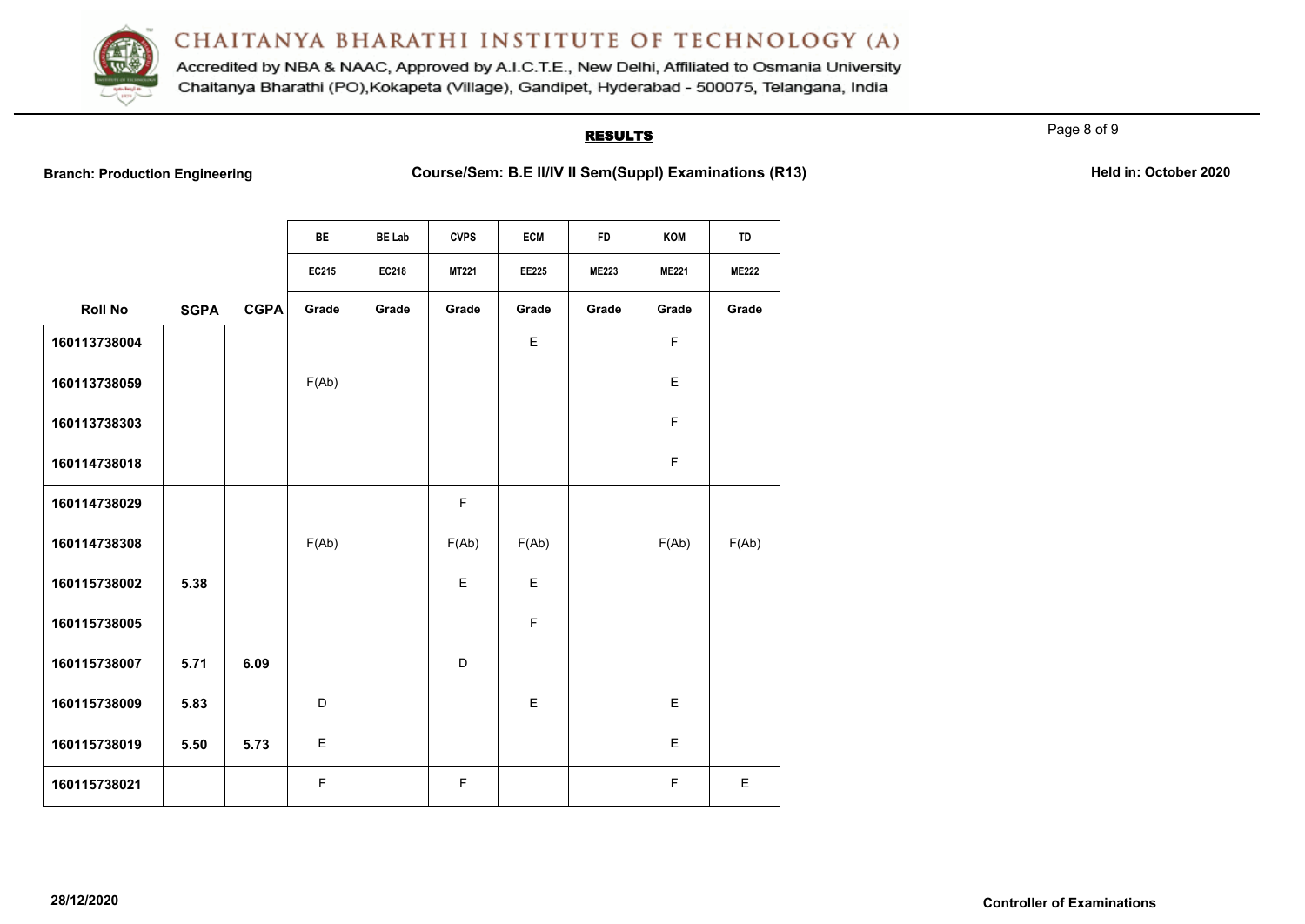# CHAITANYA BHARATHI INSTITUTE OF TECHNOLOGY (A)

Accredited by NBA & NAAC, Approved by A.I.C.T.E., New Delhi, Affiliated to Osmania University
Chaitanya Bharathi (PO),Kokapeta (Village), Gandipet, Hyderabad - 500075, Telangana, India

## RESULTS

**Branch: Production Engineering** **Course/Sem: B.E II/IV II Sem(Suppl) Examinations (R13)** **Held in: October 2020**

| | | | BE | BE Lab | CVPS | ECM | FD | KOM | TD |
|---|---|---|---|---|---|---|---|---|---|
| | | | EC215 | EC218 | MT221 | EE225 | ME223 | ME221 | ME222 |
| **Roll No** | **SGPA** | **CGPA** | **Grade** | **Grade** | **Grade** | **Grade** | **Grade** | **Grade** | **Grade** |
| **160113738004** | | | | | | E | | F | |
| **160113738059** | | | F(Ab) | | | | | E | |
| **160113738303** | | | | | | | | F | |
| **160114738018** | | | | | | | | F | |
| **160114738029** | | | | | F | | | | |
| **160114738308** | | | F(Ab) | | F(Ab) | F(Ab) | | F(Ab) | F(Ab) |
| **160115738002** | **5.38** | | | | E | E | | | |
| **160115738005** | | | | | | F | | | |
| **160115738007** | **5.71** | **6.09** | | | D | | | | |
| **160115738009** | **5.83** | | D | | | E | | E | |
| **160115738019** | **5.50** | **5.73** | E | | | | | E | |
| **160115738021** | | | F | | F | | | F | E |

**28/12/2020** **Controller of Examinations**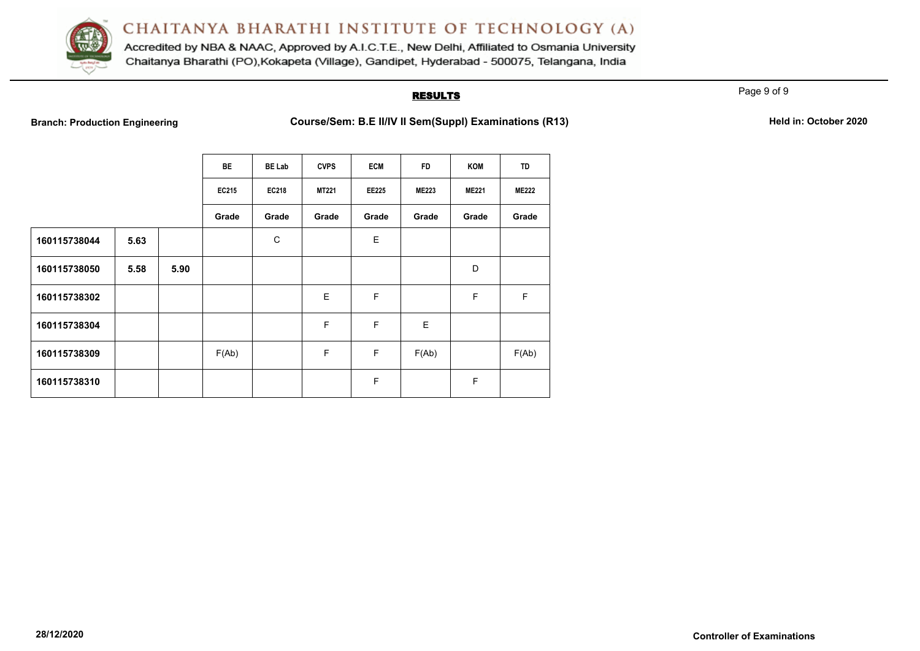# CHAITANYA BHARATHI INSTITUTE OF TECHNOLOGY (A)

Accredited by NBA & NAAC, Approved by A.I.C.T.E., New Delhi, Affiliated to Osmania University
Chaitanya Bharathi (PO),Kokapeta (Village), Gandipet, Hyderabad - 500075, Telangana, India

## RESULTS

**Branch: Production Engineering** | **Course/Sem: B.E II/IV II Sem(Suppl) Examinations (R13)** | **Held in: October 2020**

| | | | BE | BE Lab | CVPS | ECM | FD | KOM | TD |
|---|---|---|---|---|---|---|---|---|---|
| | | | EC215 | EC218 | MT221 | EE225 | ME223 | ME221 | ME222 |
| | | | Grade | Grade | Grade | Grade | Grade | Grade | Grade |
| **160115738044** | **5.63** | | | C | | E | | | |
| **160115738050** | **5.58** | **5.90** | | | | | | D | |
| **160115738302** | | | | | E | F | | F | F |
| **160115738304** | | | | | F | F | E | | |
| **160115738309** | | | F(Ab) | | F | F | F(Ab) | | F(Ab) |
| **160115738310** | | | | | | F | | F | |

**28/12/2020**

**Controller of Examinations**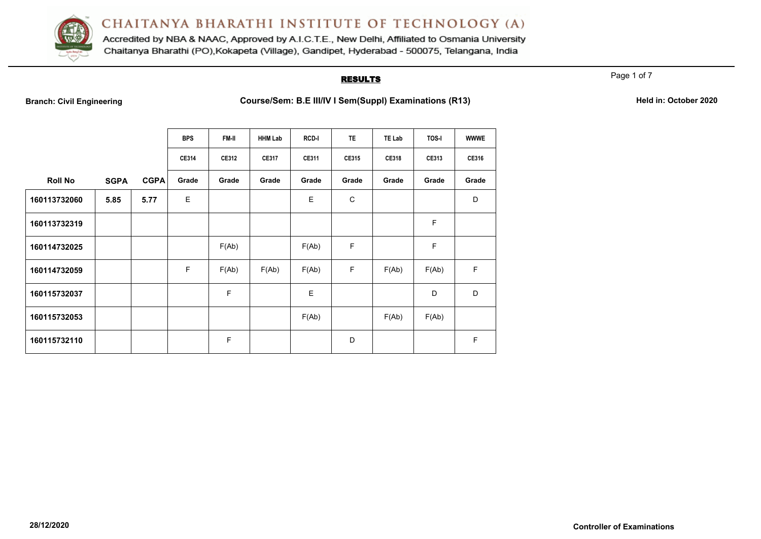# CHAITANYA BHARATHI INSTITUTE OF TECHNOLOGY (A)

Accredited by NBA & NAAC, Approved by A.I.C.T.E., New Delhi, Affiliated to Osmania University
Chaitanya Bharathi (PO),Kokapeta (Village), Gandipet, Hyderabad - 500075, Telangana, India

## RESULTS

**Branch: Civil Engineering** | **Course/Sem: B.E III/IV I Sem(Suppl) Examinations (R13)** | **Held in: October 2020**

| | | | BPS | FM-II | HHM Lab | RCD-I | TE | TE Lab | TOS-I | WWWE |
|---|---|---|---|---|---|---|---|---|---|---|
| | | | CE314 | CE312 | CE317 | CE311 | CE315 | CE318 | CE313 | CE316 |
| **Roll No** | **SGPA** | **CGPA** | **Grade** | **Grade** | **Grade** | **Grade** | **Grade** | **Grade** | **Grade** | **Grade** |
| **160113732060** | **5.85** | **5.77** | E | | | E | C | | | D |
| **160113732319** | | | | | | | | | F | |
| **160114732025** | | | | F(Ab) | | F(Ab) | F | | F | |
| **160114732059** | | | F | F(Ab) | F(Ab) | F(Ab) | F | F(Ab) | F(Ab) | F |
| **160115732037** | | | | F | | E | | | D | D |
| **160115732053** | | | | | | F(Ab) | | F(Ab) | F(Ab) | |
| **160115732110** | | | | F | | | D | | | F |

**28/12/2020** **Controller of Examinations**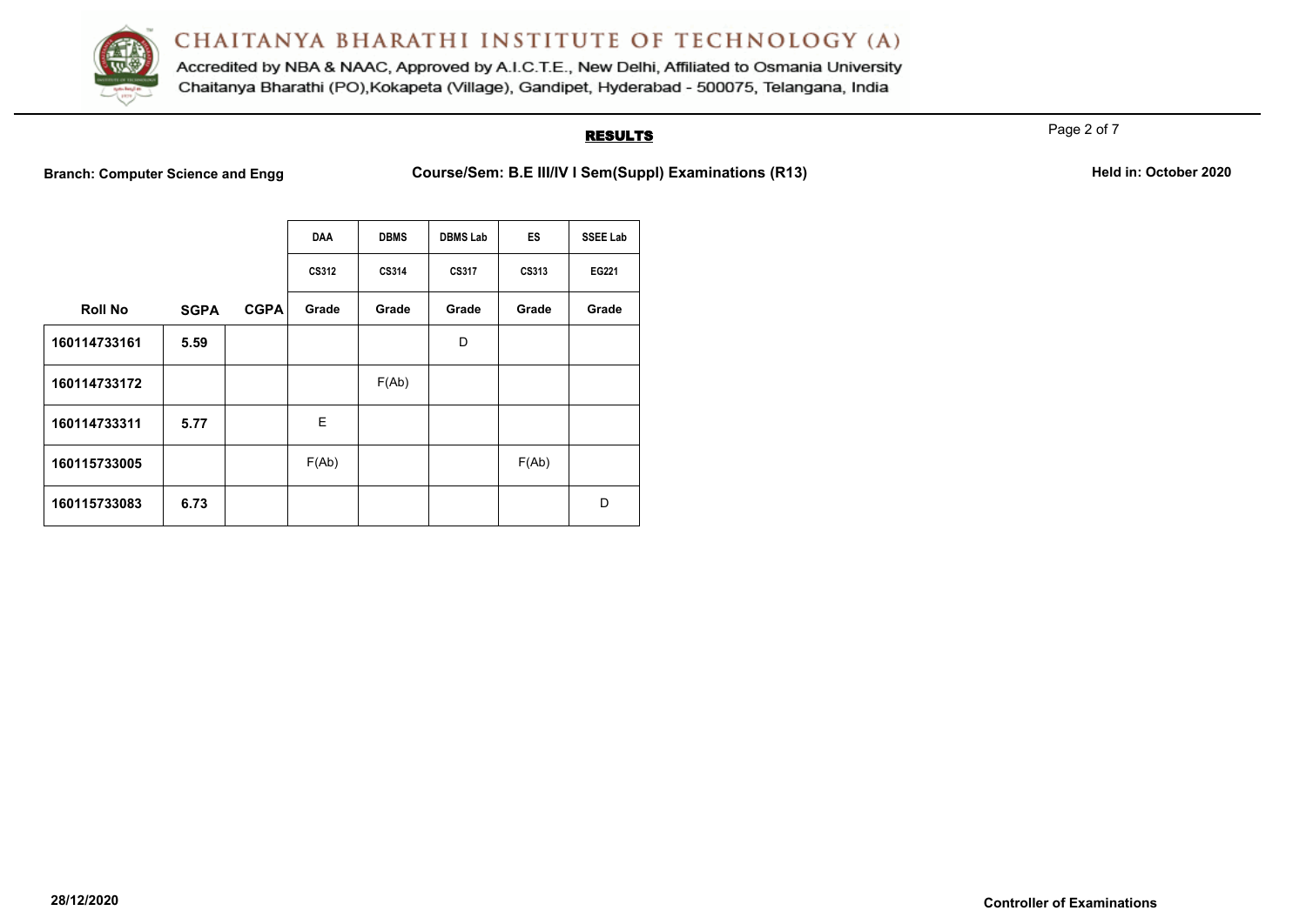# CHAITANYA BHARATHI INSTITUTE OF TECHNOLOGY (A)

Accredited by NBA & NAAC, Approved by A.I.C.T.E., New Delhi, Affiliated to Osmania University
Chaitanya Bharathi (PO),Kokapeta (Village), Gandipet, Hyderabad - 500075, Telangana, India

## RESULTS

**Branch: Computer Science and Engg** **Course/Sem: B.E III/IV I Sem(Suppl) Examinations (R13)** **Held in: October 2020**

| | | | DAA | DBMS | DBMS Lab | ES | SSEE Lab |
|---|---|---|---|---|---|---|---|
| | | | CS312 | CS314 | CS317 | CS313 | EG221 |
| **Roll No** | **SGPA** | **CGPA** | **Grade** | **Grade** | **Grade** | **Grade** | **Grade** |
| **160114733161** | **5.59** | | | | D | | |
| **160114733172** | | | | F(Ab) | | | |
| **160114733311** | **5.77** | | E | | | | |
| **160115733005** | | | F(Ab) | | | F(Ab) | |
| **160115733083** | **6.73** | | | | | | D |

**28/12/2020** **Controller of Examinations**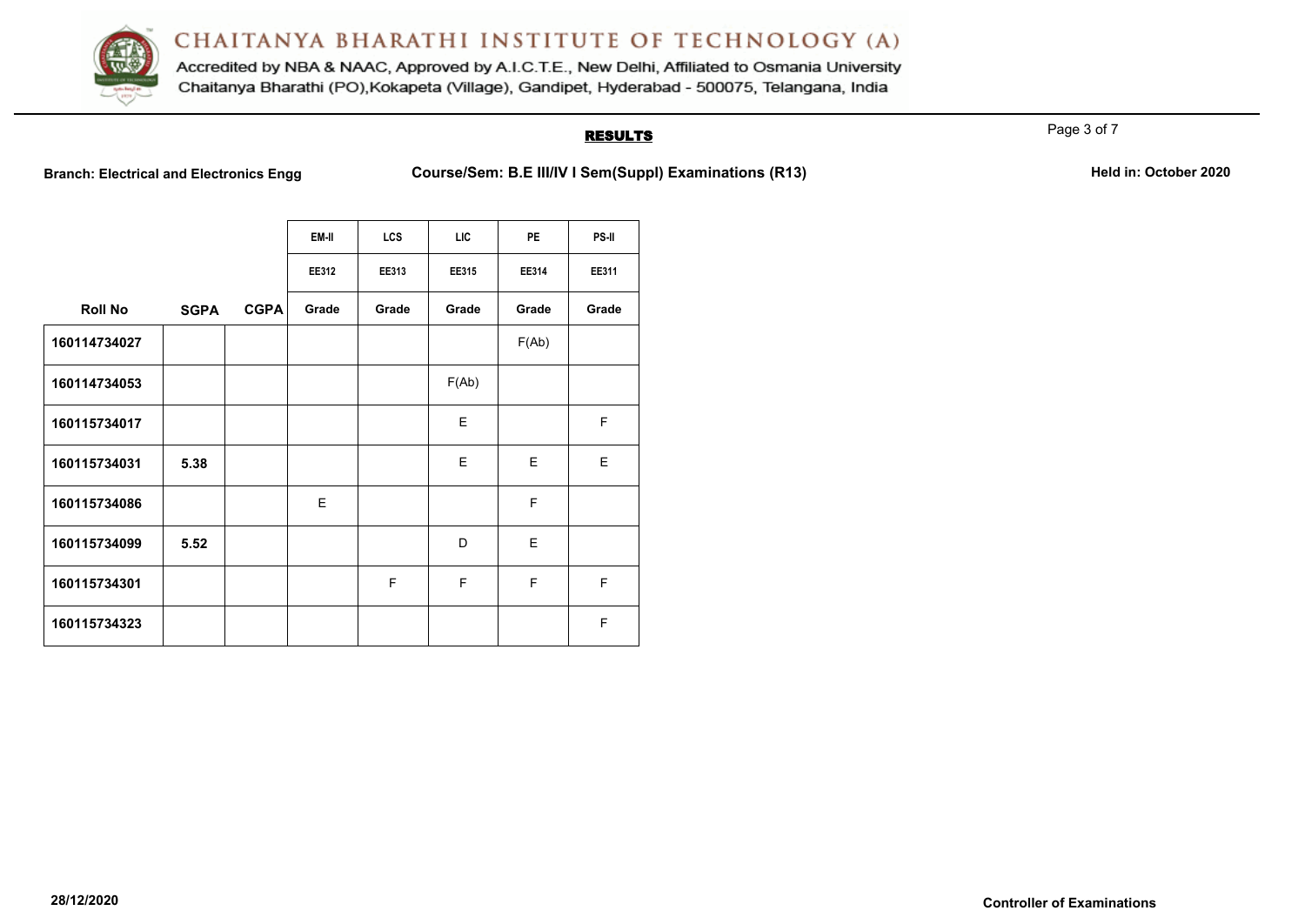# CHAITANYA BHARATHI INSTITUTE OF TECHNOLOGY (A)

Accredited by NBA & NAAC, Approved by A.I.C.T.E., New Delhi, Affiliated to Osmania University
Chaitanya Bharathi (PO),Kokapeta (Village), Gandipet, Hyderabad - 500075, Telangana, India

## RESULTS

**Branch: Electrical and Electronics Engg** **Course/Sem: B.E III/IV I Sem(Suppl) Examinations (R13)** **Held in: October 2020**

| | | | EM-II | LCS | LIC | PE | PS-II |
|---|---|---|---|---|---|---|---|
| | | | EE312 | EE313 | EE315 | EE314 | EE311 |
| **Roll No** | **SGPA** | **CGPA** | **Grade** | **Grade** | **Grade** | **Grade** | **Grade** |
| **160114734027** | | | | | | F(Ab) | |
| **160114734053** | | | | | F(Ab) | | |
| **160115734017** | | | | | E | | F |
| **160115734031** | **5.38** | | | | E | E | E |
| **160115734086** | | | E | | | F | |
| **160115734099** | **5.52** | | | | D | E | |
| **160115734301** | | | | F | F | F | F |
| **160115734323** | | | | | | | F |

**28/12/2020**

**Controller of Examinations**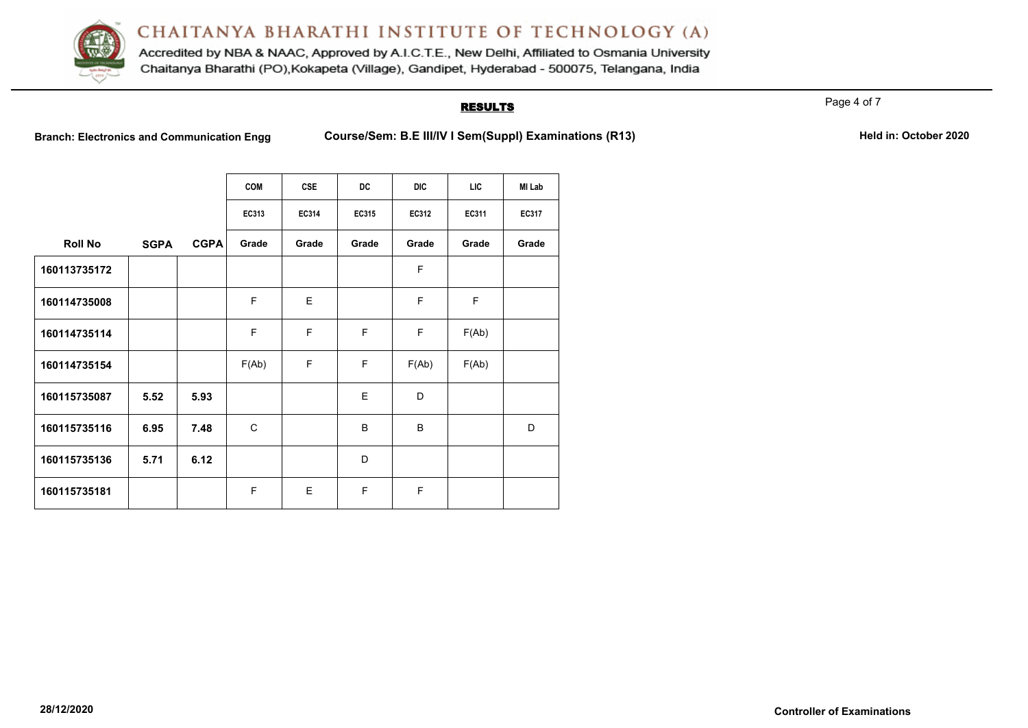# CHAITANYA BHARATHI INSTITUTE OF TECHNOLOGY (A)

Accredited by NBA & NAAC, Approved by A.I.C.T.E., New Delhi, Affiliated to Osmania University
Chaitanya Bharathi (PO),Kokapeta (Village), Gandipet, Hyderabad - 500075, Telangana, India

## RESULTS

**Branch: Electronics and Communication Engg** **Course/Sem: B.E III/IV I Sem(Suppl) Examinations (R13)** **Held in: October 2020**

| | | | COM | CSE | DC | DIC | LIC | MI Lab |
|---|---|---|---|---|---|---|---|---|
| | | | EC313 | EC314 | EC315 | EC312 | EC311 | EC317 |
| **Roll No** | **SGPA** | **CGPA** | **Grade** | **Grade** | **Grade** | **Grade** | **Grade** | **Grade** |
| **160113735172** | | | | | | F | | |
| **160114735008** | | | F | E | | F | F | |
| **160114735114** | | | F | F | F | F | F(Ab) | |
| **160114735154** | | | F(Ab) | F | F | F(Ab) | F(Ab) | |
| **160115735087** | **5.52** | **5.93** | | | E | D | | |
| **160115735116** | **6.95** | **7.48** | C | | B | B | | D |
| **160115735136** | **5.71** | **6.12** | | | D | | | |
| **160115735181** | | | F | E | F | F | | |

**28/12/2020** **Controller of Examinations**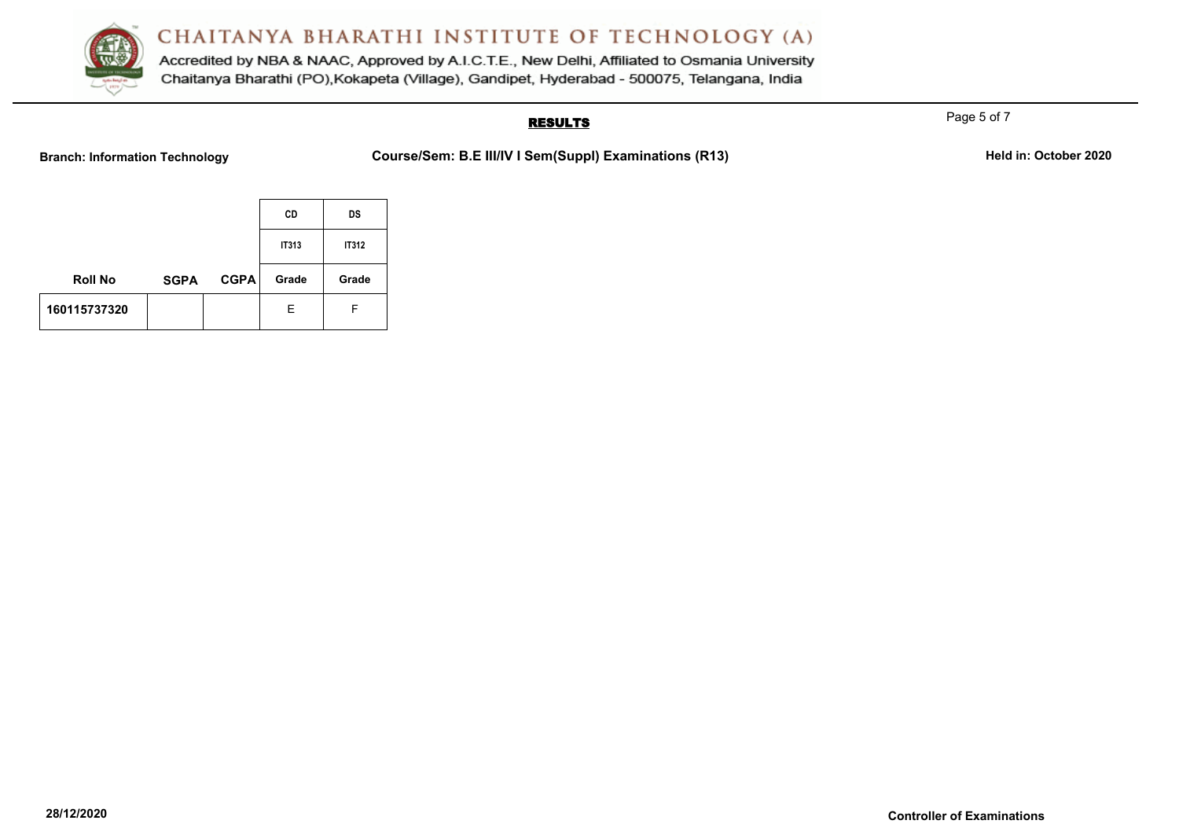# CHAITANYA BHARATHI INSTITUTE OF TECHNOLOGY (A)

Accredited by NBA & NAAC, Approved by A.I.C.T.E., New Delhi, Affiliated to Osmania University
Chaitanya Bharathi (PO),Kokapeta (Village), Gandipet, Hyderabad - 500075, Telangana, India

## RESULTS

**Branch: Information Technology** **Course/Sem: B.E III/IV I Sem(Suppl) Examinations (R13)** **Held in: October 2020**

| | | | CD | DS |
|---|---|---|---|---|
| | | | IT313 | IT312 |
| **Roll No** | **SGPA** | **CGPA** | **Grade** | **Grade** |
| **160115737320** | | | E | F |

**28/12/2020** **Controller of Examinations**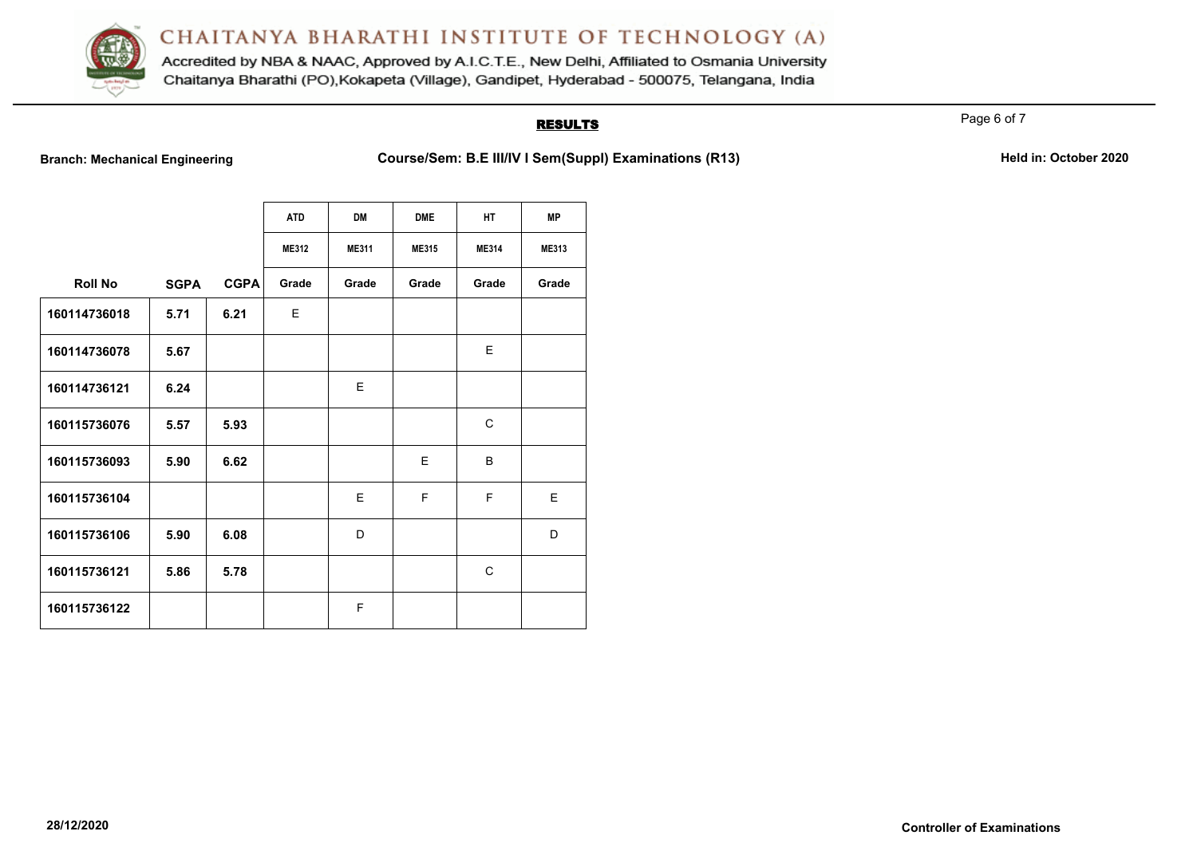# CHAITANYA BHARATHI INSTITUTE OF TECHNOLOGY (A)

Accredited by NBA & NAAC, Approved by A.I.C.T.E., New Delhi, Affiliated to Osmania University
Chaitanya Bharathi (PO),Kokapeta (Village), Gandipet, Hyderabad - 500075, Telangana, India

## RESULTS

**Branch: Mechanical Engineering** **Course/Sem: B.E III/IV I Sem(Suppl) Examinations (R13)** **Held in: October 2020**

| | | | ATD | DM | DME | HT | MP |
|---|---|---|---|---|---|---|---|
| | | | ME312 | ME311 | ME315 | ME314 | ME313 |
| **Roll No** | **SGPA** | **CGPA** | **Grade** | **Grade** | **Grade** | **Grade** | **Grade** |
| 160114736018 | 5.71 | 6.21 | E | | | | |
| 160114736078 | 5.67 | | | | | E | |
| 160114736121 | 6.24 | | | E | | | |
| 160115736076 | 5.57 | 5.93 | | | | C | |
| 160115736093 | 5.90 | 6.62 | | | E | B | |
| 160115736104 | | | | E | F | F | E |
| 160115736106 | 5.90 | 6.08 | | D | | | D |
| 160115736121 | 5.86 | 5.78 | | | | C | |
| 160115736122 | | | | F | | | |

28/12/2020 **Controller of Examinations**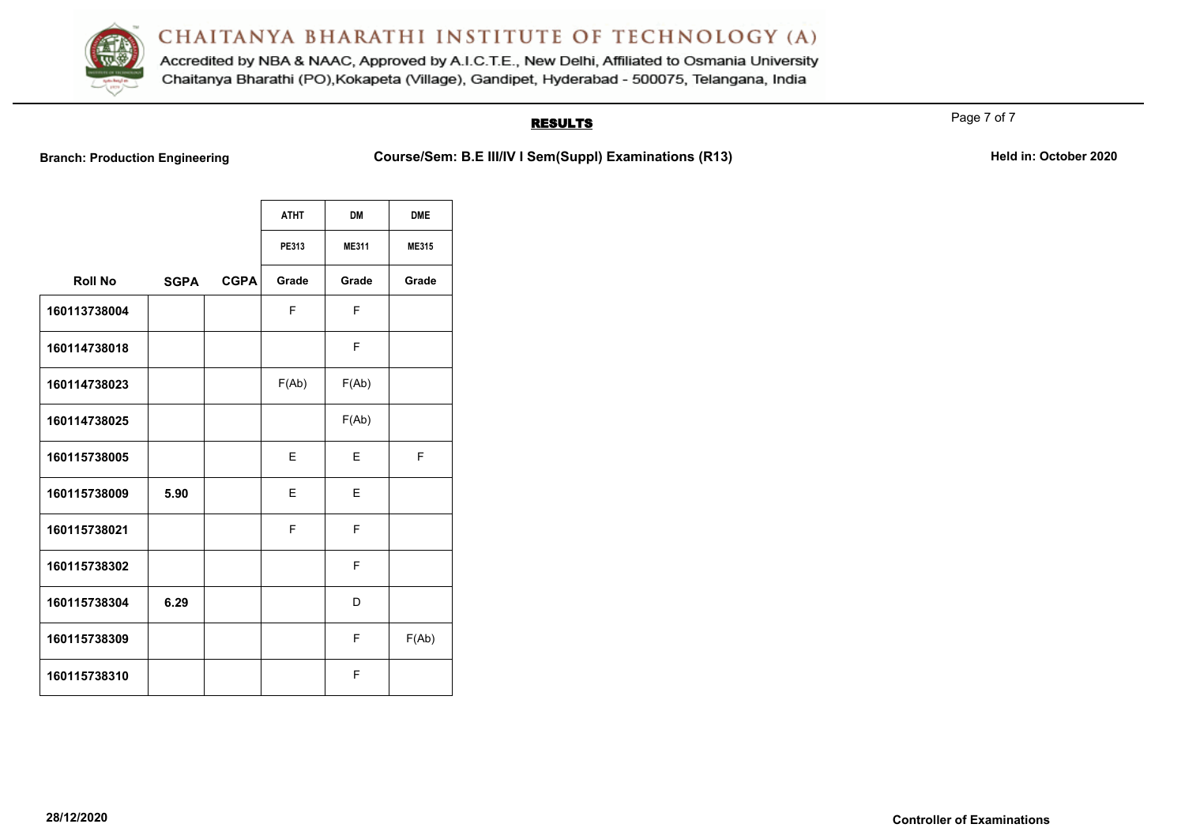# CHAITANYA BHARATHI INSTITUTE OF TECHNOLOGY (A)

Accredited by NBA & NAAC, Approved by A.I.C.T.E., New Delhi, Affiliated to Osmania University
Chaitanya Bharathi (PO),Kokapeta (Village), Gandipet, Hyderabad - 500075, Telangana, India

## RESULTS

**Branch: Production Engineering** **Course/Sem: B.E III/IV I Sem(Suppl) Examinations (R13)** **Held in: October 2020**

| | | | ATHT | DM | DME |
|---|---|---|---|---|---|
| | | | PE313 | ME311 | ME315 |
| Roll No | SGPA | CGPA | Grade | Grade | Grade |
| 160113738004 | | | F | F | |
| 160114738018 | | | | F | |
| 160114738023 | | | F(Ab) | F(Ab) | |
| 160114738025 | | | | F(Ab) | |
| 160115738005 | | | E | E | F |
| 160115738009 | 5.90 | | E | E | |
| 160115738021 | | | F | F | |
| 160115738302 | | | | F | |
| 160115738304 | 6.29 | | | D | |
| 160115738309 | | | | F | F(Ab) |
| 160115738310 | | | | F | |

28/12/2020

**Controller of Examinations**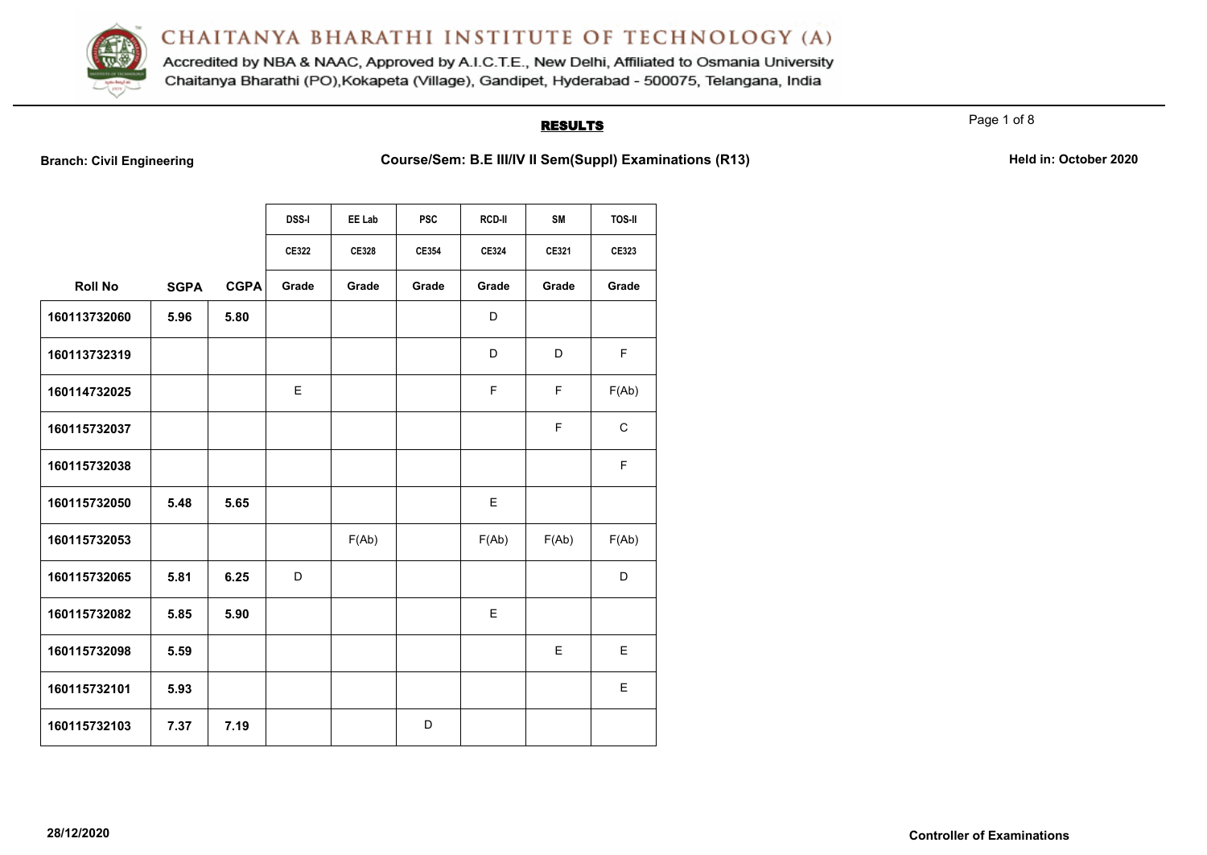# CHAITANYA BHARATHI INSTITUTE OF TECHNOLOGY (A)

Accredited by NBA & NAAC, Approved by A.I.C.T.E., New Delhi, Affiliated to Osmania University
Chaitanya Bharathi (PO),Kokapeta (Village), Gandipet, Hyderabad - 500075, Telangana, India

## RESULTS

**Branch: Civil Engineering** **Course/Sem: B.E III/IV II Sem(Suppl) Examinations (R13)** **Held in: October 2020**

| | | | DSS-I | EE Lab | PSC | RCD-II | SM | TOS-II |
|---|---|---|---|---|---|---|---|---|
| | | | CE322 | CE328 | CE354 | CE324 | CE321 | CE323 |
| **Roll No** | **SGPA** | **CGPA** | **Grade** | **Grade** | **Grade** | **Grade** | **Grade** | **Grade** |
| 160113732060 | 5.96 | 5.80 | | | | D | | |
| 160113732319 | | | | | | D | D | F |
| 160114732025 | | | E | | | F | F | F(Ab) |
| 160115732037 | | | | | | | F | C |
| 160115732038 | | | | | | | | F |
| 160115732050 | 5.48 | 5.65 | | | | E | | |
| 160115732053 | | | | F(Ab) | | F(Ab) | F(Ab) | F(Ab) |
| 160115732065 | 5.81 | 6.25 | D | | | | | D |
| 160115732082 | 5.85 | 5.90 | | | | E | | |
| 160115732098 | 5.59 | | | | | | E | E |
| 160115732101 | 5.93 | | | | | | | E |
| 160115732103 | 7.37 | 7.19 | | | D | | | |

**28/12/2020** **Controller of Examinations**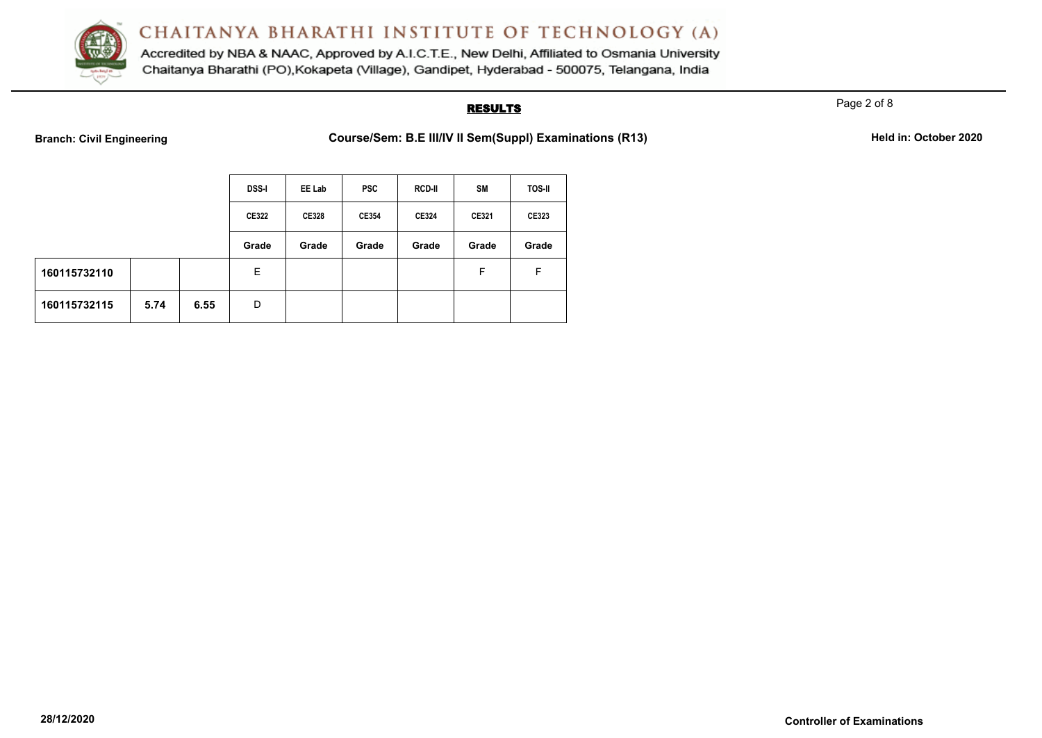# CHAITANYA BHARATHI INSTITUTE OF TECHNOLOGY (A)

Accredited by NBA & NAAC, Approved by A.I.C.T.E., New Delhi, Affiliated to Osmania University
Chaitanya Bharathi (PO),Kokapeta (Village), Gandipet, Hyderabad - 500075, Telangana, India

## RESULTS

**Branch: Civil Engineering** **Course/Sem: B.E III/IV II Sem(Suppl) Examinations (R13)** **Held in: October 2020**

| | | | DSS-I | EE Lab | PSC | RCD-II | SM | TOS-II |
|---|---|---|---|---|---|---|---|---|
| | | | CE322 | CE328 | CE354 | CE324 | CE321 | CE323 |
| | | | Grade | Grade | Grade | Grade | Grade | Grade |
| **160115732110** | | | E | | | | F | F |
| **160115732115** | **5.74** | **6.55** | D | | | | | |

**28/12/2020** **Controller of Examinations**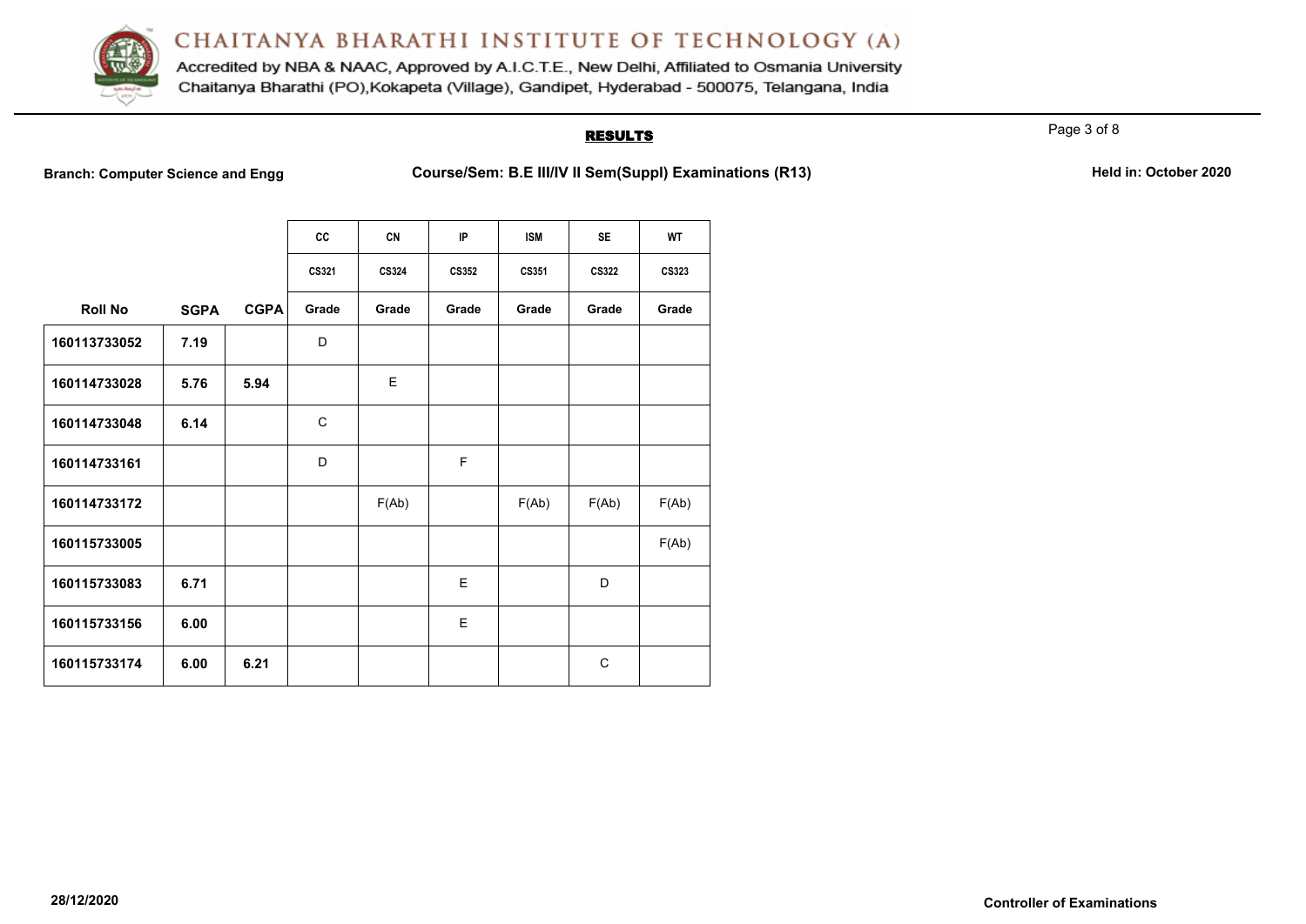# CHAITANYA BHARATHI INSTITUTE OF TECHNOLOGY (A)

Accredited by NBA & NAAC, Approved by A.I.C.T.E., New Delhi, Affiliated to Osmania University
Chaitanya Bharathi (PO),Kokapeta (Village), Gandipet, Hyderabad - 500075, Telangana, India

## RESULTS

**Branch: Computer Science and Engg** **Course/Sem: B.E III/IV II Sem(Suppl) Examinations (R13)** **Held in: October 2020**

| | | | CC | CN | IP | ISM | SE | WT |
|---|---|---|---|---|---|---|---|---|
| | | | CS321 | CS324 | CS352 | CS351 | CS322 | CS323 |
| **Roll No** | **SGPA** | **CGPA** | **Grade** | **Grade** | **Grade** | **Grade** | **Grade** | **Grade** |
| **160113733052** | **7.19** | | D | | | | | |
| **160114733028** | **5.76** | **5.94** | | E | | | | |
| **160114733048** | **6.14** | | C | | | | | |
| **160114733161** | | | D | | F | | | |
| **160114733172** | | | | F(Ab) | | F(Ab) | F(Ab) | F(Ab) |
| **160115733005** | | | | | | | | F(Ab) |
| **160115733083** | **6.71** | | | | E | | D | |
| **160115733156** | **6.00** | | | | E | | | |
| **160115733174** | **6.00** | **6.21** | | | | | C | |

**28/12/2020** **Controller of Examinations**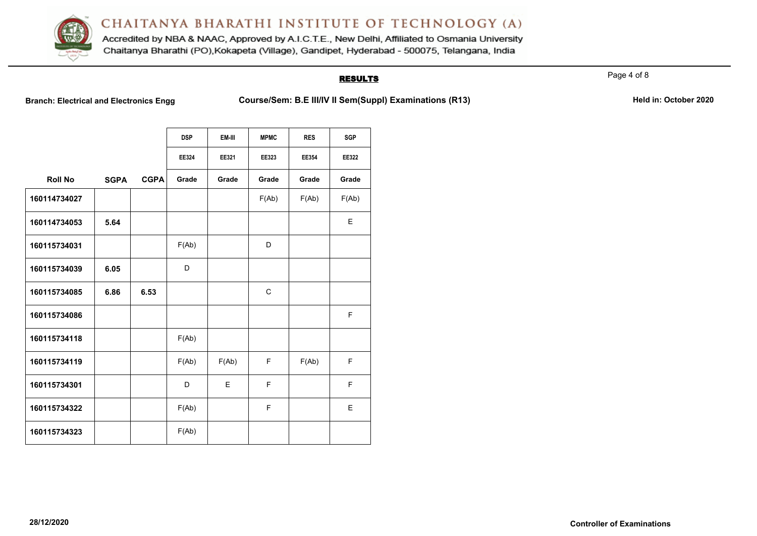# CHAITANYA BHARATHI INSTITUTE OF TECHNOLOGY (A)

Accredited by NBA & NAAC, Approved by A.I.C.T.E., New Delhi, Affiliated to Osmania University
Chaitanya Bharathi (PO),Kokapeta (Village), Gandipet, Hyderabad - 500075, Telangana, India

## RESULTS

**Branch: Electrical and Electronics Engg** **Course/Sem: B.E III/IV II Sem(Suppl) Examinations (R13)** **Held in: October 2020**

| | | | DSP | EM-III | MPMC | RES | SGP |
|---|---|---|---|---|---|---|---|
| | | | EE324 | EE321 | EE323 | EE354 | EE322 |
| **Roll No** | **SGPA** | **CGPA** | **Grade** | **Grade** | **Grade** | **Grade** | **Grade** |
| **160114734027** | | | | | F(Ab) | F(Ab) | F(Ab) |
| **160114734053** | **5.64** | | | | | | E |
| **160115734031** | | | F(Ab) | | D | | |
| **160115734039** | **6.05** | | D | | | | |
| **160115734085** | **6.86** | **6.53** | | | C | | |
| **160115734086** | | | | | | | F |
| **160115734118** | | | F(Ab) | | | | |
| **160115734119** | | | F(Ab) | F(Ab) | F | F(Ab) | F |
| **160115734301** | | | D | E | F | | F |
| **160115734322** | | | F(Ab) | | F | | E |
| **160115734323** | | | F(Ab) | | | | |

**28/12/2020** **Controller of Examinations**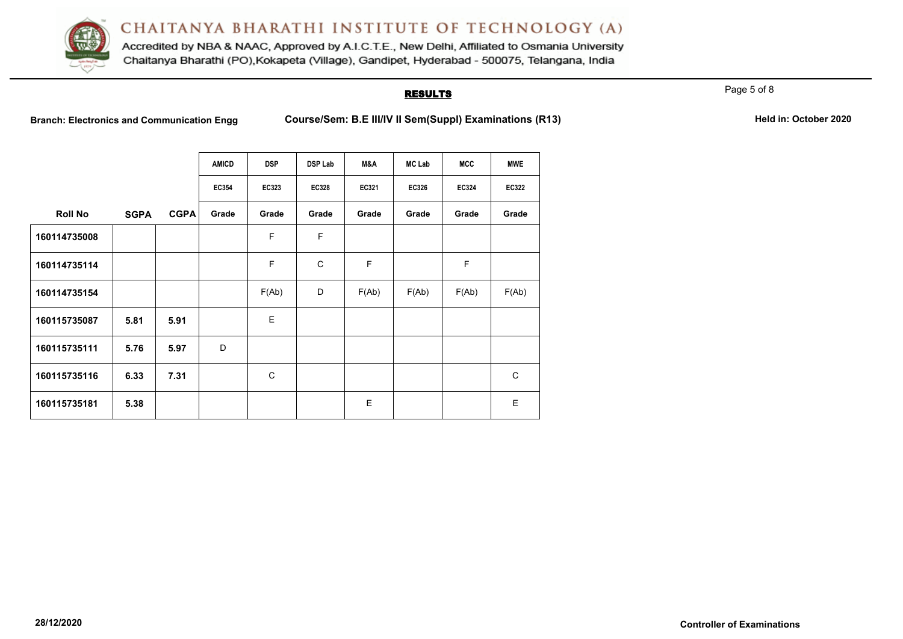# CHAITANYA BHARATHI INSTITUTE OF TECHNOLOGY (A)

Accredited by NBA & NAAC, Approved by A.I.C.T.E., New Delhi, Affiliated to Osmania University
Chaitanya Bharathi (PO),Kokapeta (Village), Gandipet, Hyderabad - 500075, Telangana, India

## RESULTS

**Branch: Electronics and Communication Engg** **Course/Sem: B.E III/IV II Sem(Suppl) Examinations (R13)** **Held in: October 2020**

| | | | AMICD | DSP | DSP Lab | M&A | MC Lab | MCC | MWE |
|---|---|---|---|---|---|---|---|---|---|
| | | | EC354 | EC323 | EC328 | EC321 | EC326 | EC324 | EC322 |
| **Roll No** | **SGPA** | **CGPA** | **Grade** | **Grade** | **Grade** | **Grade** | **Grade** | **Grade** | **Grade** |
| **160114735008** | | | | F | F | | | | |
| **160114735114** | | | | F | C | F | | F | |
| **160114735154** | | | | F(Ab) | D | F(Ab) | F(Ab) | F(Ab) | F(Ab) |
| **160115735087** | **5.81** | **5.91** | | E | | | | | |
| **160115735111** | **5.76** | **5.97** | D | | | | | | |
| **160115735116** | **6.33** | **7.31** | | C | | | | | C |
| **160115735181** | **5.38** | | | | | E | | | E |

**28/12/2020** **Controller of Examinations**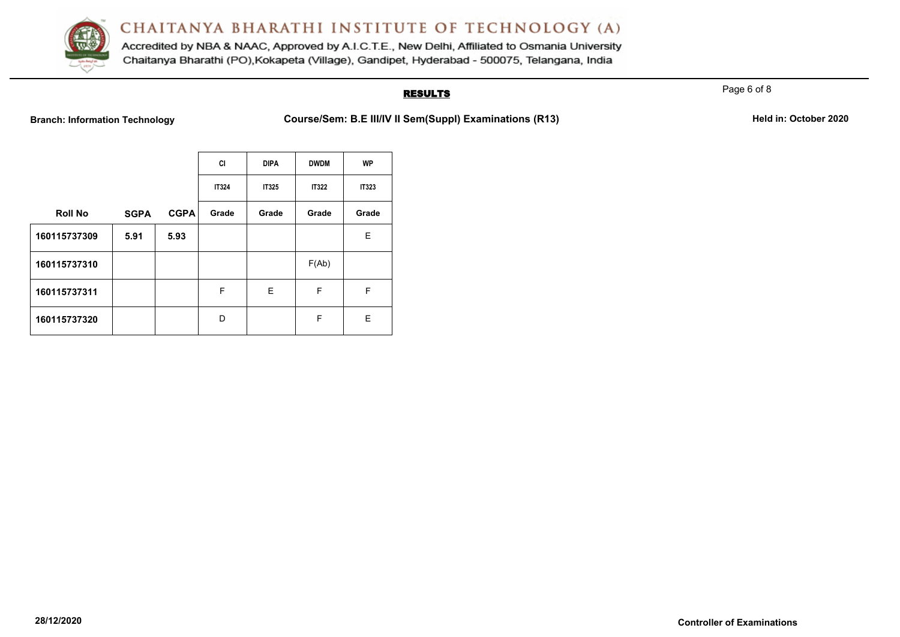# CHAITANYA BHARATHI INSTITUTE OF TECHNOLOGY (A)

Accredited by NBA & NAAC, Approved by A.I.C.T.E., New Delhi, Affiliated to Osmania University
Chaitanya Bharathi (PO),Kokapeta (Village), Gandipet, Hyderabad - 500075, Telangana, India

## RESULTS

**Branch: Information Technology** **Course/Sem: B.E III/IV II Sem(Suppl) Examinations (R13)** **Held in: October 2020**

| | | | CI | DIPA | DWDM | WP |
|---|---|---|---|---|---|---|
| | | | IT324 | IT325 | IT322 | IT323 |
| **Roll No** | **SGPA** | **CGPA** | **Grade** | **Grade** | **Grade** | **Grade** |
| **160115737309** | **5.91** | **5.93** | | | | E |
| **160115737310** | | | | | F(Ab) | |
| **160115737311** | | | F | E | F | F |
| **160115737320** | | | D | | F | E |

**28/12/2020** **Controller of Examinations**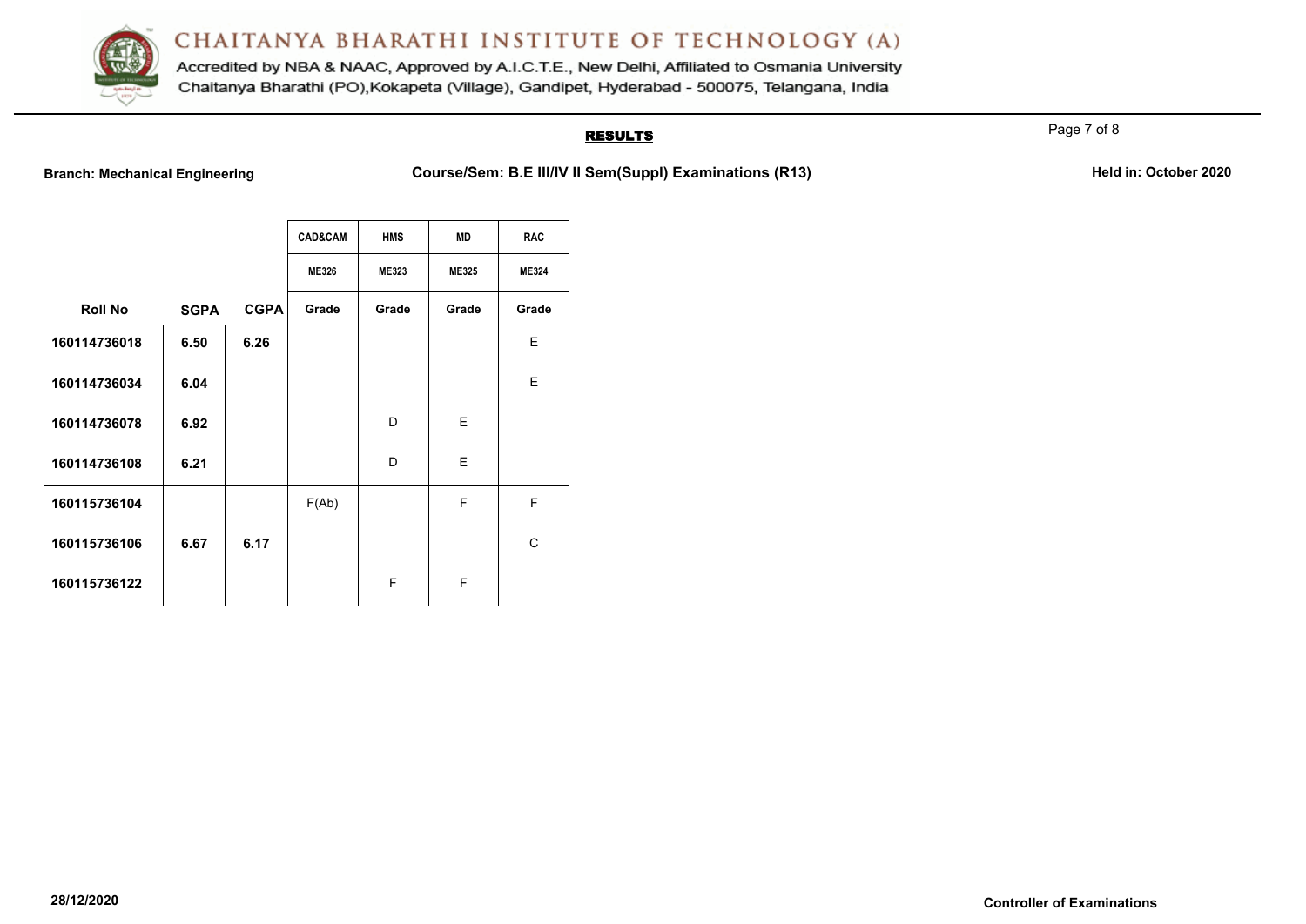# CHAITANYA BHARATHI INSTITUTE OF TECHNOLOGY (A)

Accredited by NBA & NAAC, Approved by A.I.C.T.E., New Delhi, Affiliated to Osmania University
Chaitanya Bharathi (PO),Kokapeta (Village), Gandipet, Hyderabad - 500075, Telangana, India

## RESULTS

**Branch: Mechanical Engineering** **Course/Sem: B.E III/IV II Sem(Suppl) Examinations (R13)** **Held in: October 2020**

| | | | CAD&CAM | HMS | MD | RAC |
|---|---|---|---|---|---|---|
| | | | ME326 | ME323 | ME325 | ME324 |
| Roll No | SGPA | CGPA | Grade | Grade | Grade | Grade |
| 160114736018 | 6.50 | 6.26 | | | | E |
| 160114736034 | 6.04 | | | | | E |
| 160114736078 | 6.92 | | | D | E | |
| 160114736108 | 6.21 | | | D | E | |
| 160115736104 | | | F(Ab) | | F | F |
| 160115736106 | 6.67 | 6.17 | | | | C |
| 160115736122 | | | | F | F | |

**28/12/2020** **Controller of Examinations**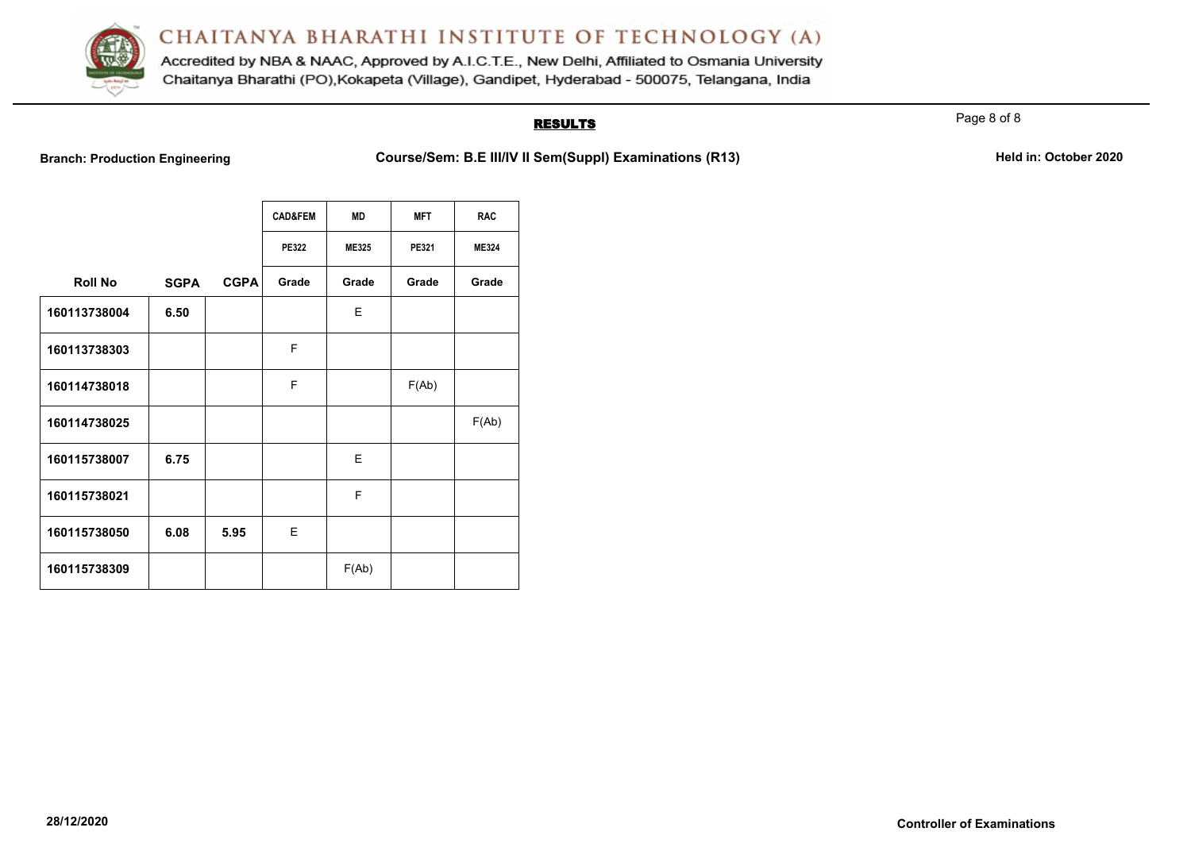# CHAITANYA BHARATHI INSTITUTE OF TECHNOLOGY (A)

Accredited by NBA & NAAC, Approved by A.I.C.T.E., New Delhi, Affiliated to Osmania University
Chaitanya Bharathi (PO),Kokapeta (Village), Gandipet, Hyderabad - 500075, Telangana, India

## RESULTS

**Branch: Production Engineering** **Course/Sem: B.E III/IV II Sem(Suppl) Examinations (R13)** **Held in: October 2020**

| | | | CAD&FEM | MD | MFT | RAC |
|---|---|---|---|---|---|---|
| | | | PE322 | ME325 | PE321 | ME324 |
| **Roll No** | **SGPA** | **CGPA** | **Grade** | **Grade** | **Grade** | **Grade** |
| **160113738004** | **6.50** | | | E | | |
| **160113738303** | | | F | | | |
| **160114738018** | | | F | | F(Ab) | |
| **160114738025** | | | | | | F(Ab) |
| **160115738007** | **6.75** | | | E | | |
| **160115738021** | | | | F | | |
| **160115738050** | **6.08** | **5.95** | E | | | |
| **160115738309** | | | | F(Ab) | | |

**28/12/2020** **Controller of Examinations**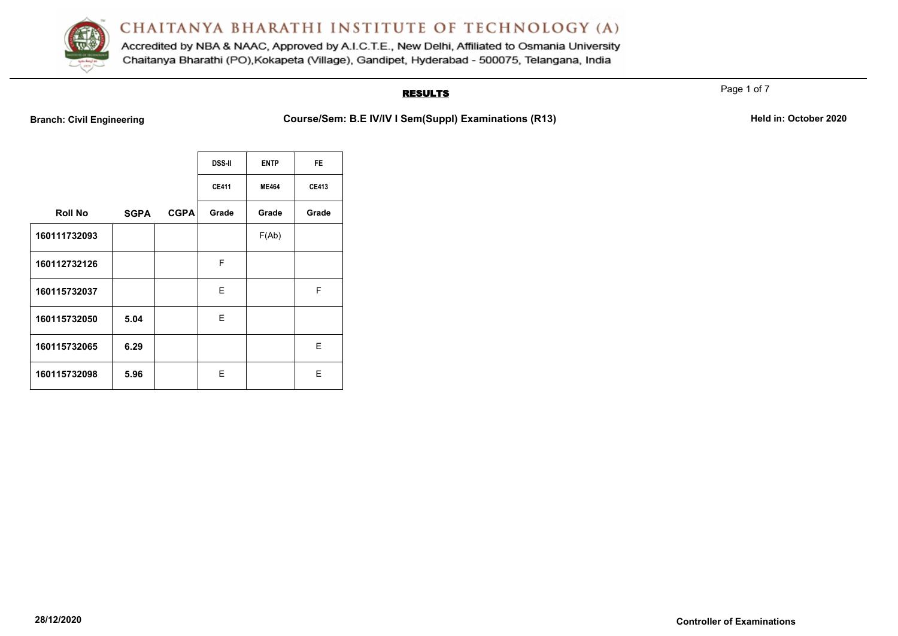# CHAITANYA BHARATHI INSTITUTE OF TECHNOLOGY (A)

Accredited by NBA & NAAC, Approved by A.I.C.T.E., New Delhi, Affiliated to Osmania University
Chaitanya Bharathi (PO),Kokapeta (Village), Gandipet, Hyderabad - 500075, Telangana, India

## RESULTS

**Branch: Civil Engineering** **Course/Sem: B.E IV/IV I Sem(Suppl) Examinations (R13)** **Held in: October 2020**

| | | | DSS-II | ENTP | FE |
|---|---|---|---|---|---|
| | | | CE411 | ME464 | CE413 |
| **Roll No** | **SGPA** | **CGPA** | **Grade** | **Grade** | **Grade** |
| **160111732093** | | | | F(Ab) | |
| **160112732126** | | | F | | |
| **160115732037** | | | E | | F |
| **160115732050** | **5.04** | | E | | |
| **160115732065** | **6.29** | | | | E |
| **160115732098** | **5.96** | | E | | E |

**28/12/2020** **Controller of Examinations**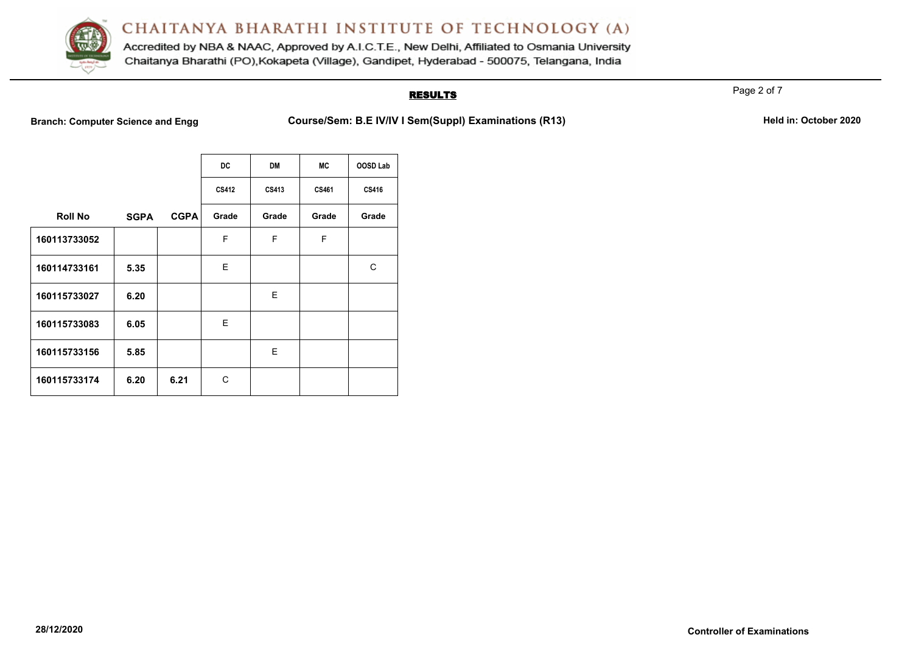# CHAITANYA BHARATHI INSTITUTE OF TECHNOLOGY (A)

Accredited by NBA & NAAC, Approved by A.I.C.T.E., New Delhi, Affiliated to Osmania University
Chaitanya Bharathi (PO),Kokapeta (Village), Gandipet, Hyderabad - 500075, Telangana, India

## RESULTS

**Branch: Computer Science and Engg** **Course/Sem: B.E IV/IV I Sem(Suppl) Examinations (R13)** **Held in: October 2020**

| | | | DC | DM | MC | OOSD Lab |
|---|---|---|---|---|---|---|
| | | | CS412 | CS413 | CS461 | CS416 |
| **Roll No** | **SGPA** | **CGPA** | **Grade** | **Grade** | **Grade** | **Grade** |
| **160113733052** | | | F | F | F | |
| **160114733161** | **5.35** | | E | | | C |
| **160115733027** | **6.20** | | | E | | |
| **160115733083** | **6.05** | | E | | | |
| **160115733156** | **5.85** | | | E | | |
| **160115733174** | **6.20** | **6.21** | C | | | |

**28/12/2020** **Controller of Examinations**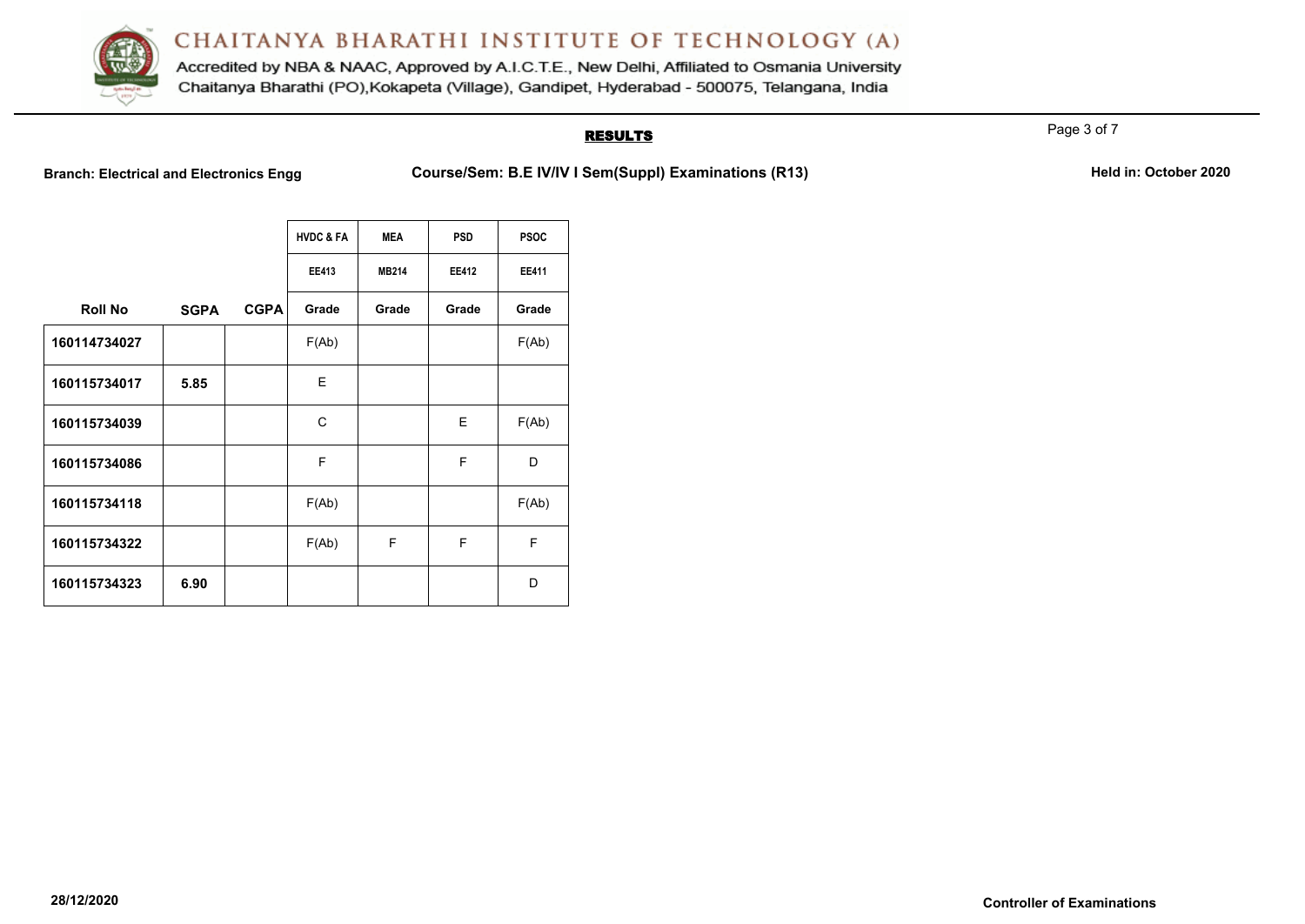# CHAITANYA BHARATHI INSTITUTE OF TECHNOLOGY (A)

Accredited by NBA & NAAC, Approved by A.I.C.T.E., New Delhi, Affiliated to Osmania University
Chaitanya Bharathi (PO),Kokapeta (Village), Gandipet, Hyderabad - 500075, Telangana, India

## RESULTS

**Branch: Electrical and Electronics Engg** **Course/Sem: B.E IV/IV I Sem(Suppl) Examinations (R13)** **Held in: October 2020**

| | | | HVDC & FA | MEA | PSD | PSOC |
|---|---|---|---|---|---|---|
| | | | EE413 | MB214 | EE412 | EE411 |
| **Roll No** | **SGPA** | **CGPA** | **Grade** | **Grade** | **Grade** | **Grade** |
| **160114734027** | | | F(Ab) | | | F(Ab) |
| **160115734017** | **5.85** | | E | | | |
| **160115734039** | | | C | | E | F(Ab) |
| **160115734086** | | | F | | F | D |
| **160115734118** | | | F(Ab) | | | F(Ab) |
| **160115734322** | | | F(Ab) | F | F | F |
| **160115734323** | **6.90** | | | | | D |

**28/12/2020** **Controller of Examinations**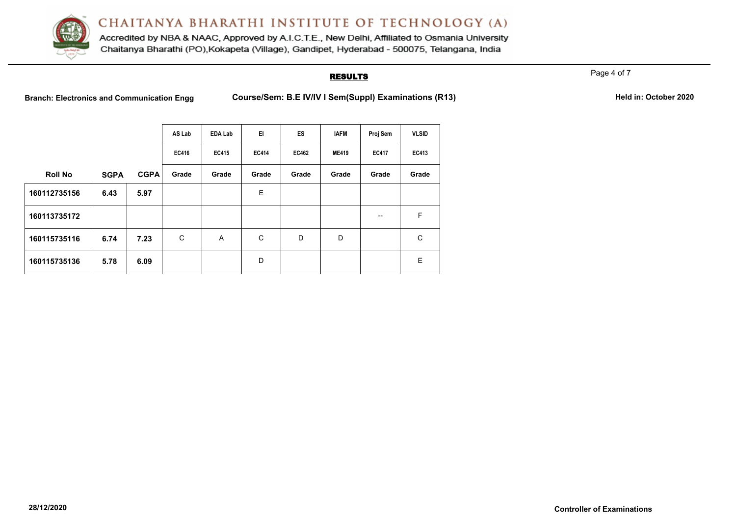# CHAITANYA BHARATHI INSTITUTE OF TECHNOLOGY (A)

Accredited by NBA & NAAC, Approved by A.I.C.T.E., New Delhi, Affiliated to Osmania University
Chaitanya Bharathi (PO),Kokapeta (Village), Gandipet, Hyderabad - 500075, Telangana, India

## RESULTS

**Branch: Electronics and Communication Engg** **Course/Sem: B.E IV/IV I Sem(Suppl) Examinations (R13)** **Held in: October 2020**

| | | | AS Lab | EDA Lab | EI | ES | IAFM | Proj Sem | VLSID |
|---|---|---|---|---|---|---|---|---|---|
| | | | EC416 | EC415 | EC414 | EC462 | ME419 | EC417 | EC413 |
| **Roll No** | **SGPA** | **CGPA** | **Grade** | **Grade** | **Grade** | **Grade** | **Grade** | **Grade** | **Grade** |
| **160112735156** | **6.43** | **5.97** | | | E | | | | |
| **160113735172** | | | | | | | | -- | F |
| **160115735116** | **6.74** | **7.23** | C | A | C | D | D | | C |
| **160115735136** | **5.78** | **6.09** | | | D | | | | E |

**28/12/2020** **Controller of Examinations**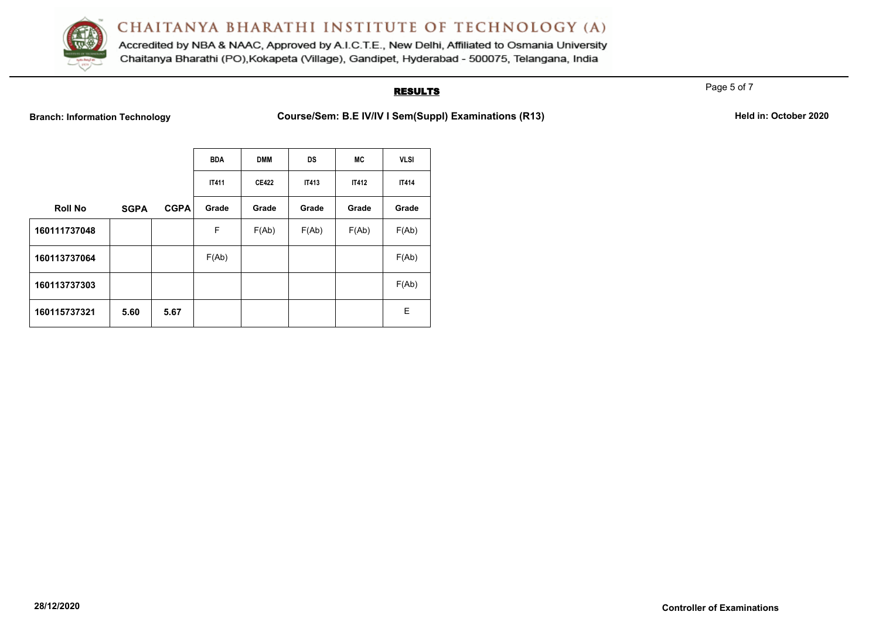# CHAITANYA BHARATHI INSTITUTE OF TECHNOLOGY (A)

Accredited by NBA & NAAC, Approved by A.I.C.T.E., New Delhi, Affiliated to Osmania University
Chaitanya Bharathi (PO),Kokapeta (Village), Gandipet, Hyderabad - 500075, Telangana, India

## RESULTS

**Branch: Information Technology** **Course/Sem: B.E IV/IV I Sem(Suppl) Examinations (R13)** **Held in: October 2020**

| | | | BDA | DMM | DS | MC | VLSI |
|---|---|---|---|---|---|---|---|
| | | | IT411 | CE422 | IT413 | IT412 | IT414 |
| **Roll No** | **SGPA** | **CGPA** | **Grade** | **Grade** | **Grade** | **Grade** | **Grade** |
| **160111737048** | | | F | F(Ab) | F(Ab) | F(Ab) | F(Ab) |
| **160113737064** | | | F(Ab) | | | | F(Ab) |
| **160113737303** | | | | | | | F(Ab) |
| **160115737321** | **5.60** | **5.67** | | | | | E |

**28/12/2020** **Controller of Examinations**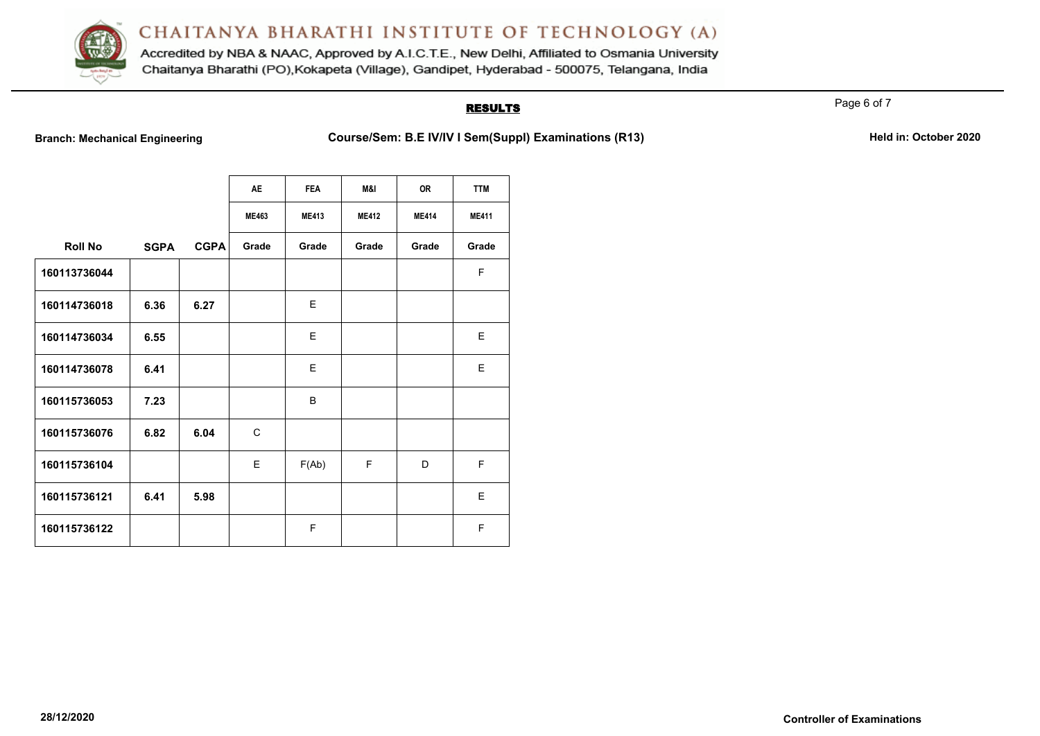# CHAITANYA BHARATHI INSTITUTE OF TECHNOLOGY (A)

Accredited by NBA & NAAC, Approved by A.I.C.T.E., New Delhi, Affiliated to Osmania University
Chaitanya Bharathi (PO),Kokapeta (Village), Gandipet, Hyderabad - 500075, Telangana, India

## RESULTS

**Branch: Mechanical Engineering** **Course/Sem: B.E IV/IV I Sem(Suppl) Examinations (R13)** **Held in: October 2020**

| | | | AE | FEA | M&I | OR | TTM |
|---|---|---|---|---|---|---|---|
| | | | ME463 | ME413 | ME412 | ME414 | ME411 |
| **Roll No** | **SGPA** | **CGPA** | Grade | Grade | Grade | Grade | Grade |
| 160113736044 | | | | | | | F |
| 160114736018 | 6.36 | 6.27 | | E | | | |
| 160114736034 | 6.55 | | | E | | | E |
| 160114736078 | 6.41 | | | E | | | E |
| 160115736053 | 7.23 | | | B | | | |
| 160115736076 | 6.82 | 6.04 | C | | | | |
| 160115736104 | | | E | F(Ab) | F | D | F |
| 160115736121 | 6.41 | 5.98 | | | | | E |
| 160115736122 | | | | F | | | F |

**28/12/2020** **Controller of Examinations**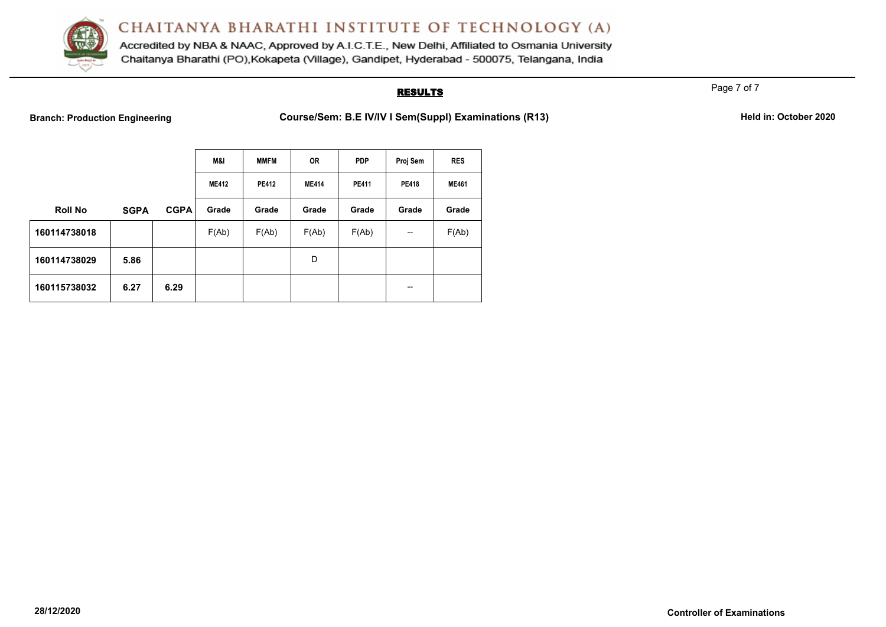# CHAITANYA BHARATHI INSTITUTE OF TECHNOLOGY (A)

Accredited by NBA & NAAC, Approved by A.I.C.T.E., New Delhi, Affiliated to Osmania University
Chaitanya Bharathi (PO),Kokapeta (Village), Gandipet, Hyderabad - 500075, Telangana, India

## RESULTS

**Branch: Production Engineering** **Course/Sem: B.E IV/IV I Sem(Suppl) Examinations (R13)** **Held in: October 2020**

| | | | M&I | MMFM | OR | PDP | Proj Sem | RES |
|---|---|---|---|---|---|---|---|---|
| | | | ME412 | PE412 | ME414 | PE411 | PE418 | ME461 |
| **Roll No** | **SGPA** | **CGPA** | **Grade** | **Grade** | **Grade** | **Grade** | **Grade** | **Grade** |
| **160114738018** | | | F(Ab) | F(Ab) | F(Ab) | F(Ab) | -- | F(Ab) |
| **160114738029** | **5.86** | | | | D | | | |
| **160115738032** | **6.27** | **6.29** | | | | | -- | |

**28/12/2020** **Controller of Examinations**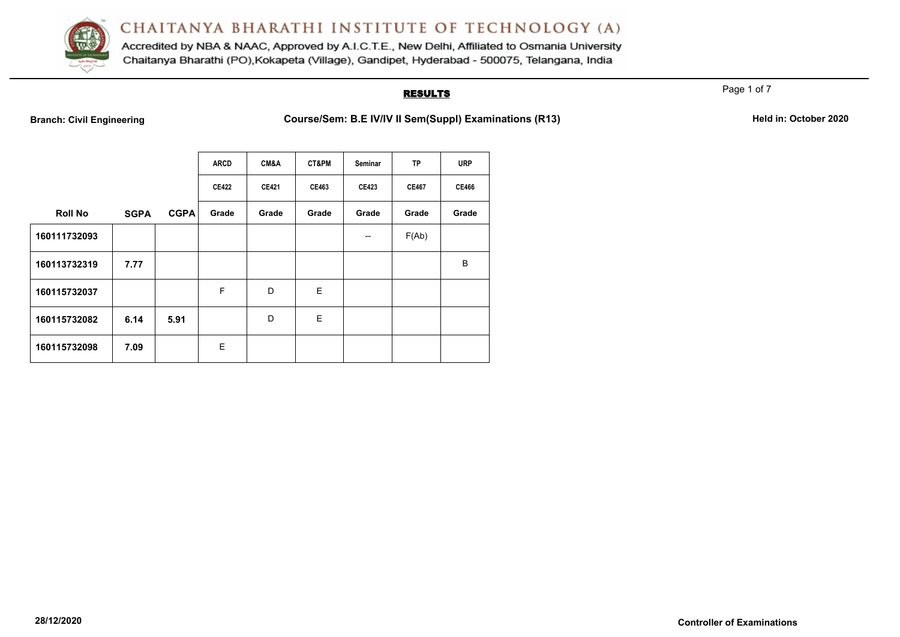# CHAITANYA BHARATHI INSTITUTE OF TECHNOLOGY (A)

Accredited by NBA & NAAC, Approved by A.I.C.T.E., New Delhi, Affiliated to Osmania University
Chaitanya Bharathi (PO),Kokapeta (Village), Gandipet, Hyderabad - 500075, Telangana, India

## RESULTS

**Branch: Civil Engineering** **Course/Sem: B.E IV/IV II Sem(Suppl) Examinations (R13)** **Held in: October 2020**

| | | | ARCD | CM&A | CT&PM | Seminar | TP | URP |
|---|---|---|---|---|---|---|---|---|
| | | | CE422 | CE421 | CE463 | CE423 | CE467 | CE466 |
| **Roll No** | **SGPA** | **CGPA** | **Grade** | **Grade** | **Grade** | **Grade** | **Grade** | **Grade** |
| **160111732093** | | | | | | -- | F(Ab) | |
| **160113732319** | **7.77** | | | | | | | B |
| **160115732037** | | | F | D | E | | | |
| **160115732082** | **6.14** | **5.91** | | D | E | | | |
| **160115732098** | **7.09** | | E | | | | | |

**28/12/2020** **Controller of Examinations**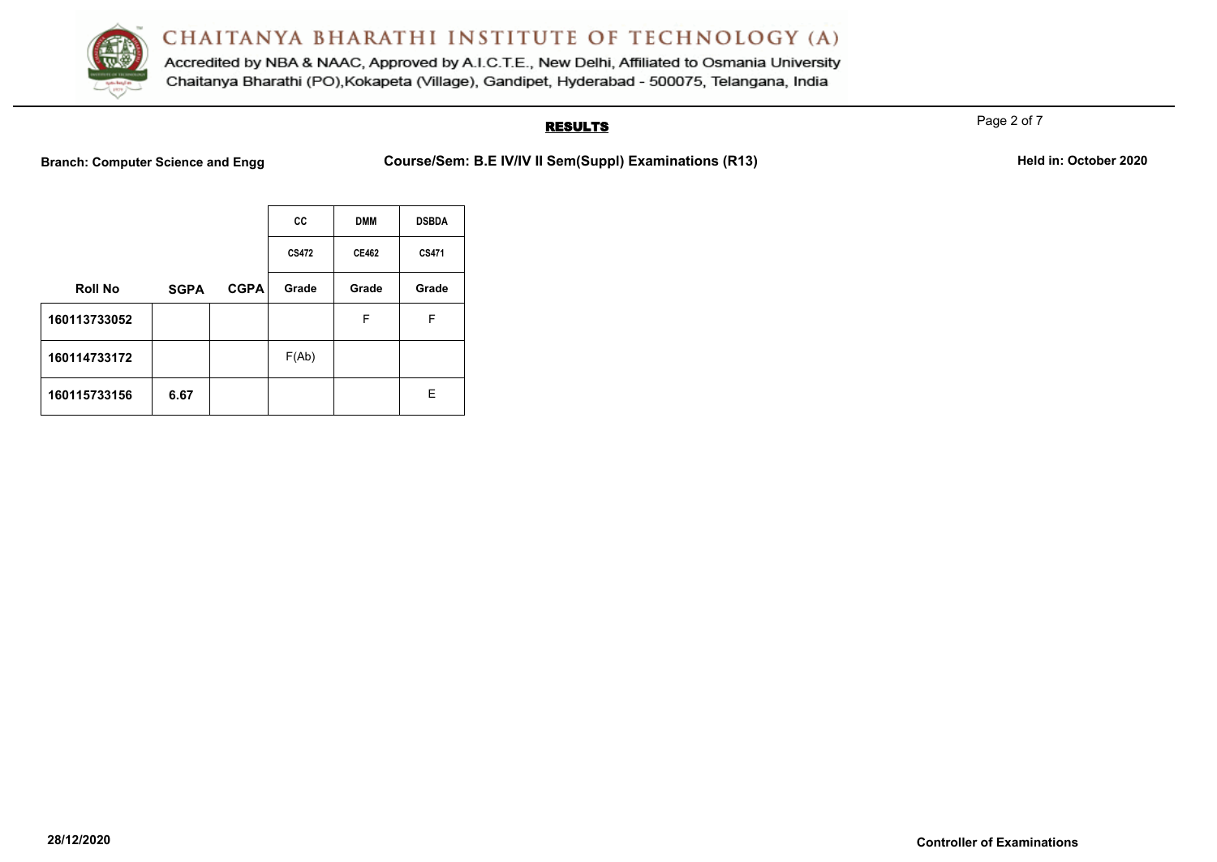# CHAITANYA BHARATHI INSTITUTE OF TECHNOLOGY (A)

Accredited by NBA & NAAC, Approved by A.I.C.T.E., New Delhi, Affiliated to Osmania University
Chaitanya Bharathi (PO),Kokapeta (Village), Gandipet, Hyderabad - 500075, Telangana, India

## RESULTS

**Branch: Computer Science and Engg** **Course/Sem: B.E IV/IV II Sem(Suppl) Examinations (R13)** **Held in: October 2020**

| | | | CC | DMM | DSBDA |
|---|---|---|---|---|---|
| | | | CS472 | CE462 | CS471 |
| **Roll No** | **SGPA** | **CGPA** | **Grade** | **Grade** | **Grade** |
| **160113733052** | | | | F | F |
| **160114733172** | | | F(Ab) | | |
| **160115733156** | **6.67** | | | | E |

**28/12/2020** **Controller of Examinations**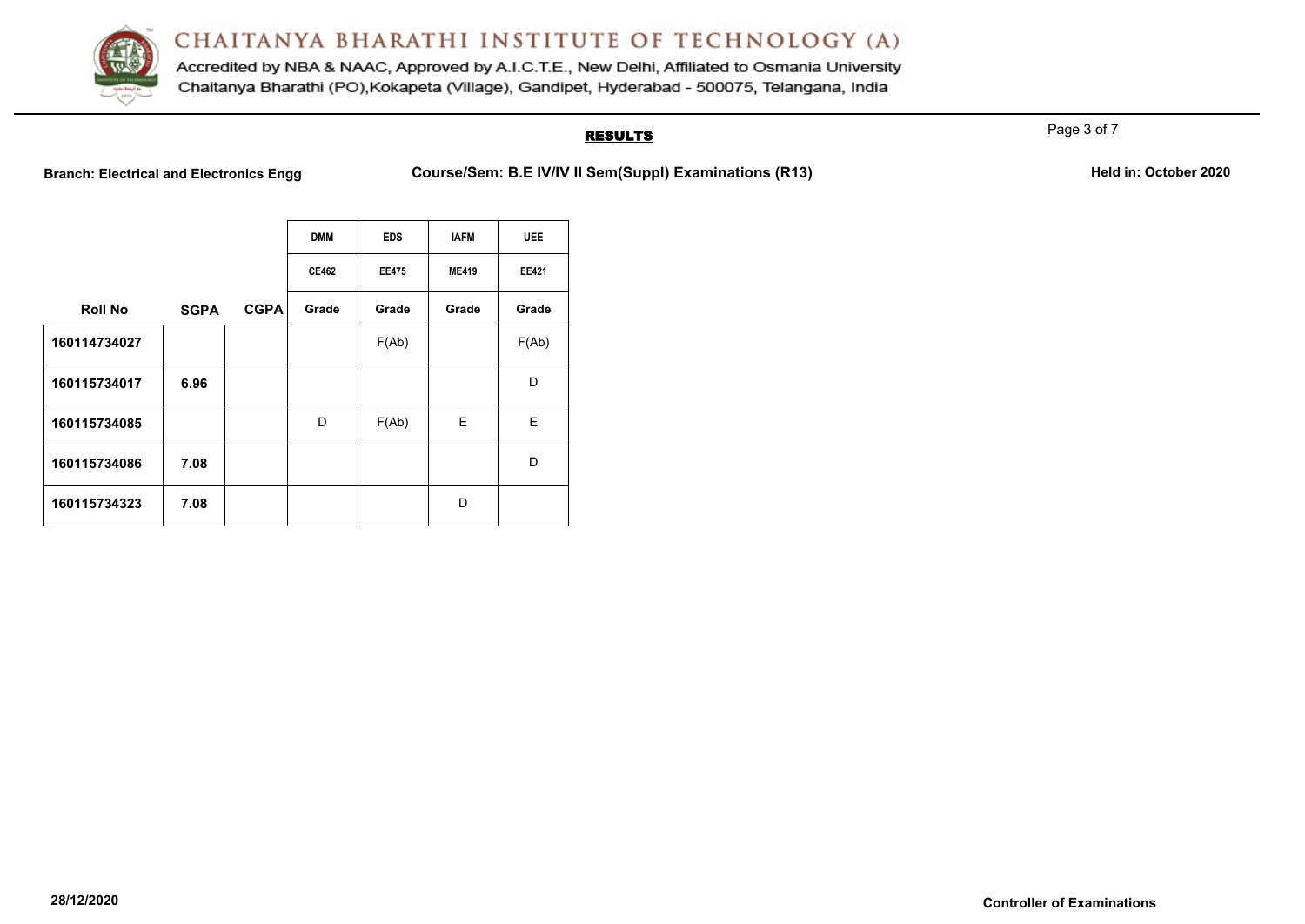# CHAITANYA BHARATHI INSTITUTE OF TECHNOLOGY (A)

Accredited by NBA & NAAC, Approved by A.I.C.T.E., New Delhi, Affiliated to Osmania University
Chaitanya Bharathi (PO),Kokapeta (Village), Gandipet, Hyderabad - 500075, Telangana, India

## RESULTS

**Branch: Electrical and Electronics Engg** | **Course/Sem: B.E IV/IV II Sem(Suppl) Examinations (R13)** | **Held in: October 2020**

| | | | DMM | EDS | IAFM | UEE |
|---|---|---|---|---|---|---|
| | | | CE462 | EE475 | ME419 | EE421 |
| **Roll No** | **SGPA** | **CGPA** | Grade | Grade | Grade | Grade |
| 160114734027 | | | | F(Ab) | | F(Ab) |
| 160115734017 | 6.96 | | | | | D |
| 160115734085 | | | D | F(Ab) | E | E |
| 160115734086 | 7.08 | | | | | D |
| 160115734323 | 7.08 | | | | D | |

28/12/2020

**Controller of Examinations**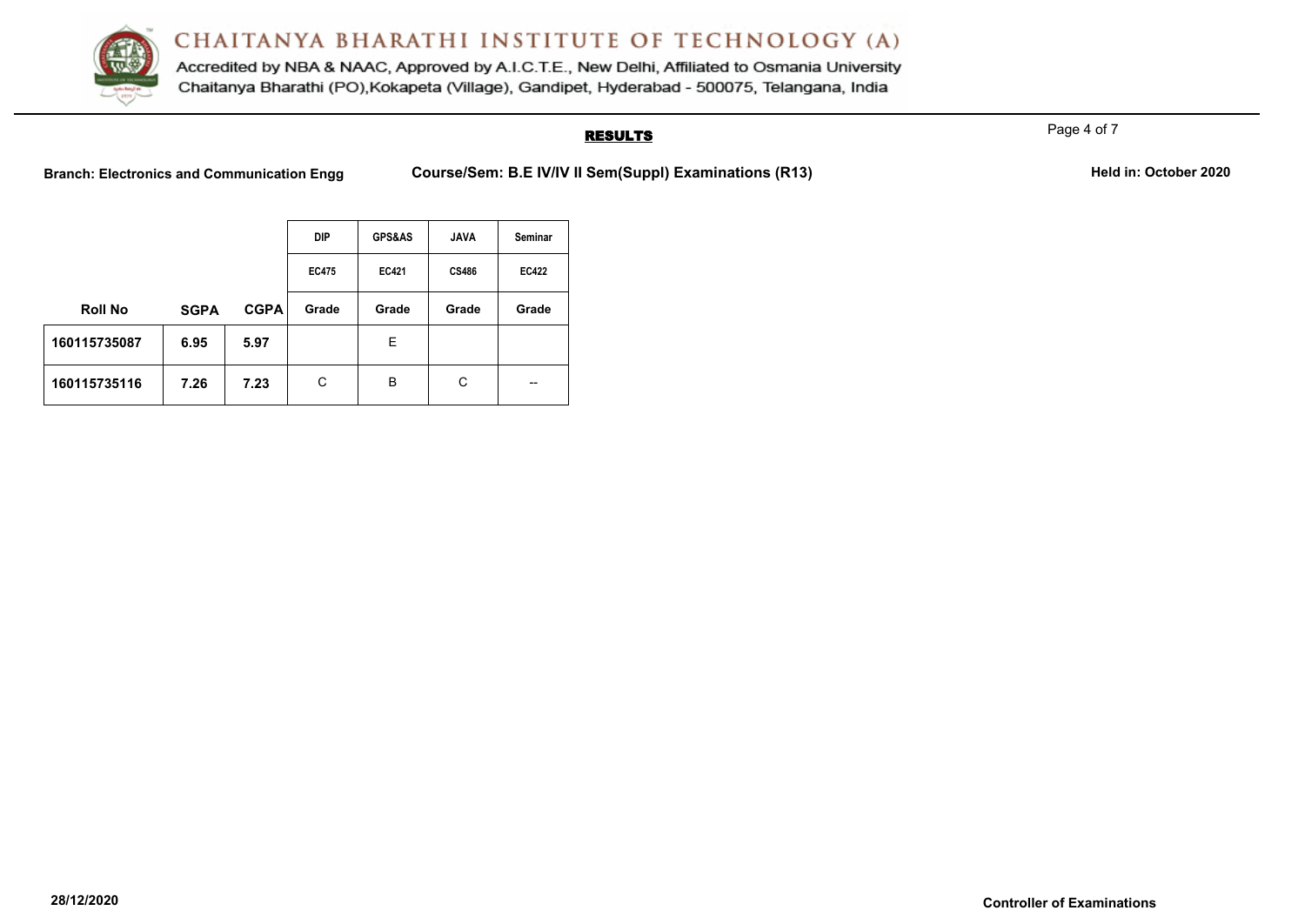# CHAITANYA BHARATHI INSTITUTE OF TECHNOLOGY (A)

Accredited by NBA & NAAC, Approved by A.I.C.T.E., New Delhi, Affiliated to Osmania University
Chaitanya Bharathi (PO),Kokapeta (Village), Gandipet, Hyderabad - 500075, Telangana, India

## RESULTS

**Branch: Electronics and Communication Engg** **Course/Sem: B.E IV/IV II Sem(Suppl) Examinations (R13)** **Held in: October 2020**

| | | | DIP | GPS&AS | JAVA | Seminar |
|---|---|---|---|---|---|---|
| | | | EC475 | EC421 | CS486 | EC422 |
| **Roll No** | **SGPA** | **CGPA** | **Grade** | **Grade** | **Grade** | **Grade** |
| **160115735087** | **6.95** | **5.97** | | E | | |
| **160115735116** | **7.26** | **7.23** | C | B | C | -- |

**28/12/2020** **Controller of Examinations**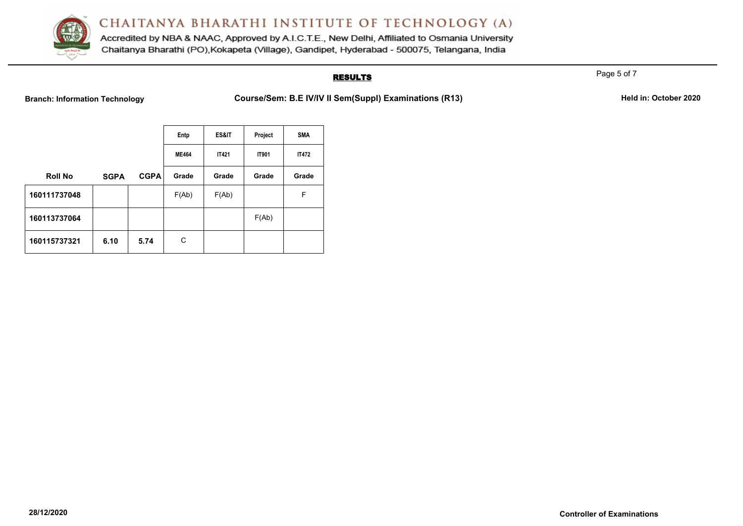# CHAITANYA BHARATHI INSTITUTE OF TECHNOLOGY (A)

Accredited by NBA & NAAC, Approved by A.I.C.T.E., New Delhi, Affiliated to Osmania University
Chaitanya Bharathi (PO),Kokapeta (Village), Gandipet, Hyderabad - 500075, Telangana, India

## RESULTS

**Branch: Information Technology** | **Course/Sem: B.E IV/IV II Sem(Suppl) Examinations (R13)** | **Held in: October 2020**

| | | | Entp | ES&IT | Project | SMA |
|---|---|---|---|---|---|---|
| | | | ME464 | IT421 | IT901 | IT472 |
| **Roll No** | **SGPA** | **CGPA** | **Grade** | **Grade** | **Grade** | **Grade** |
| **160111737048** | | | F(Ab) | F(Ab) | | F |
| **160113737064** | | | | | F(Ab) | |
| **160115737321** | **6.10** | **5.74** | C | | | |

**28/12/2020**

**Controller of Examinations**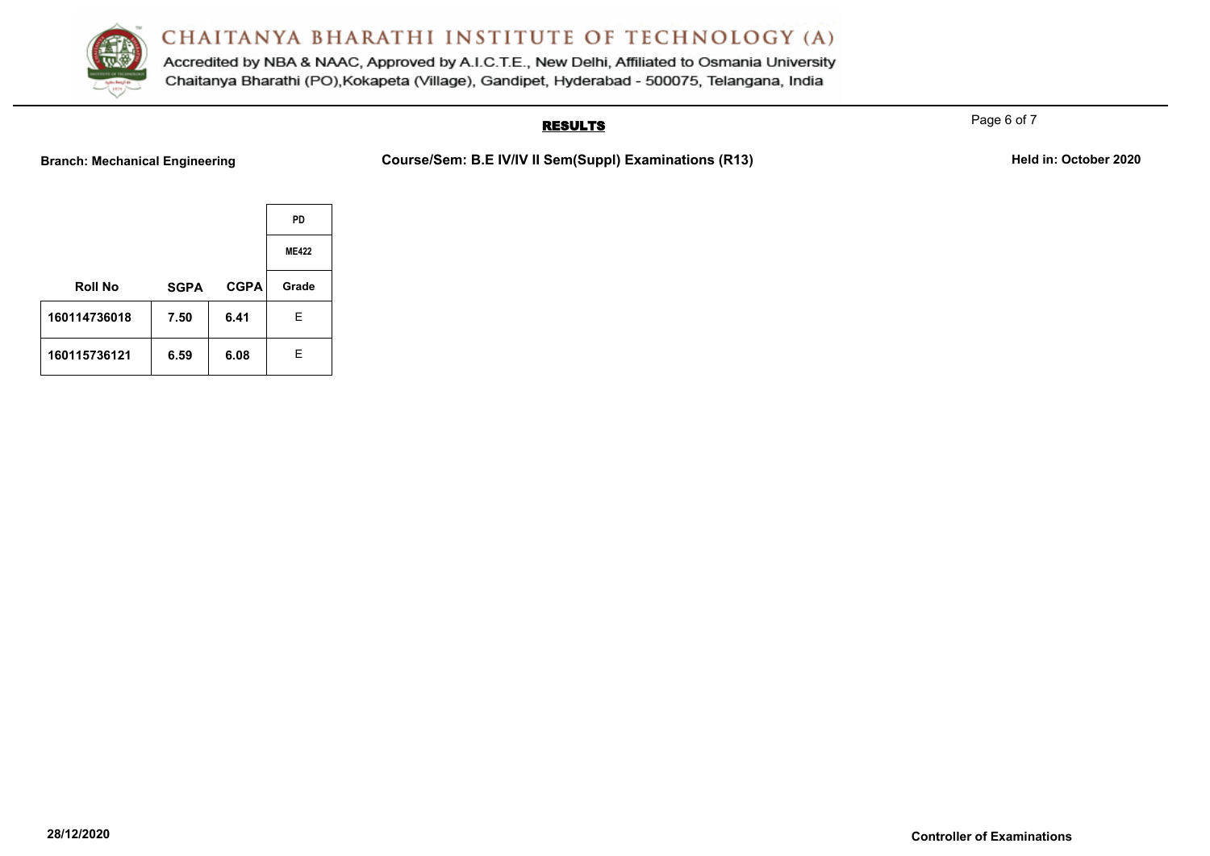# CHAITANYA BHARATHI INSTITUTE OF TECHNOLOGY (A)

Accredited by NBA & NAAC, Approved by A.I.C.T.E., New Delhi, Affiliated to Osmania University
Chaitanya Bharathi (PO),Kokapeta (Village), Gandipet, Hyderabad - 500075, Telangana, India

## RESULTS

**Branch: Mechanical Engineering** **Course/Sem: B.E IV/IV II Sem(Suppl) Examinations (R13)** **Held in: October 2020**

| | | | PD |
|---|---|---|---|
| | | | ME422 |
| Roll No | SGPA | CGPA | Grade |
| 160114736018 | 7.50 | 6.41 | E |
| 160115736121 | 6.59 | 6.08 | E |

**28/12/2020** **Controller of Examinations**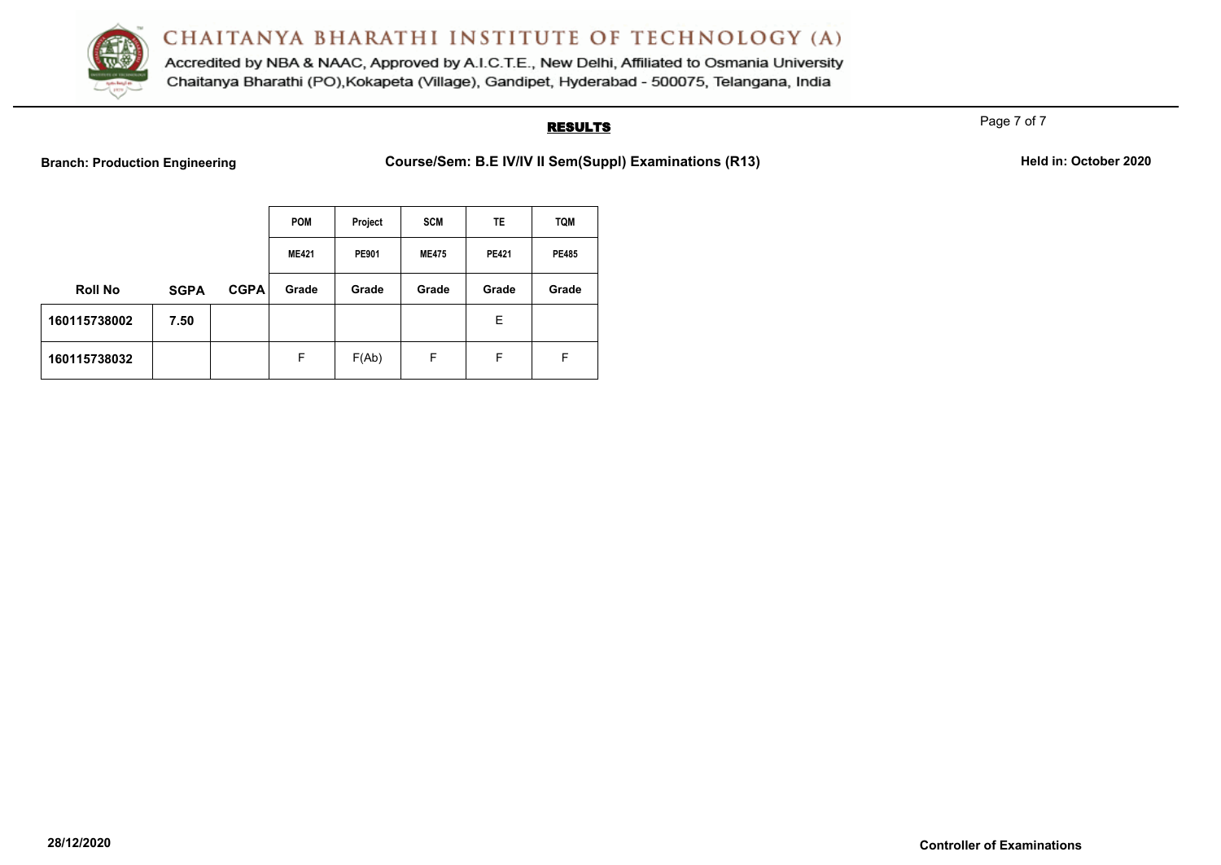# CHAITANYA BHARATHI INSTITUTE OF TECHNOLOGY (A)

Accredited by NBA & NAAC, Approved by A.I.C.T.E., New Delhi, Affiliated to Osmania University
Chaitanya Bharathi (PO),Kokapeta (Village), Gandipet, Hyderabad - 500075, Telangana, India

## RESULTS

**Branch: Production Engineering** **Course/Sem: B.E IV/IV II Sem(Suppl) Examinations (R13)** **Held in: October 2020**

| | | | POM | Project | SCM | TE | TQM |
|---|---|---|---|---|---|---|---|
| | | | ME421 | PE901 | ME475 | PE421 | PE485 |
| **Roll No** | **SGPA** | **CGPA** | **Grade** | **Grade** | **Grade** | **Grade** | **Grade** |
| 160115738002 | 7.50 | | | | | E | |
| 160115738032 | | | F | F(Ab) | F | F | F |

**28/12/2020** **Controller of Examinations**